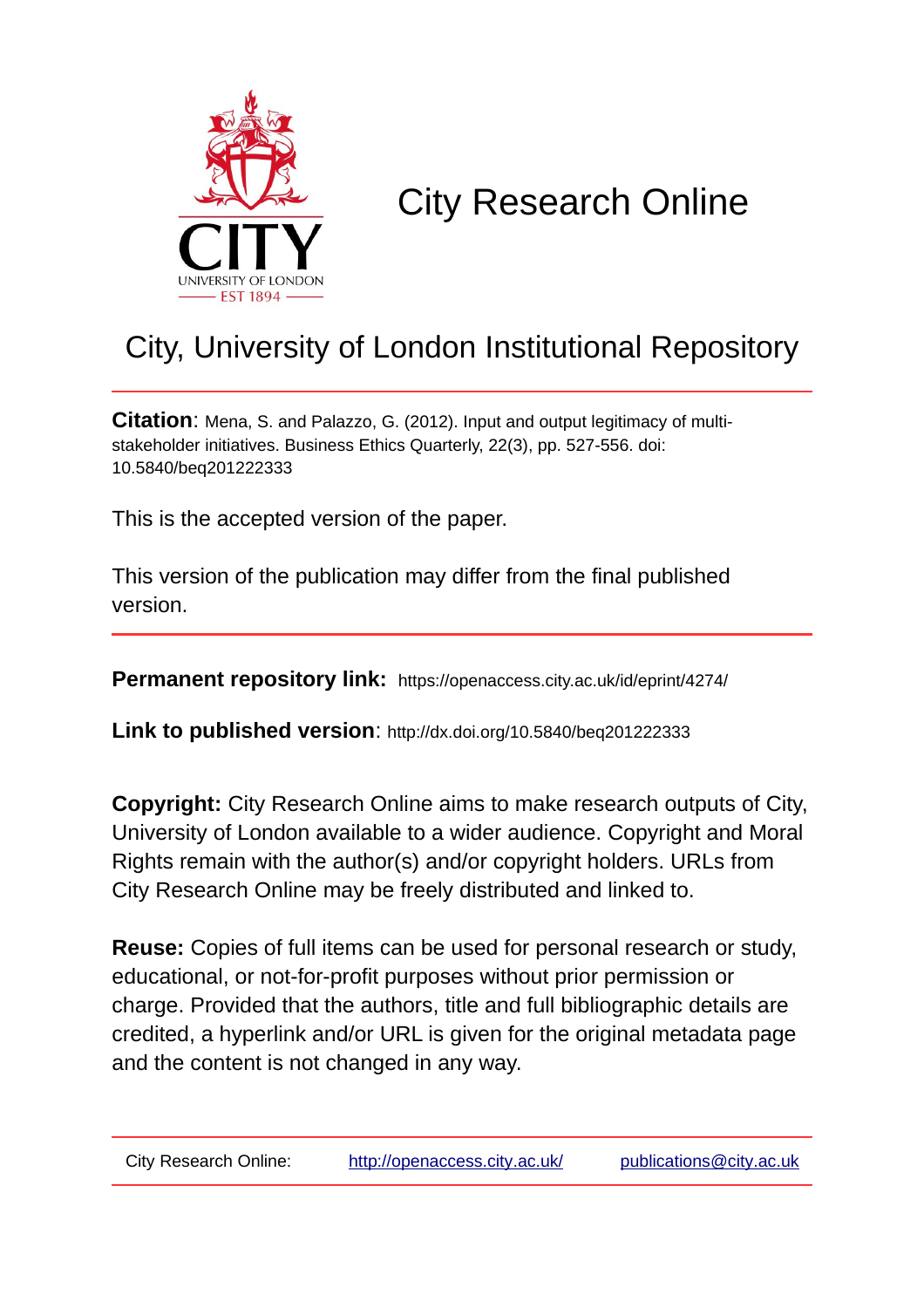# City Research Online

## City, University of London Institutional Repository

**Citation**: Mena, S. and Palazzo, G. (2012). Input and output legitimacy of multi-stakeholder initiatives. Business Ethics Quarterly, 22(3), pp. 527-556. doi: 10.5840/beq201222333

This is the accepted version of the paper.

This version of the publication may differ from the final published version.

---

**Permanent repository link:** https://openaccess.city.ac.uk/id/eprint/4274/

**Link to published version**: http://dx.doi.org/10.5840/beq201222333

**Copyright:** City Research Online aims to make research outputs of City, University of London available to a wider audience. Copyright and Moral Rights remain with the author(s) and/or copyright holders. URLs from City Research Online may be freely distributed and linked to.

**Reuse:** Copies of full items can be used for personal research or study, educational, or not-for-profit purposes without prior permission or charge. Provided that the authors, title and full bibliographic details are credited, a hyperlink and/or URL is given for the original metadata page and the content is not changed in any way.

---

City Research Online: http://openaccess.city.ac.uk/ publications@city.ac.uk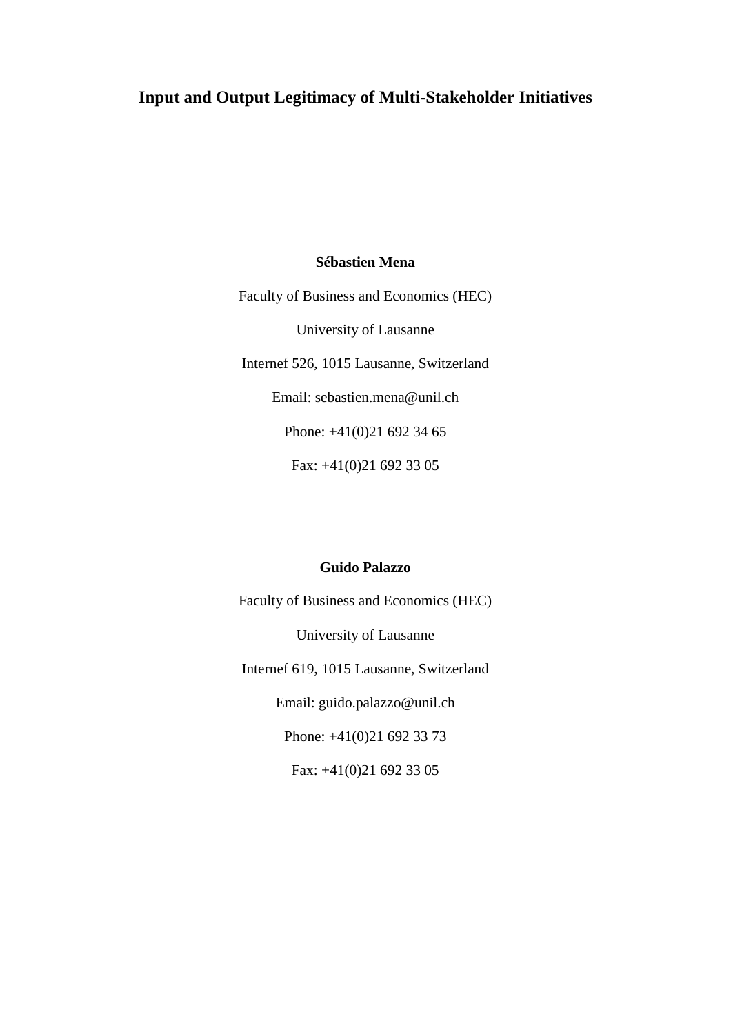# Input and Output Legitimacy of Multi-Stakeholder Initiatives

**Sébastien Mena**

Faculty of Business and Economics (HEC)

University of Lausanne

Internef 526, 1015 Lausanne, Switzerland

Email: sebastien.mena@unil.ch

Phone: +41(0)21 692 34 65

Fax: +41(0)21 692 33 05

**Guido Palazzo**

Faculty of Business and Economics (HEC)

University of Lausanne

Internef 619, 1015 Lausanne, Switzerland

Email: guido.palazzo@unil.ch

Phone: +41(0)21 692 33 73

Fax: +41(0)21 692 33 05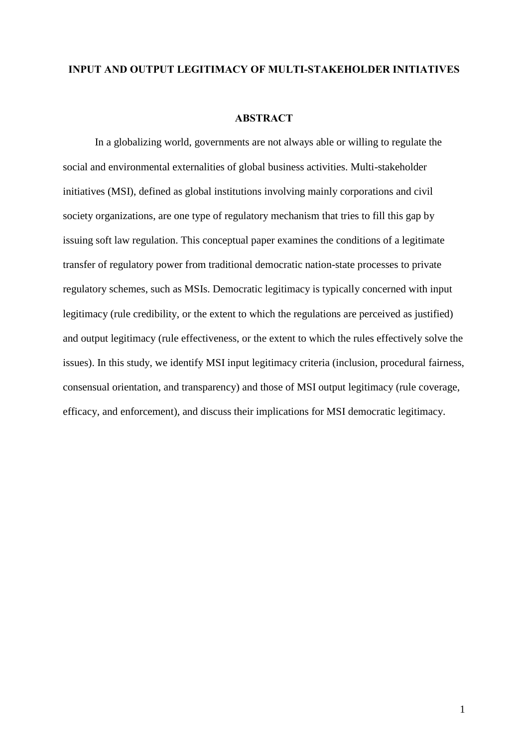# INPUT AND OUTPUT LEGITIMACY OF MULTI-STAKEHOLDER INITIATIVES

## ABSTRACT

In a globalizing world, governments are not always able or willing to regulate the social and environmental externalities of global business activities. Multi-stakeholder initiatives (MSI), defined as global institutions involving mainly corporations and civil society organizations, are one type of regulatory mechanism that tries to fill this gap by issuing soft law regulation. This conceptual paper examines the conditions of a legitimate transfer of regulatory power from traditional democratic nation-state processes to private regulatory schemes, such as MSIs. Democratic legitimacy is typically concerned with input legitimacy (rule credibility, or the extent to which the regulations are perceived as justified) and output legitimacy (rule effectiveness, or the extent to which the rules effectively solve the issues). In this study, we identify MSI input legitimacy criteria (inclusion, procedural fairness, consensual orientation, and transparency) and those of MSI output legitimacy (rule coverage, efficacy, and enforcement), and discuss their implications for MSI democratic legitimacy.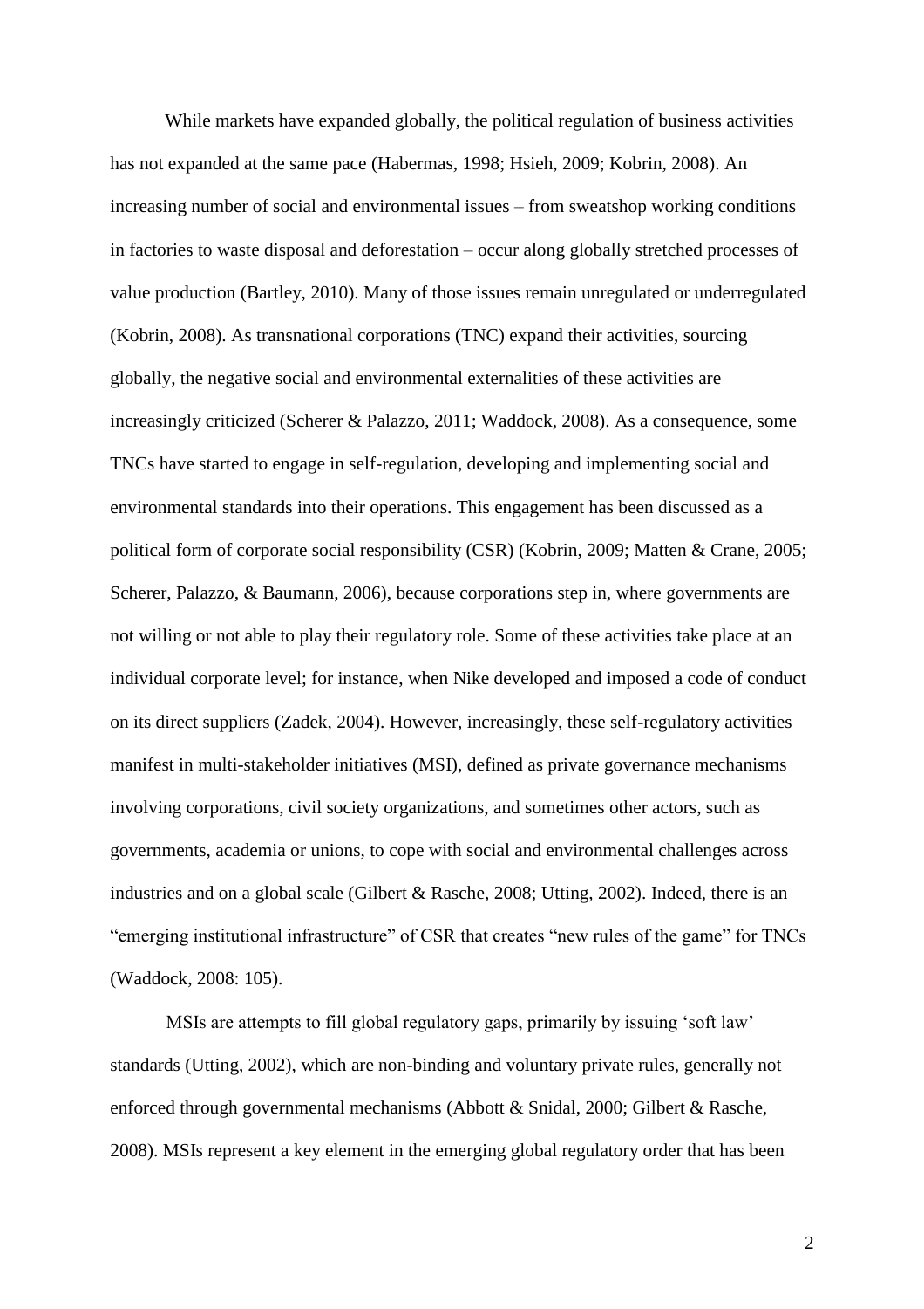While markets have expanded globally, the political regulation of business activities has not expanded at the same pace (Habermas, 1998; Hsieh, 2009; Kobrin, 2008). An increasing number of social and environmental issues – from sweatshop working conditions in factories to waste disposal and deforestation – occur along globally stretched processes of value production (Bartley, 2010). Many of those issues remain unregulated or underregulated (Kobrin, 2008). As transnational corporations (TNC) expand their activities, sourcing globally, the negative social and environmental externalities of these activities are increasingly criticized (Scherer & Palazzo, 2011; Waddock, 2008). As a consequence, some TNCs have started to engage in self-regulation, developing and implementing social and environmental standards into their operations. This engagement has been discussed as a political form of corporate social responsibility (CSR) (Kobrin, 2009; Matten & Crane, 2005; Scherer, Palazzo, & Baumann, 2006), because corporations step in, where governments are not willing or not able to play their regulatory role. Some of these activities take place at an individual corporate level; for instance, when Nike developed and imposed a code of conduct on its direct suppliers (Zadek, 2004). However, increasingly, these self-regulatory activities manifest in multi-stakeholder initiatives (MSI), defined as private governance mechanisms involving corporations, civil society organizations, and sometimes other actors, such as governments, academia or unions, to cope with social and environmental challenges across industries and on a global scale (Gilbert & Rasche, 2008; Utting, 2002). Indeed, there is an "emerging institutional infrastructure" of CSR that creates "new rules of the game" for TNCs (Waddock, 2008: 105).

MSIs are attempts to fill global regulatory gaps, primarily by issuing 'soft law' standards (Utting, 2002), which are non-binding and voluntary private rules, generally not enforced through governmental mechanisms (Abbott & Snidal, 2000; Gilbert & Rasche, 2008). MSIs represent a key element in the emerging global regulatory order that has been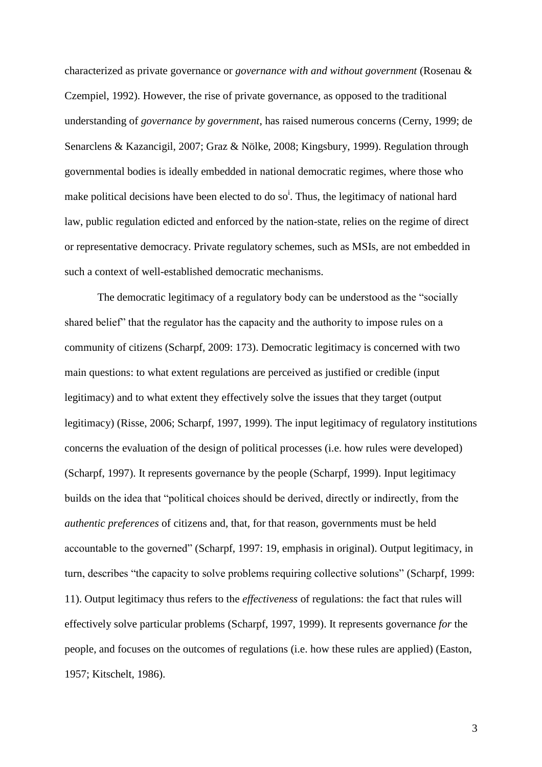characterized as private governance or *governance with and without government* (Rosenau & Czempiel, 1992). However, the rise of private governance, as opposed to the traditional understanding of *governance by government*, has raised numerous concerns (Cerny, 1999; de Senarclens & Kazancigil, 2007; Graz & Nölke, 2008; Kingsbury, 1999). Regulation through governmental bodies is ideally embedded in national democratic regimes, where those who make political decisions have been elected to do so[i]. Thus, the legitimacy of national hard law, public regulation edicted and enforced by the nation-state, relies on the regime of direct or representative democracy. Private regulatory schemes, such as MSIs, are not embedded in such a context of well-established democratic mechanisms.

The democratic legitimacy of a regulatory body can be understood as the "socially shared belief" that the regulator has the capacity and the authority to impose rules on a community of citizens (Scharpf, 2009: 173). Democratic legitimacy is concerned with two main questions: to what extent regulations are perceived as justified or credible (input legitimacy) and to what extent they effectively solve the issues that they target (output legitimacy) (Risse, 2006; Scharpf, 1997, 1999). The input legitimacy of regulatory institutions concerns the evaluation of the design of political processes (i.e. how rules were developed) (Scharpf, 1997). It represents governance by the people (Scharpf, 1999). Input legitimacy builds on the idea that "political choices should be derived, directly or indirectly, from the *authentic preferences* of citizens and, that, for that reason, governments must be held accountable to the governed" (Scharpf, 1997: 19, emphasis in original). Output legitimacy, in turn, describes "the capacity to solve problems requiring collective solutions" (Scharpf, 1999: 11). Output legitimacy thus refers to the *effectiveness* of regulations: the fact that rules will effectively solve particular problems (Scharpf, 1997, 1999). It represents governance *for* the people, and focuses on the outcomes of regulations (i.e. how these rules are applied) (Easton, 1957; Kitschelt, 1986).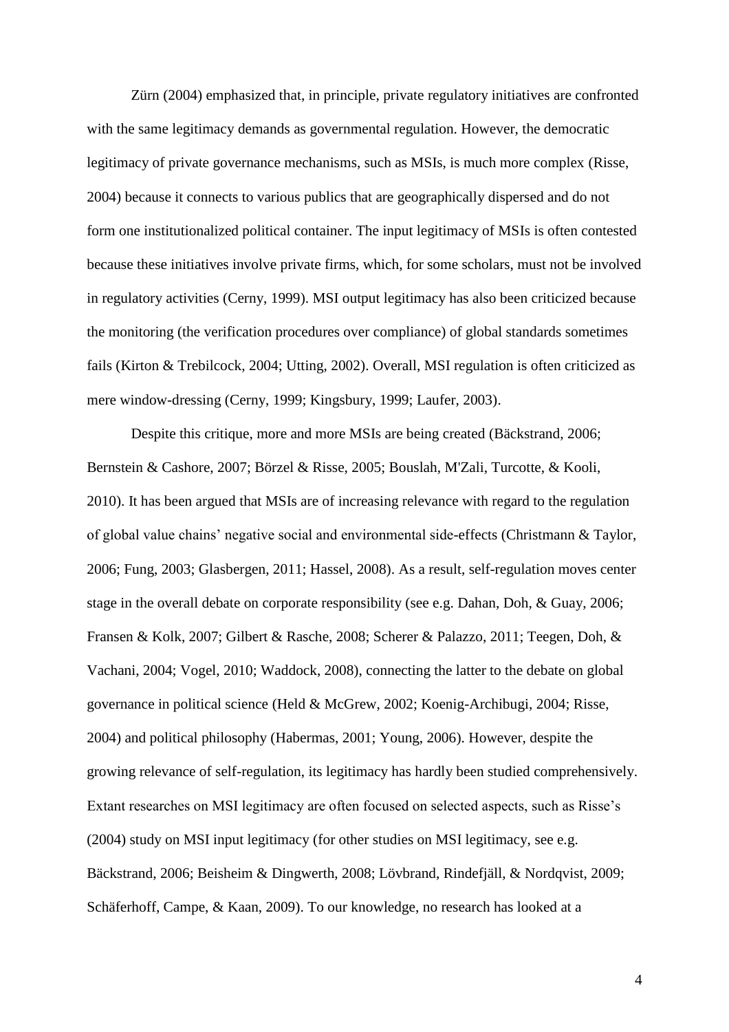Zürn (2004) emphasized that, in principle, private regulatory initiatives are confronted with the same legitimacy demands as governmental regulation. However, the democratic legitimacy of private governance mechanisms, such as MSIs, is much more complex (Risse, 2004) because it connects to various publics that are geographically dispersed and do not form one institutionalized political container. The input legitimacy of MSIs is often contested because these initiatives involve private firms, which, for some scholars, must not be involved in regulatory activities (Cerny, 1999). MSI output legitimacy has also been criticized because the monitoring (the verification procedures over compliance) of global standards sometimes fails (Kirton & Trebilcock, 2004; Utting, 2002). Overall, MSI regulation is often criticized as mere window-dressing (Cerny, 1999; Kingsbury, 1999; Laufer, 2003).

Despite this critique, more and more MSIs are being created (Bäckstrand, 2006; Bernstein & Cashore, 2007; Börzel & Risse, 2005; Bouslah, M'Zali, Turcotte, & Kooli, 2010). It has been argued that MSIs are of increasing relevance with regard to the regulation of global value chains' negative social and environmental side-effects (Christmann & Taylor, 2006; Fung, 2003; Glasbergen, 2011; Hassel, 2008). As a result, self-regulation moves center stage in the overall debate on corporate responsibility (see e.g. Dahan, Doh, & Guay, 2006; Fransen & Kolk, 2007; Gilbert & Rasche, 2008; Scherer & Palazzo, 2011; Teegen, Doh, & Vachani, 2004; Vogel, 2010; Waddock, 2008), connecting the latter to the debate on global governance in political science (Held & McGrew, 2002; Koenig-Archibugi, 2004; Risse, 2004) and political philosophy (Habermas, 2001; Young, 2006). However, despite the growing relevance of self-regulation, its legitimacy has hardly been studied comprehensively. Extant researches on MSI legitimacy are often focused on selected aspects, such as Risse's (2004) study on MSI input legitimacy (for other studies on MSI legitimacy, see e.g. Bäckstrand, 2006; Beisheim & Dingwerth, 2008; Lövbrand, Rindefjäll, & Nordqvist, 2009; Schäferhoff, Campe, & Kaan, 2009). To our knowledge, no research has looked at a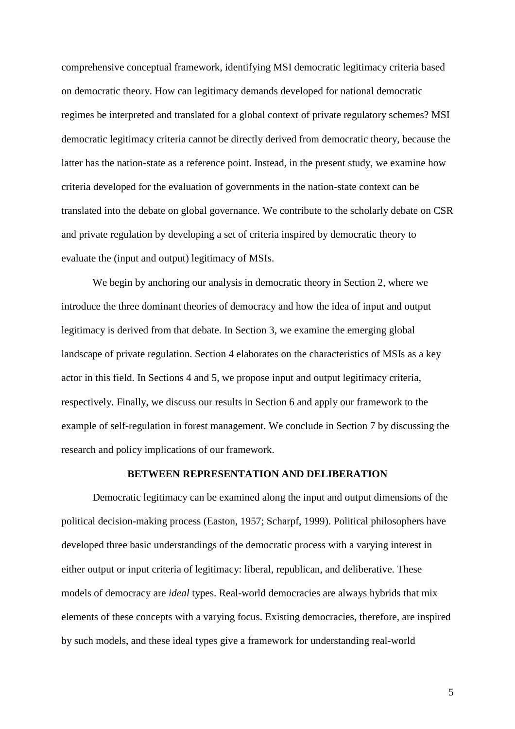comprehensive conceptual framework, identifying MSI democratic legitimacy criteria based on democratic theory. How can legitimacy demands developed for national democratic regimes be interpreted and translated for a global context of private regulatory schemes? MSI democratic legitimacy criteria cannot be directly derived from democratic theory, because the latter has the nation-state as a reference point. Instead, in the present study, we examine how criteria developed for the evaluation of governments in the nation-state context can be translated into the debate on global governance. We contribute to the scholarly debate on CSR and private regulation by developing a set of criteria inspired by democratic theory to evaluate the (input and output) legitimacy of MSIs.

We begin by anchoring our analysis in democratic theory in Section 2, where we introduce the three dominant theories of democracy and how the idea of input and output legitimacy is derived from that debate. In Section 3, we examine the emerging global landscape of private regulation. Section 4 elaborates on the characteristics of MSIs as a key actor in this field. In Sections 4 and 5, we propose input and output legitimacy criteria, respectively. Finally, we discuss our results in Section 6 and apply our framework to the example of self-regulation in forest management. We conclude in Section 7 by discussing the research and policy implications of our framework.

## BETWEEN REPRESENTATION AND DELIBERATION

Democratic legitimacy can be examined along the input and output dimensions of the political decision-making process (Easton, 1957; Scharpf, 1999). Political philosophers have developed three basic understandings of the democratic process with a varying interest in either output or input criteria of legitimacy: liberal, republican, and deliberative. These models of democracy are *ideal* types. Real-world democracies are always hybrids that mix elements of these concepts with a varying focus. Existing democracies, therefore, are inspired by such models, and these ideal types give a framework for understanding real-world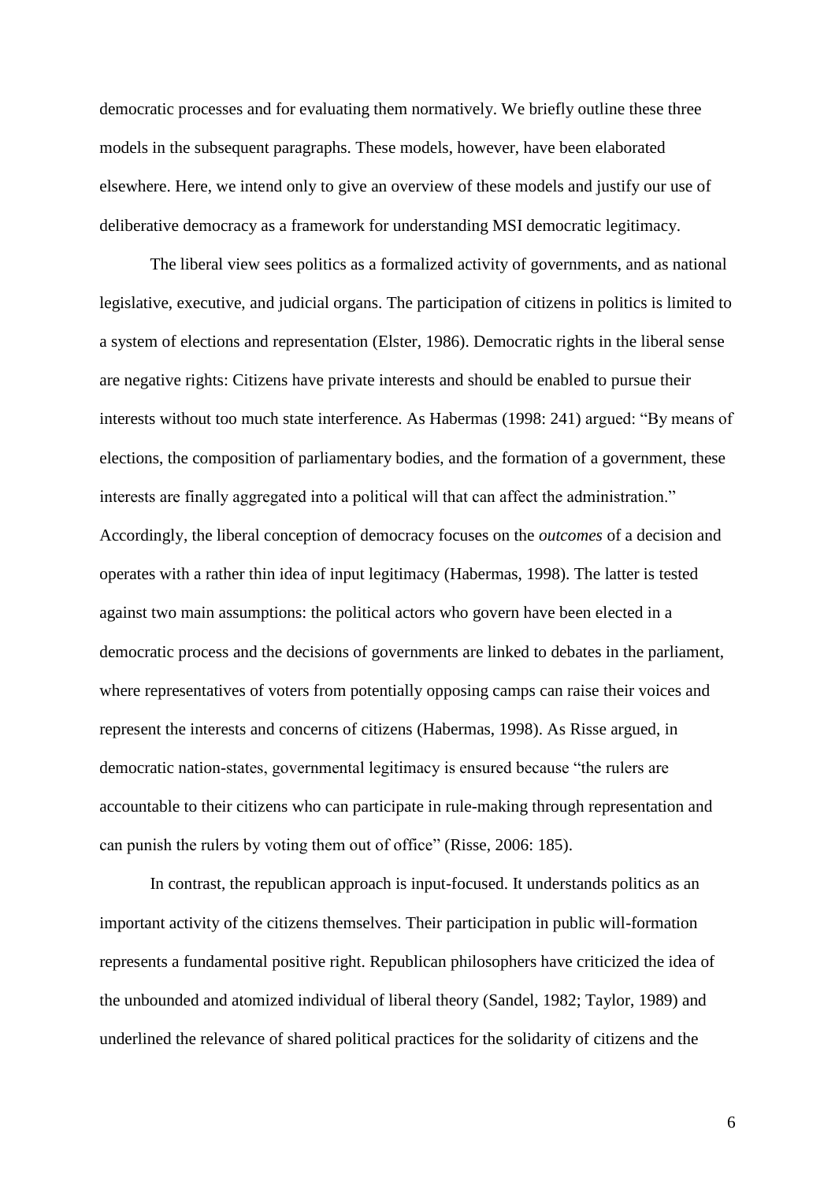democratic processes and for evaluating them normatively. We briefly outline these three models in the subsequent paragraphs. These models, however, have been elaborated elsewhere. Here, we intend only to give an overview of these models and justify our use of deliberative democracy as a framework for understanding MSI democratic legitimacy.

The liberal view sees politics as a formalized activity of governments, and as national legislative, executive, and judicial organs. The participation of citizens in politics is limited to a system of elections and representation (Elster, 1986). Democratic rights in the liberal sense are negative rights: Citizens have private interests and should be enabled to pursue their interests without too much state interference. As Habermas (1998: 241) argued: "By means of elections, the composition of parliamentary bodies, and the formation of a government, these interests are finally aggregated into a political will that can affect the administration." Accordingly, the liberal conception of democracy focuses on the *outcomes* of a decision and operates with a rather thin idea of input legitimacy (Habermas, 1998). The latter is tested against two main assumptions: the political actors who govern have been elected in a democratic process and the decisions of governments are linked to debates in the parliament, where representatives of voters from potentially opposing camps can raise their voices and represent the interests and concerns of citizens (Habermas, 1998). As Risse argued, in democratic nation-states, governmental legitimacy is ensured because "the rulers are accountable to their citizens who can participate in rule-making through representation and can punish the rulers by voting them out of office" (Risse, 2006: 185).

In contrast, the republican approach is input-focused. It understands politics as an important activity of the citizens themselves. Their participation in public will-formation represents a fundamental positive right. Republican philosophers have criticized the idea of the unbounded and atomized individual of liberal theory (Sandel, 1982; Taylor, 1989) and underlined the relevance of shared political practices for the solidarity of citizens and the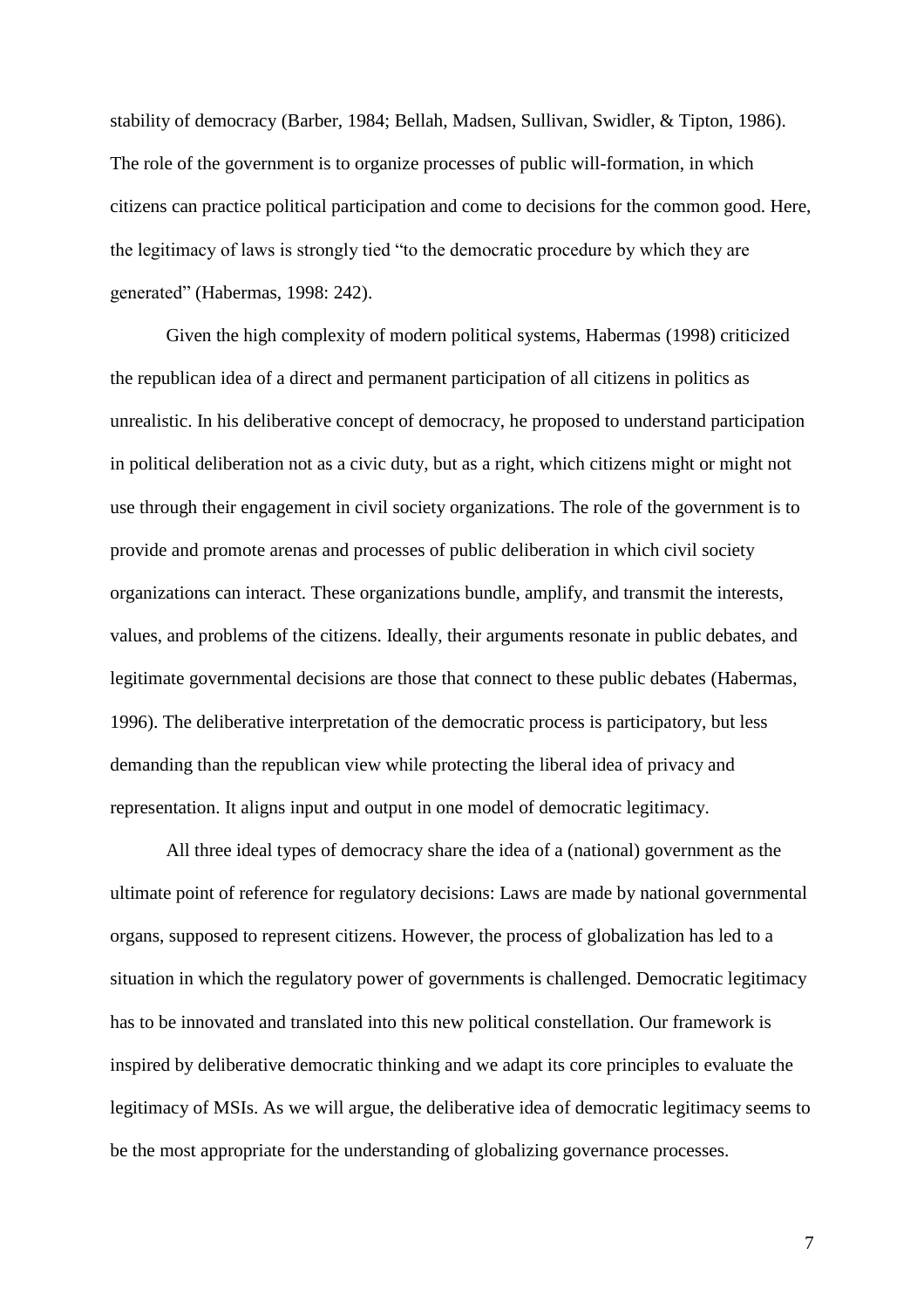stability of democracy (Barber, 1984; Bellah, Madsen, Sullivan, Swidler, & Tipton, 1986). The role of the government is to organize processes of public will-formation, in which citizens can practice political participation and come to decisions for the common good. Here, the legitimacy of laws is strongly tied "to the democratic procedure by which they are generated" (Habermas, 1998: 242).

Given the high complexity of modern political systems, Habermas (1998) criticized the republican idea of a direct and permanent participation of all citizens in politics as unrealistic. In his deliberative concept of democracy, he proposed to understand participation in political deliberation not as a civic duty, but as a right, which citizens might or might not use through their engagement in civil society organizations. The role of the government is to provide and promote arenas and processes of public deliberation in which civil society organizations can interact. These organizations bundle, amplify, and transmit the interests, values, and problems of the citizens. Ideally, their arguments resonate in public debates, and legitimate governmental decisions are those that connect to these public debates (Habermas, 1996). The deliberative interpretation of the democratic process is participatory, but less demanding than the republican view while protecting the liberal idea of privacy and representation. It aligns input and output in one model of democratic legitimacy.

All three ideal types of democracy share the idea of a (national) government as the ultimate point of reference for regulatory decisions: Laws are made by national governmental organs, supposed to represent citizens. However, the process of globalization has led to a situation in which the regulatory power of governments is challenged. Democratic legitimacy has to be innovated and translated into this new political constellation. Our framework is inspired by deliberative democratic thinking and we adapt its core principles to evaluate the legitimacy of MSIs. As we will argue, the deliberative idea of democratic legitimacy seems to be the most appropriate for the understanding of globalizing governance processes.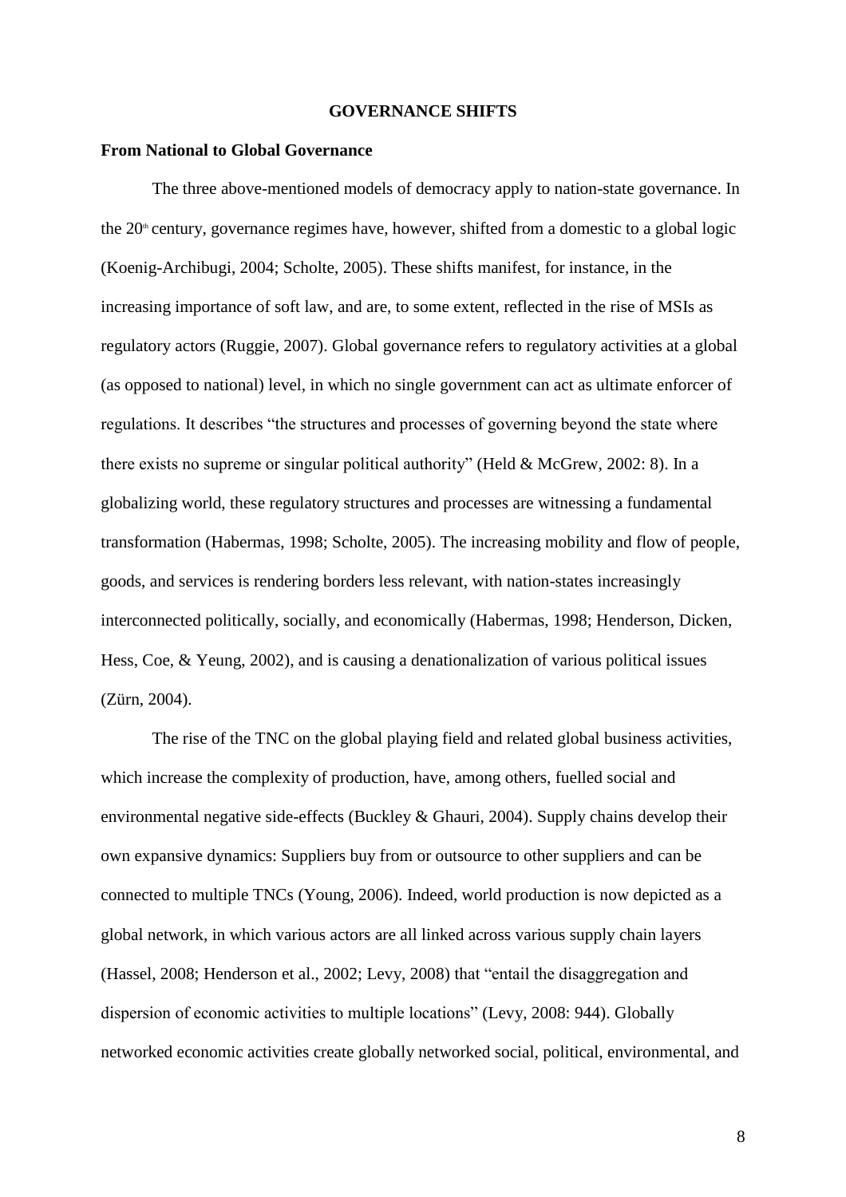## GOVERNANCE SHIFTS

### From National to Global Governance

The three above-mentioned models of democracy apply to nation-state governance. In the 20th century, governance regimes have, however, shifted from a domestic to a global logic (Koenig-Archibugi, 2004; Scholte, 2005). These shifts manifest, for instance, in the increasing importance of soft law, and are, to some extent, reflected in the rise of MSIs as regulatory actors (Ruggie, 2007). Global governance refers to regulatory activities at a global (as opposed to national) level, in which no single government can act as ultimate enforcer of regulations. It describes "the structures and processes of governing beyond the state where there exists no supreme or singular political authority" (Held & McGrew, 2002: 8). In a globalizing world, these regulatory structures and processes are witnessing a fundamental transformation (Habermas, 1998; Scholte, 2005). The increasing mobility and flow of people, goods, and services is rendering borders less relevant, with nation-states increasingly interconnected politically, socially, and economically (Habermas, 1998; Henderson, Dicken, Hess, Coe, & Yeung, 2002), and is causing a denationalization of various political issues (Zürn, 2004).

The rise of the TNC on the global playing field and related global business activities, which increase the complexity of production, have, among others, fuelled social and environmental negative side-effects (Buckley & Ghauri, 2004). Supply chains develop their own expansive dynamics: Suppliers buy from or outsource to other suppliers and can be connected to multiple TNCs (Young, 2006). Indeed, world production is now depicted as a global network, in which various actors are all linked across various supply chain layers (Hassel, 2008; Henderson et al., 2002; Levy, 2008) that "entail the disaggregation and dispersion of economic activities to multiple locations" (Levy, 2008: 944). Globally networked economic activities create globally networked social, political, environmental, and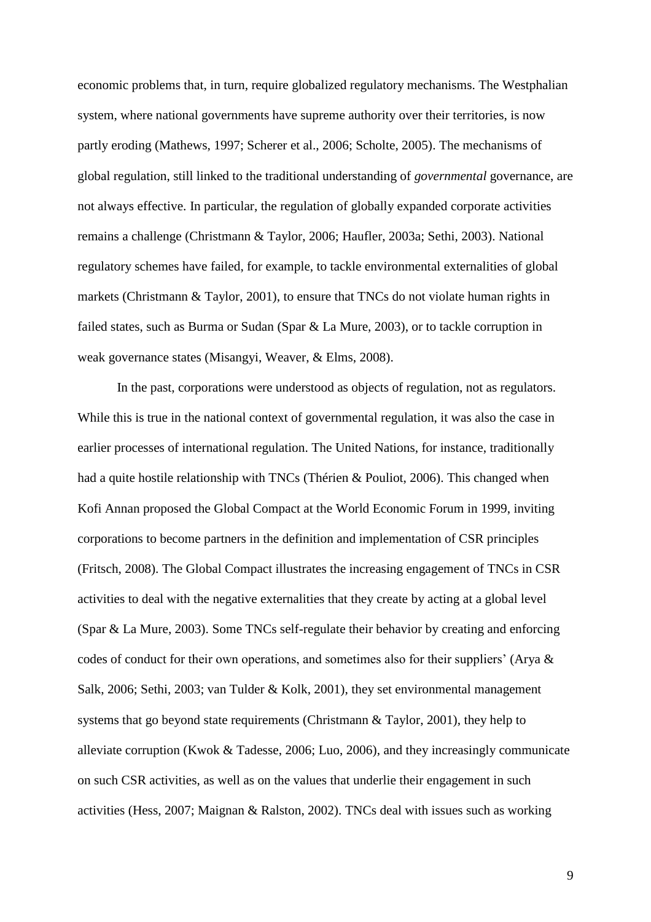economic problems that, in turn, require globalized regulatory mechanisms. The Westphalian system, where national governments have supreme authority over their territories, is now partly eroding (Mathews, 1997; Scherer et al., 2006; Scholte, 2005). The mechanisms of global regulation, still linked to the traditional understanding of *governmental* governance, are not always effective. In particular, the regulation of globally expanded corporate activities remains a challenge (Christmann & Taylor, 2006; Haufler, 2003a; Sethi, 2003). National regulatory schemes have failed, for example, to tackle environmental externalities of global markets (Christmann & Taylor, 2001), to ensure that TNCs do not violate human rights in failed states, such as Burma or Sudan (Spar & La Mure, 2003), or to tackle corruption in weak governance states (Misangyi, Weaver, & Elms, 2008).

In the past, corporations were understood as objects of regulation, not as regulators. While this is true in the national context of governmental regulation, it was also the case in earlier processes of international regulation. The United Nations, for instance, traditionally had a quite hostile relationship with TNCs (Thérien & Pouliot, 2006). This changed when Kofi Annan proposed the Global Compact at the World Economic Forum in 1999, inviting corporations to become partners in the definition and implementation of CSR principles (Fritsch, 2008). The Global Compact illustrates the increasing engagement of TNCs in CSR activities to deal with the negative externalities that they create by acting at a global level (Spar & La Mure, 2003). Some TNCs self-regulate their behavior by creating and enforcing codes of conduct for their own operations, and sometimes also for their suppliers' (Arya & Salk, 2006; Sethi, 2003; van Tulder & Kolk, 2001), they set environmental management systems that go beyond state requirements (Christmann & Taylor, 2001), they help to alleviate corruption (Kwok & Tadesse, 2006; Luo, 2006), and they increasingly communicate on such CSR activities, as well as on the values that underlie their engagement in such activities (Hess, 2007; Maignan & Ralston, 2002). TNCs deal with issues such as working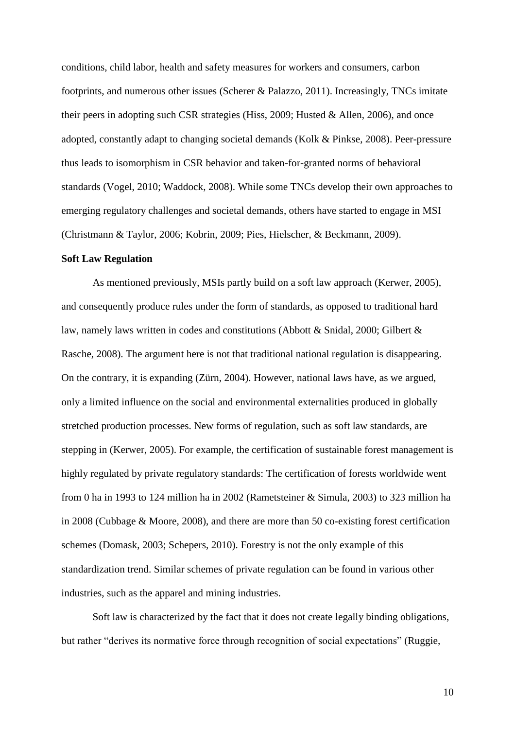conditions, child labor, health and safety measures for workers and consumers, carbon footprints, and numerous other issues (Scherer & Palazzo, 2011). Increasingly, TNCs imitate their peers in adopting such CSR strategies (Hiss, 2009; Husted & Allen, 2006), and once adopted, constantly adapt to changing societal demands (Kolk & Pinkse, 2008). Peer-pressure thus leads to isomorphism in CSR behavior and taken-for-granted norms of behavioral standards (Vogel, 2010; Waddock, 2008). While some TNCs develop their own approaches to emerging regulatory challenges and societal demands, others have started to engage in MSI (Christmann & Taylor, 2006; Kobrin, 2009; Pies, Hielscher, & Beckmann, 2009).

**Soft Law Regulation**

As mentioned previously, MSIs partly build on a soft law approach (Kerwer, 2005), and consequently produce rules under the form of standards, as opposed to traditional hard law, namely laws written in codes and constitutions (Abbott & Snidal, 2000; Gilbert & Rasche, 2008). The argument here is not that traditional national regulation is disappearing. On the contrary, it is expanding (Zürn, 2004). However, national laws have, as we argued, only a limited influence on the social and environmental externalities produced in globally stretched production processes. New forms of regulation, such as soft law standards, are stepping in (Kerwer, 2005). For example, the certification of sustainable forest management is highly regulated by private regulatory standards: The certification of forests worldwide went from 0 ha in 1993 to 124 million ha in 2002 (Rametsteiner & Simula, 2003) to 323 million ha in 2008 (Cubbage & Moore, 2008), and there are more than 50 co-existing forest certification schemes (Domask, 2003; Schepers, 2010). Forestry is not the only example of this standardization trend. Similar schemes of private regulation can be found in various other industries, such as the apparel and mining industries.

Soft law is characterized by the fact that it does not create legally binding obligations, but rather "derives its normative force through recognition of social expectations" (Ruggie,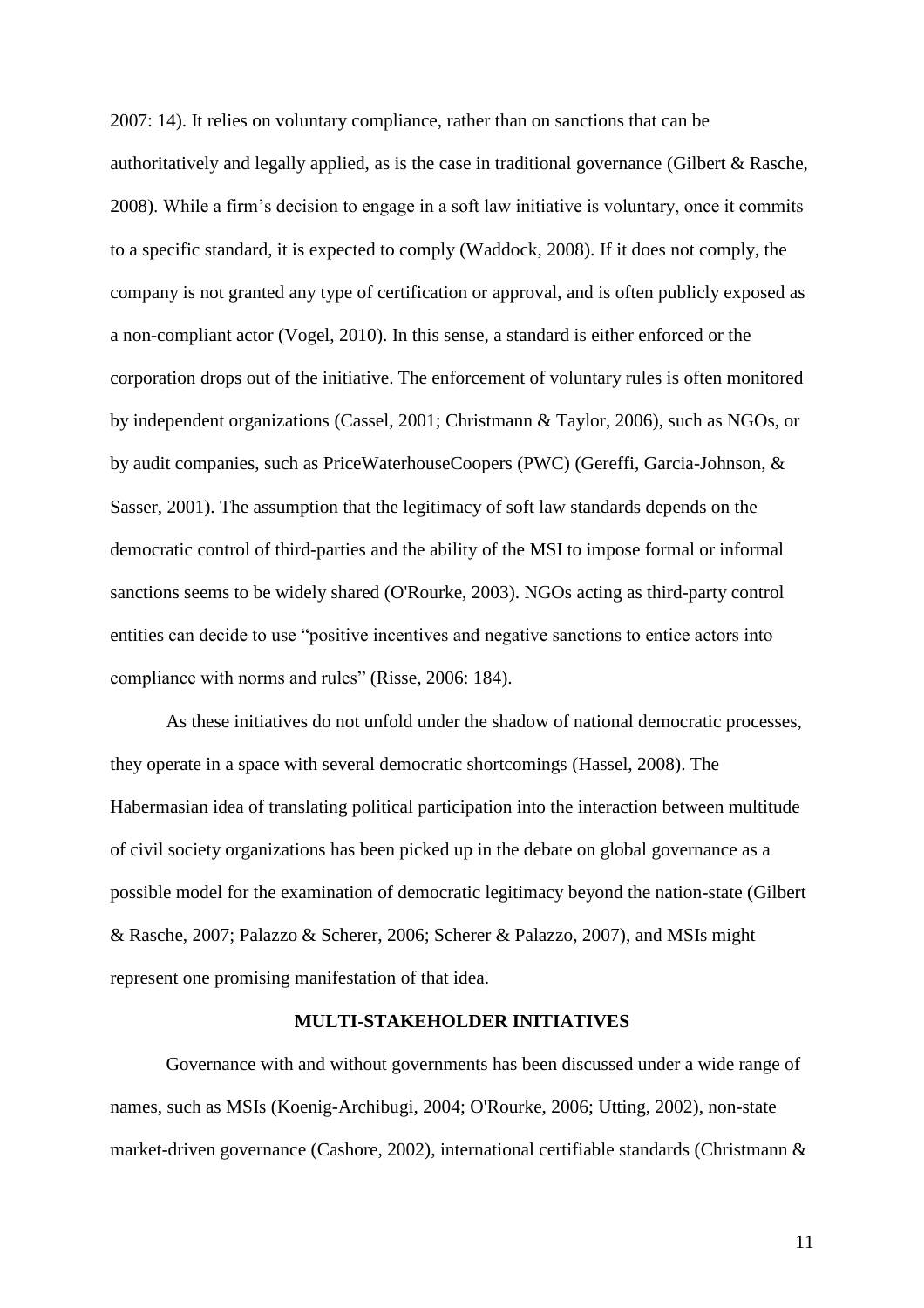2007: 14). It relies on voluntary compliance, rather than on sanctions that can be authoritatively and legally applied, as is the case in traditional governance (Gilbert & Rasche, 2008). While a firm's decision to engage in a soft law initiative is voluntary, once it commits to a specific standard, it is expected to comply (Waddock, 2008). If it does not comply, the company is not granted any type of certification or approval, and is often publicly exposed as a non-compliant actor (Vogel, 2010). In this sense, a standard is either enforced or the corporation drops out of the initiative. The enforcement of voluntary rules is often monitored by independent organizations (Cassel, 2001; Christmann & Taylor, 2006), such as NGOs, or by audit companies, such as PriceWaterhouseCoopers (PWC) (Gereffi, Garcia-Johnson, & Sasser, 2001). The assumption that the legitimacy of soft law standards depends on the democratic control of third-parties and the ability of the MSI to impose formal or informal sanctions seems to be widely shared (O'Rourke, 2003). NGOs acting as third-party control entities can decide to use "positive incentives and negative sanctions to entice actors into compliance with norms and rules" (Risse, 2006: 184).

As these initiatives do not unfold under the shadow of national democratic processes, they operate in a space with several democratic shortcomings (Hassel, 2008). The Habermasian idea of translating political participation into the interaction between multitude of civil society organizations has been picked up in the debate on global governance as a possible model for the examination of democratic legitimacy beyond the nation-state (Gilbert & Rasche, 2007; Palazzo & Scherer, 2006; Scherer & Palazzo, 2007), and MSIs might represent one promising manifestation of that idea.

## MULTI-STAKEHOLDER INITIATIVES

Governance with and without governments has been discussed under a wide range of names, such as MSIs (Koenig-Archibugi, 2004; O'Rourke, 2006; Utting, 2002), non-state market-driven governance (Cashore, 2002), international certifiable standards (Christmann &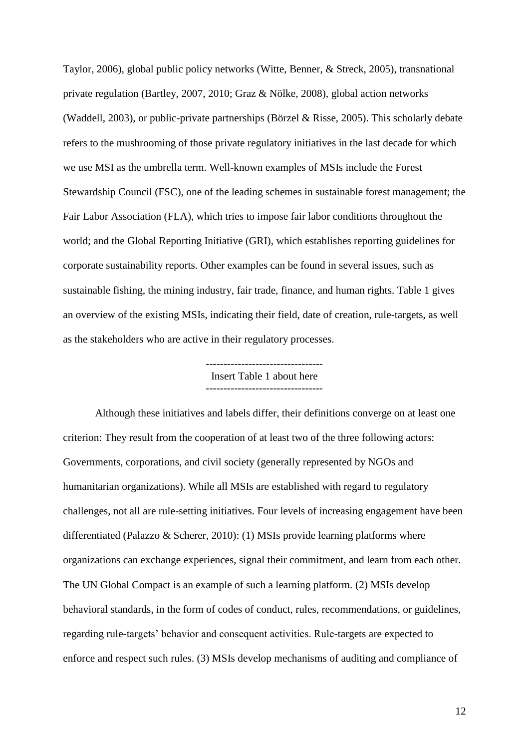Taylor, 2006), global public policy networks (Witte, Benner, & Streck, 2005), transnational private regulation (Bartley, 2007, 2010; Graz & Nölke, 2008), global action networks (Waddell, 2003), or public-private partnerships (Börzel & Risse, 2005). This scholarly debate refers to the mushrooming of those private regulatory initiatives in the last decade for which we use MSI as the umbrella term. Well-known examples of MSIs include the Forest Stewardship Council (FSC), one of the leading schemes in sustainable forest management; the Fair Labor Association (FLA), which tries to impose fair labor conditions throughout the world; and the Global Reporting Initiative (GRI), which establishes reporting guidelines for corporate sustainability reports. Other examples can be found in several issues, such as sustainable fishing, the mining industry, fair trade, finance, and human rights. Table 1 gives an overview of the existing MSIs, indicating their field, date of creation, rule-targets, as well as the stakeholders who are active in their regulatory processes.

---------------------------------
Insert Table 1 about here
---------------------------------

Although these initiatives and labels differ, their definitions converge on at least one criterion: They result from the cooperation of at least two of the three following actors: Governments, corporations, and civil society (generally represented by NGOs and humanitarian organizations). While all MSIs are established with regard to regulatory challenges, not all are rule-setting initiatives. Four levels of increasing engagement have been differentiated (Palazzo & Scherer, 2010): (1) MSIs provide learning platforms where organizations can exchange experiences, signal their commitment, and learn from each other. The UN Global Compact is an example of such a learning platform. (2) MSIs develop behavioral standards, in the form of codes of conduct, rules, recommendations, or guidelines, regarding rule-targets' behavior and consequent activities. Rule-targets are expected to enforce and respect such rules. (3) MSIs develop mechanisms of auditing and compliance of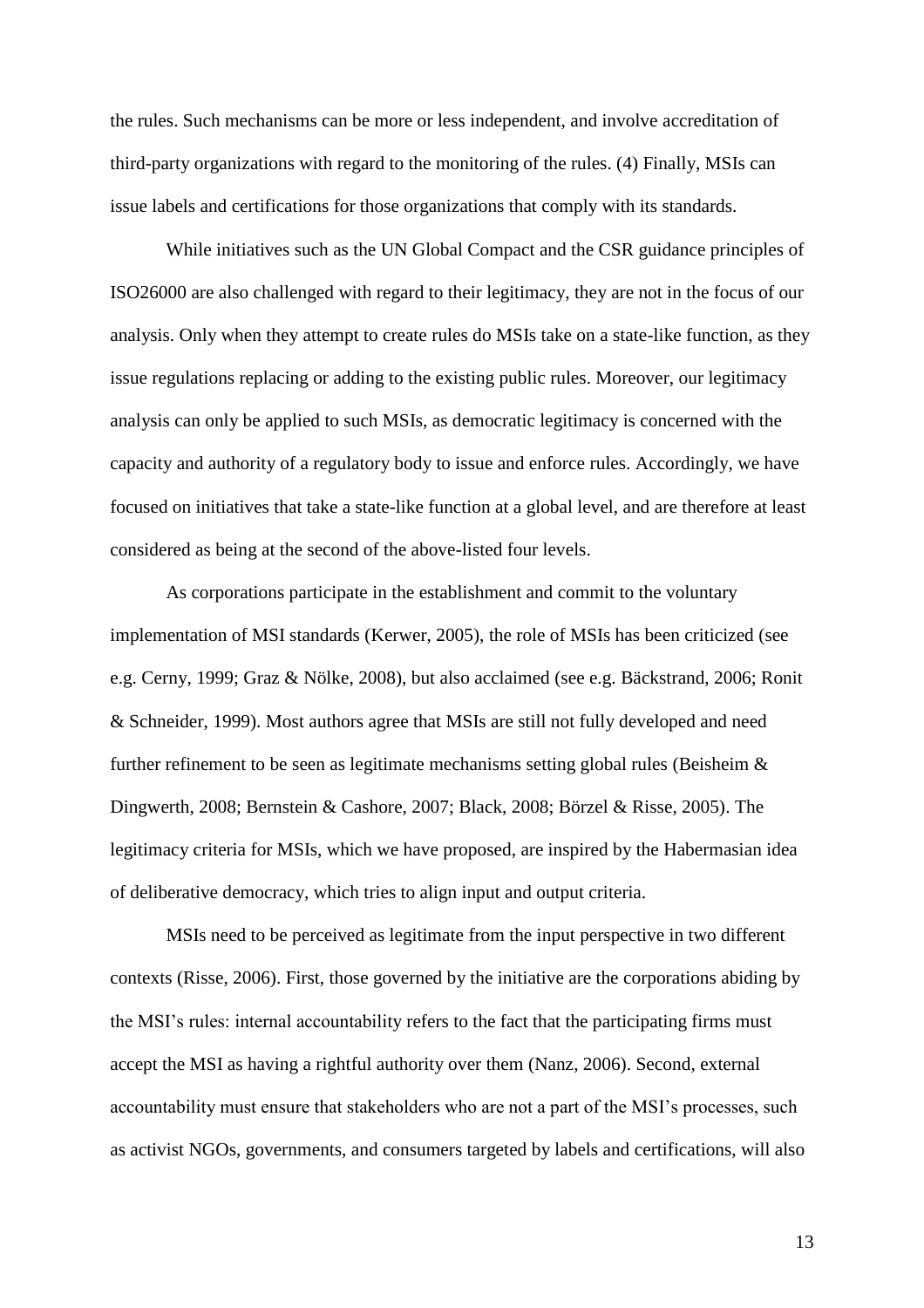the rules. Such mechanisms can be more or less independent, and involve accreditation of third-party organizations with regard to the monitoring of the rules. (4) Finally, MSIs can issue labels and certifications for those organizations that comply with its standards.

While initiatives such as the UN Global Compact and the CSR guidance principles of ISO26000 are also challenged with regard to their legitimacy, they are not in the focus of our analysis. Only when they attempt to create rules do MSIs take on a state-like function, as they issue regulations replacing or adding to the existing public rules. Moreover, our legitimacy analysis can only be applied to such MSIs, as democratic legitimacy is concerned with the capacity and authority of a regulatory body to issue and enforce rules. Accordingly, we have focused on initiatives that take a state-like function at a global level, and are therefore at least considered as being at the second of the above-listed four levels.

As corporations participate in the establishment and commit to the voluntary implementation of MSI standards (Kerwer, 2005), the role of MSIs has been criticized (see e.g. Cerny, 1999; Graz & Nölke, 2008), but also acclaimed (see e.g. Bäckstrand, 2006; Ronit & Schneider, 1999). Most authors agree that MSIs are still not fully developed and need further refinement to be seen as legitimate mechanisms setting global rules (Beisheim & Dingwerth, 2008; Bernstein & Cashore, 2007; Black, 2008; Börzel & Risse, 2005). The legitimacy criteria for MSIs, which we have proposed, are inspired by the Habermasian idea of deliberative democracy, which tries to align input and output criteria.

MSIs need to be perceived as legitimate from the input perspective in two different contexts (Risse, 2006). First, those governed by the initiative are the corporations abiding by the MSI's rules: internal accountability refers to the fact that the participating firms must accept the MSI as having a rightful authority over them (Nanz, 2006). Second, external accountability must ensure that stakeholders who are not a part of the MSI's processes, such as activist NGOs, governments, and consumers targeted by labels and certifications, will also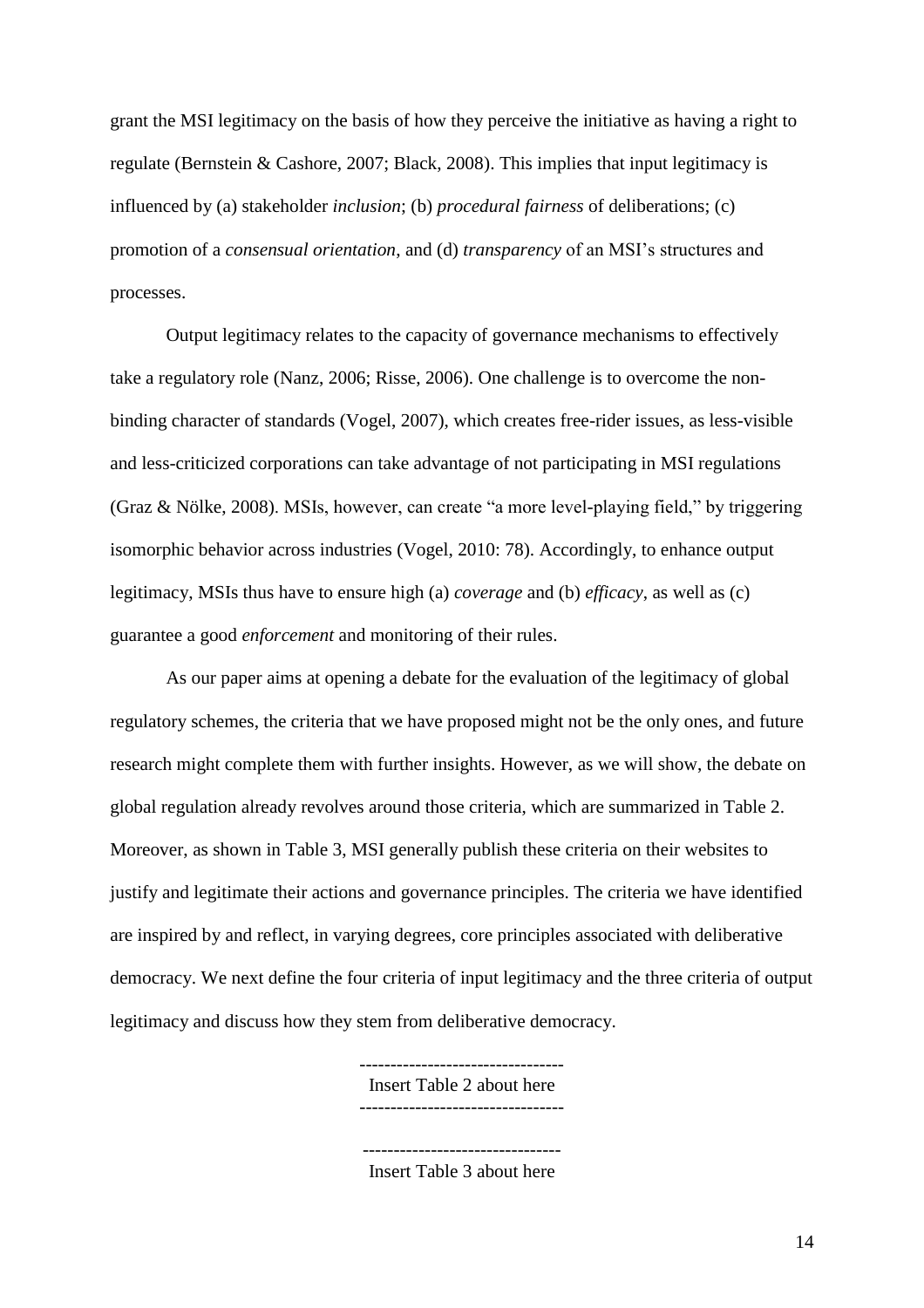grant the MSI legitimacy on the basis of how they perceive the initiative as having a right to regulate (Bernstein & Cashore, 2007; Black, 2008). This implies that input legitimacy is influenced by (a) stakeholder *inclusion*; (b) *procedural fairness* of deliberations; (c) promotion of a *consensual orientation*, and (d) *transparency* of an MSI's structures and processes.

Output legitimacy relates to the capacity of governance mechanisms to effectively take a regulatory role (Nanz, 2006; Risse, 2006). One challenge is to overcome the non-binding character of standards (Vogel, 2007), which creates free-rider issues, as less-visible and less-criticized corporations can take advantage of not participating in MSI regulations (Graz & Nölke, 2008). MSIs, however, can create "a more level-playing field," by triggering isomorphic behavior across industries (Vogel, 2010: 78). Accordingly, to enhance output legitimacy, MSIs thus have to ensure high (a) *coverage* and (b) *efficacy*, as well as (c) guarantee a good *enforcement* and monitoring of their rules.

As our paper aims at opening a debate for the evaluation of the legitimacy of global regulatory schemes, the criteria that we have proposed might not be the only ones, and future research might complete them with further insights. However, as we will show, the debate on global regulation already revolves around those criteria, which are summarized in Table 2. Moreover, as shown in Table 3, MSI generally publish these criteria on their websites to justify and legitimate their actions and governance principles. The criteria we have identified are inspired by and reflect, in varying degrees, core principles associated with deliberative democracy. We next define the four criteria of input legitimacy and the three criteria of output legitimacy and discuss how they stem from deliberative democracy.

---------------------------------
Insert Table 2 about here
---------------------------------

--------------------------------
Insert Table 3 about here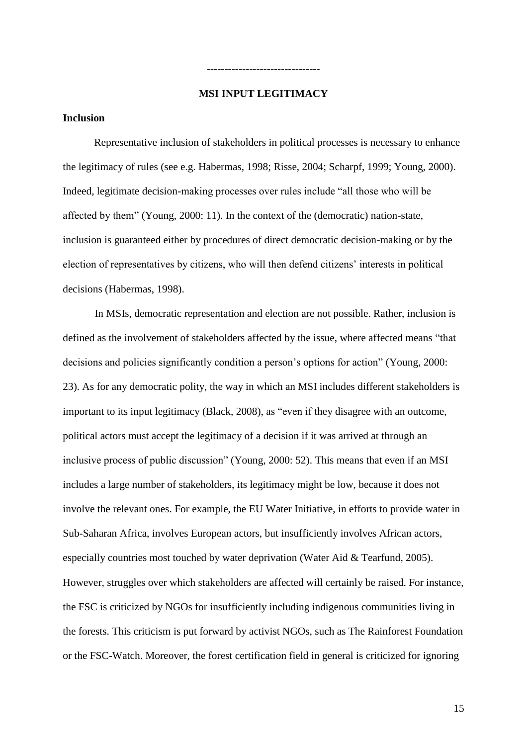--------------------------------

## MSI INPUT LEGITIMACY

### Inclusion

Representative inclusion of stakeholders in political processes is necessary to enhance the legitimacy of rules (see e.g. Habermas, 1998; Risse, 2004; Scharpf, 1999; Young, 2000). Indeed, legitimate decision-making processes over rules include "all those who will be affected by them" (Young, 2000: 11). In the context of the (democratic) nation-state, inclusion is guaranteed either by procedures of direct democratic decision-making or by the election of representatives by citizens, who will then defend citizens' interests in political decisions (Habermas, 1998).

In MSIs, democratic representation and election are not possible. Rather, inclusion is defined as the involvement of stakeholders affected by the issue, where affected means "that decisions and policies significantly condition a person's options for action" (Young, 2000: 23). As for any democratic polity, the way in which an MSI includes different stakeholders is important to its input legitimacy (Black, 2008), as "even if they disagree with an outcome, political actors must accept the legitimacy of a decision if it was arrived at through an inclusive process of public discussion" (Young, 2000: 52). This means that even if an MSI includes a large number of stakeholders, its legitimacy might be low, because it does not involve the relevant ones. For example, the EU Water Initiative, in efforts to provide water in Sub-Saharan Africa, involves European actors, but insufficiently involves African actors, especially countries most touched by water deprivation (Water Aid & Tearfund, 2005). However, struggles over which stakeholders are affected will certainly be raised. For instance, the FSC is criticized by NGOs for insufficiently including indigenous communities living in the forests. This criticism is put forward by activist NGOs, such as The Rainforest Foundation or the FSC-Watch. Moreover, the forest certification field in general is criticized for ignoring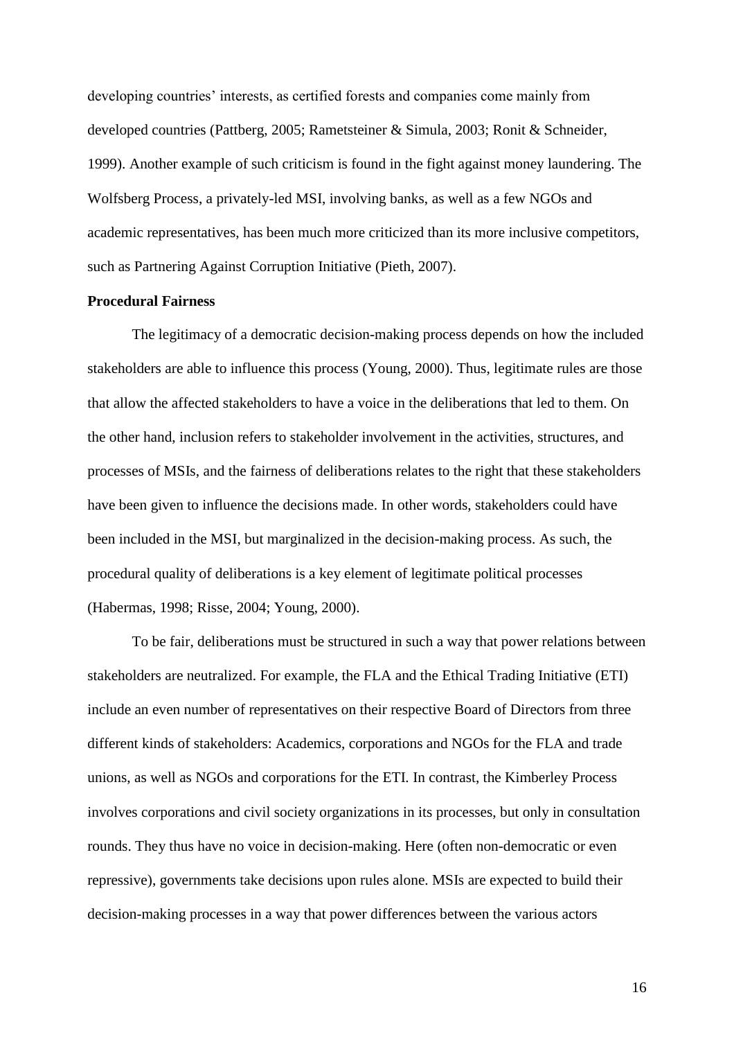developing countries' interests, as certified forests and companies come mainly from developed countries (Pattberg, 2005; Rametsteiner & Simula, 2003; Ronit & Schneider, 1999). Another example of such criticism is found in the fight against money laundering. The Wolfsberg Process, a privately-led MSI, involving banks, as well as a few NGOs and academic representatives, has been much more criticized than its more inclusive competitors, such as Partnering Against Corruption Initiative (Pieth, 2007).

**Procedural Fairness**

The legitimacy of a democratic decision-making process depends on how the included stakeholders are able to influence this process (Young, 2000). Thus, legitimate rules are those that allow the affected stakeholders to have a voice in the deliberations that led to them. On the other hand, inclusion refers to stakeholder involvement in the activities, structures, and processes of MSIs, and the fairness of deliberations relates to the right that these stakeholders have been given to influence the decisions made. In other words, stakeholders could have been included in the MSI, but marginalized in the decision-making process. As such, the procedural quality of deliberations is a key element of legitimate political processes (Habermas, 1998; Risse, 2004; Young, 2000).

To be fair, deliberations must be structured in such a way that power relations between stakeholders are neutralized. For example, the FLA and the Ethical Trading Initiative (ETI) include an even number of representatives on their respective Board of Directors from three different kinds of stakeholders: Academics, corporations and NGOs for the FLA and trade unions, as well as NGOs and corporations for the ETI. In contrast, the Kimberley Process involves corporations and civil society organizations in its processes, but only in consultation rounds. They thus have no voice in decision-making. Here (often non-democratic or even repressive), governments take decisions upon rules alone. MSIs are expected to build their decision-making processes in a way that power differences between the various actors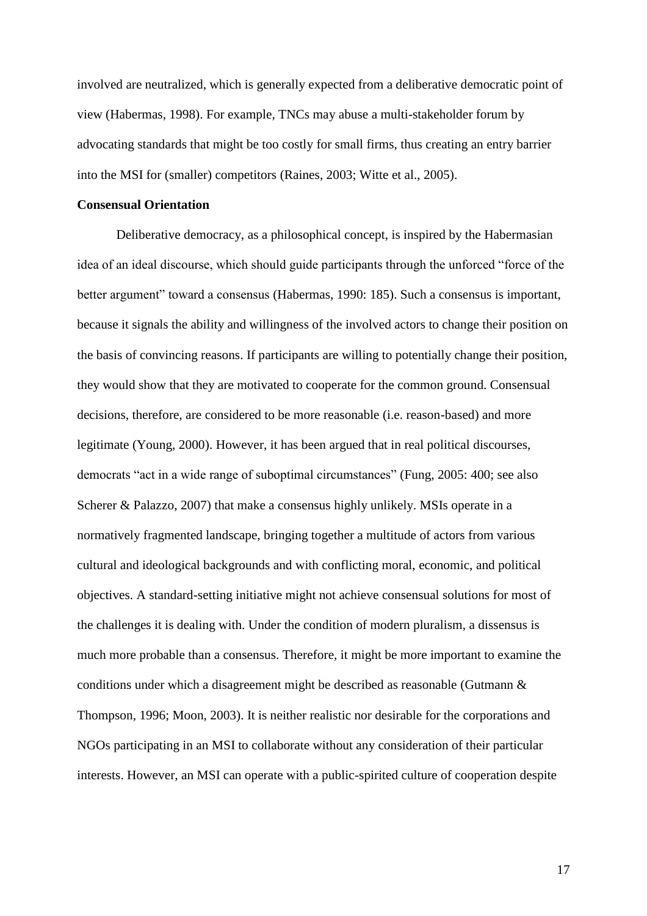involved are neutralized, which is generally expected from a deliberative democratic point of view (Habermas, 1998). For example, TNCs may abuse a multi-stakeholder forum by advocating standards that might be too costly for small firms, thus creating an entry barrier into the MSI for (smaller) competitors (Raines, 2003; Witte et al., 2005).

**Consensual Orientation**

Deliberative democracy, as a philosophical concept, is inspired by the Habermasian idea of an ideal discourse, which should guide participants through the unforced "force of the better argument" toward a consensus (Habermas, 1990: 185). Such a consensus is important, because it signals the ability and willingness of the involved actors to change their position on the basis of convincing reasons. If participants are willing to potentially change their position, they would show that they are motivated to cooperate for the common ground. Consensual decisions, therefore, are considered to be more reasonable (i.e. reason-based) and more legitimate (Young, 2000). However, it has been argued that in real political discourses, democrats "act in a wide range of suboptimal circumstances" (Fung, 2005: 400; see also Scherer & Palazzo, 2007) that make a consensus highly unlikely. MSIs operate in a normatively fragmented landscape, bringing together a multitude of actors from various cultural and ideological backgrounds and with conflicting moral, economic, and political objectives. A standard-setting initiative might not achieve consensual solutions for most of the challenges it is dealing with. Under the condition of modern pluralism, a dissensus is much more probable than a consensus. Therefore, it might be more important to examine the conditions under which a disagreement might be described as reasonable (Gutmann & Thompson, 1996; Moon, 2003). It is neither realistic nor desirable for the corporations and NGOs participating in an MSI to collaborate without any consideration of their particular interests. However, an MSI can operate with a public-spirited culture of cooperation despite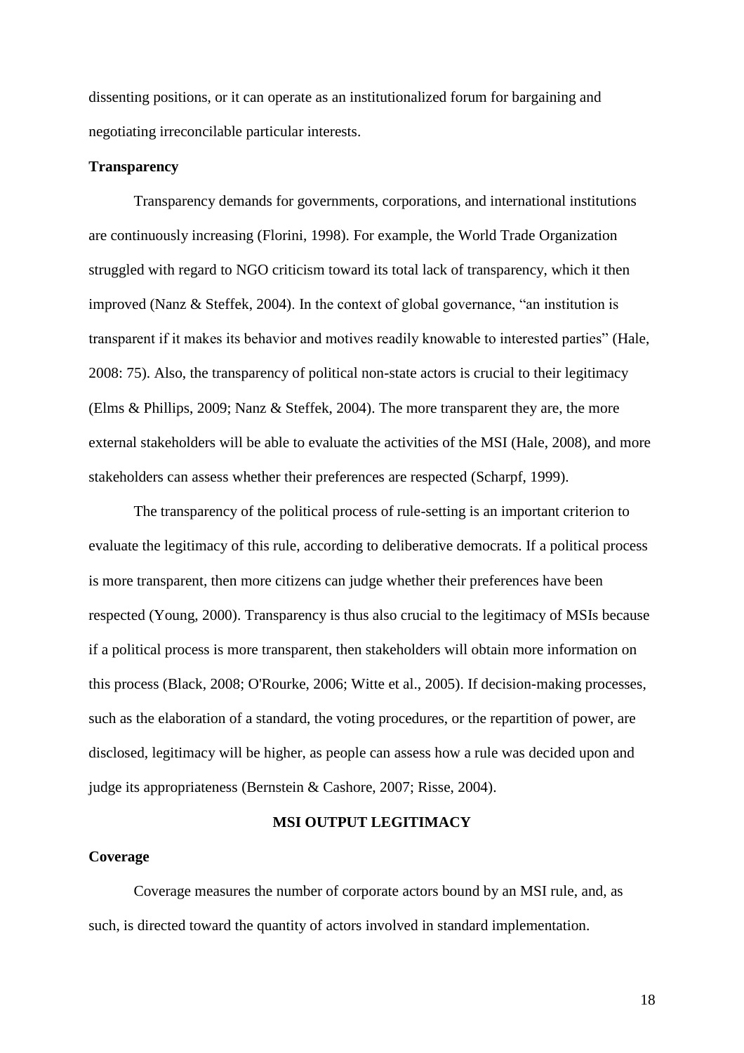dissenting positions, or it can operate as an institutionalized forum for bargaining and negotiating irreconcilable particular interests.

### Transparency

Transparency demands for governments, corporations, and international institutions are continuously increasing (Florini, 1998). For example, the World Trade Organization struggled with regard to NGO criticism toward its total lack of transparency, which it then improved (Nanz & Steffek, 2004). In the context of global governance, "an institution is transparent if it makes its behavior and motives readily knowable to interested parties" (Hale, 2008: 75). Also, the transparency of political non-state actors is crucial to their legitimacy (Elms & Phillips, 2009; Nanz & Steffek, 2004). The more transparent they are, the more external stakeholders will be able to evaluate the activities of the MSI (Hale, 2008), and more stakeholders can assess whether their preferences are respected (Scharpf, 1999).

The transparency of the political process of rule-setting is an important criterion to evaluate the legitimacy of this rule, according to deliberative democrats. If a political process is more transparent, then more citizens can judge whether their preferences have been respected (Young, 2000). Transparency is thus also crucial to the legitimacy of MSIs because if a political process is more transparent, then stakeholders will obtain more information on this process (Black, 2008; O'Rourke, 2006; Witte et al., 2005). If decision-making processes, such as the elaboration of a standard, the voting procedures, or the repartition of power, are disclosed, legitimacy will be higher, as people can assess how a rule was decided upon and judge its appropriateness (Bernstein & Cashore, 2007; Risse, 2004).

## MSI OUTPUT LEGITIMACY

### Coverage

Coverage measures the number of corporate actors bound by an MSI rule, and, as such, is directed toward the quantity of actors involved in standard implementation.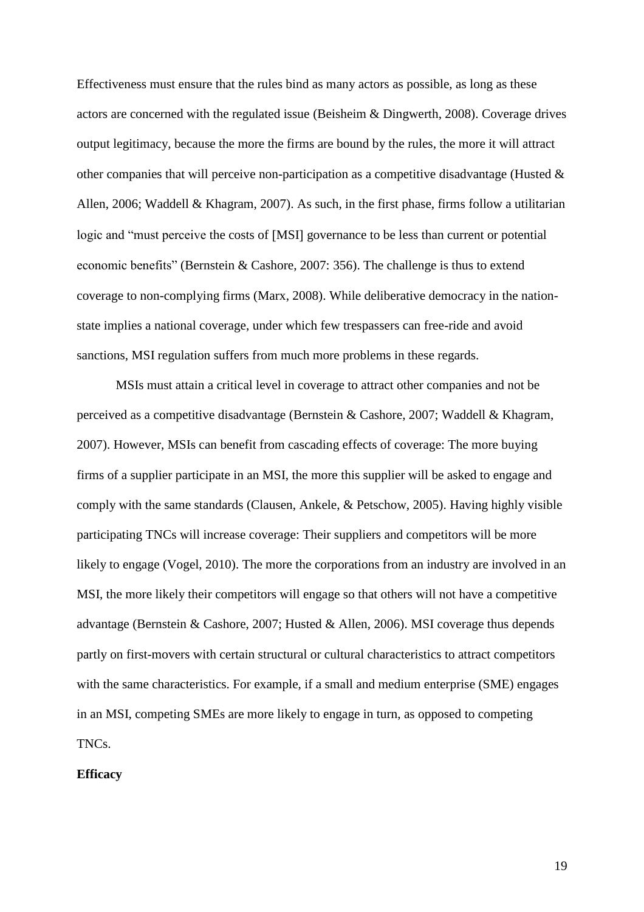Effectiveness must ensure that the rules bind as many actors as possible, as long as these actors are concerned with the regulated issue (Beisheim & Dingwerth, 2008). Coverage drives output legitimacy, because the more the firms are bound by the rules, the more it will attract other companies that will perceive non-participation as a competitive disadvantage (Husted & Allen, 2006; Waddell & Khagram, 2007). As such, in the first phase, firms follow a utilitarian logic and "must perceive the costs of [MSI] governance to be less than current or potential economic benefits" (Bernstein & Cashore, 2007: 356). The challenge is thus to extend coverage to non-complying firms (Marx, 2008). While deliberative democracy in the nation-state implies a national coverage, under which few trespassers can free-ride and avoid sanctions, MSI regulation suffers from much more problems in these regards.

MSIs must attain a critical level in coverage to attract other companies and not be perceived as a competitive disadvantage (Bernstein & Cashore, 2007; Waddell & Khagram, 2007). However, MSIs can benefit from cascading effects of coverage: The more buying firms of a supplier participate in an MSI, the more this supplier will be asked to engage and comply with the same standards (Clausen, Ankele, & Petschow, 2005). Having highly visible participating TNCs will increase coverage: Their suppliers and competitors will be more likely to engage (Vogel, 2010). The more the corporations from an industry are involved in an MSI, the more likely their competitors will engage so that others will not have a competitive advantage (Bernstein & Cashore, 2007; Husted & Allen, 2006). MSI coverage thus depends partly on first-movers with certain structural or cultural characteristics to attract competitors with the same characteristics. For example, if a small and medium enterprise (SME) engages in an MSI, competing SMEs are more likely to engage in turn, as opposed to competing TNCs.

**Efficacy**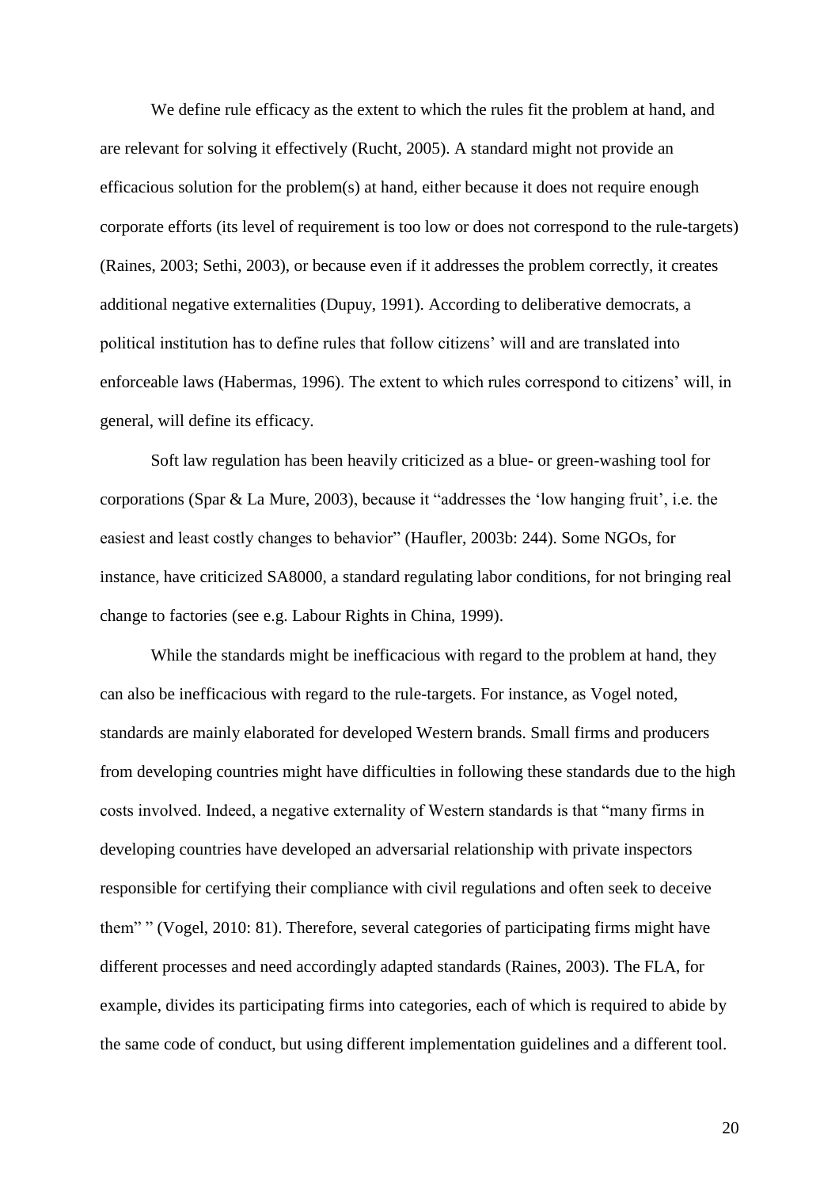We define rule efficacy as the extent to which the rules fit the problem at hand, and are relevant for solving it effectively (Rucht, 2005). A standard might not provide an efficacious solution for the problem(s) at hand, either because it does not require enough corporate efforts (its level of requirement is too low or does not correspond to the rule-targets) (Raines, 2003; Sethi, 2003), or because even if it addresses the problem correctly, it creates additional negative externalities (Dupuy, 1991). According to deliberative democrats, a political institution has to define rules that follow citizens' will and are translated into enforceable laws (Habermas, 1996). The extent to which rules correspond to citizens' will, in general, will define its efficacy.

Soft law regulation has been heavily criticized as a blue- or green-washing tool for corporations (Spar & La Mure, 2003), because it "addresses the 'low hanging fruit', i.e. the easiest and least costly changes to behavior" (Haufler, 2003b: 244). Some NGOs, for instance, have criticized SA8000, a standard regulating labor conditions, for not bringing real change to factories (see e.g. Labour Rights in China, 1999).

While the standards might be inefficacious with regard to the problem at hand, they can also be inefficacious with regard to the rule-targets. For instance, as Vogel noted, standards are mainly elaborated for developed Western brands. Small firms and producers from developing countries might have difficulties in following these standards due to the high costs involved. Indeed, a negative externality of Western standards is that "many firms in developing countries have developed an adversarial relationship with private inspectors responsible for certifying their compliance with civil regulations and often seek to deceive them" " (Vogel, 2010: 81). Therefore, several categories of participating firms might have different processes and need accordingly adapted standards (Raines, 2003). The FLA, for example, divides its participating firms into categories, each of which is required to abide by the same code of conduct, but using different implementation guidelines and a different tool.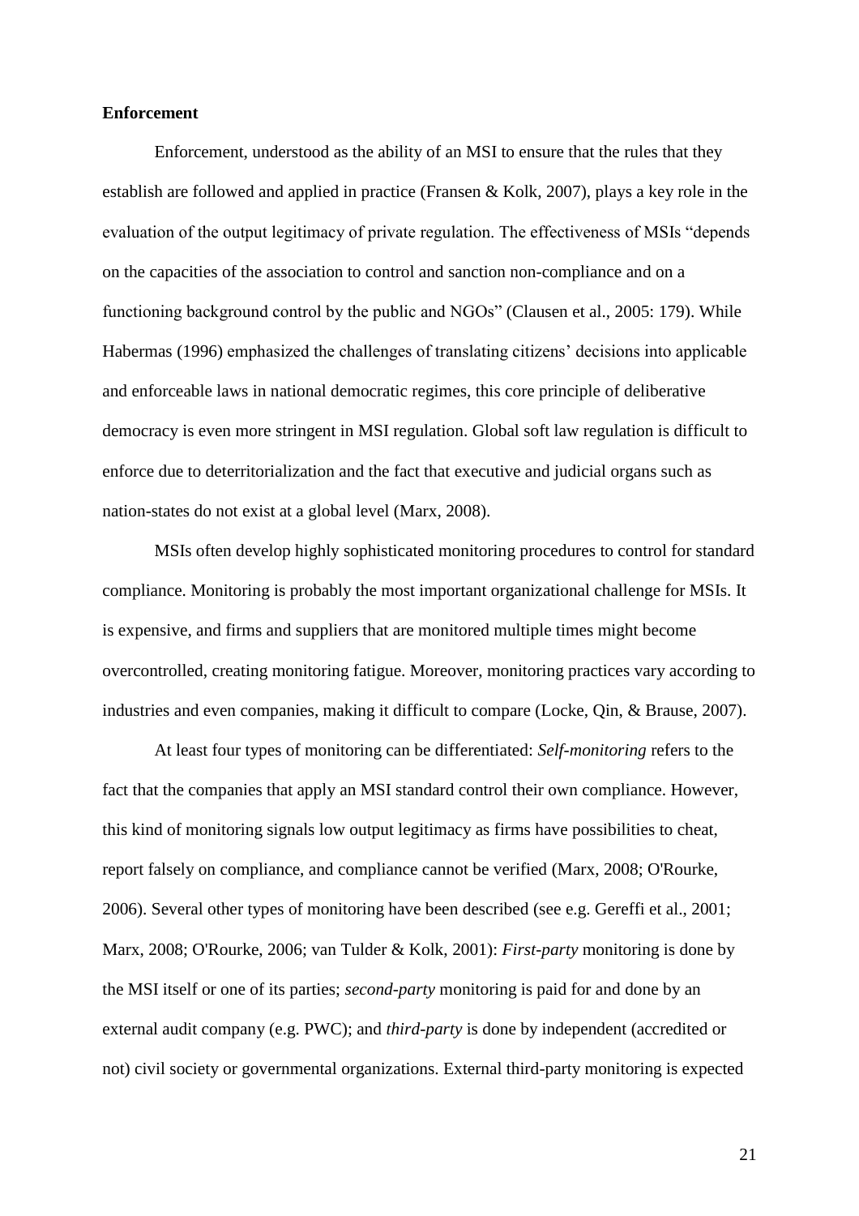**Enforcement**

Enforcement, understood as the ability of an MSI to ensure that the rules that they establish are followed and applied in practice (Fransen & Kolk, 2007), plays a key role in the evaluation of the output legitimacy of private regulation. The effectiveness of MSIs "depends on the capacities of the association to control and sanction non-compliance and on a functioning background control by the public and NGOs" (Clausen et al., 2005: 179). While Habermas (1996) emphasized the challenges of translating citizens' decisions into applicable and enforceable laws in national democratic regimes, this core principle of deliberative democracy is even more stringent in MSI regulation. Global soft law regulation is difficult to enforce due to deterritorialization and the fact that executive and judicial organs such as nation-states do not exist at a global level (Marx, 2008).

MSIs often develop highly sophisticated monitoring procedures to control for standard compliance. Monitoring is probably the most important organizational challenge for MSIs. It is expensive, and firms and suppliers that are monitored multiple times might become overcontrolled, creating monitoring fatigue. Moreover, monitoring practices vary according to industries and even companies, making it difficult to compare (Locke, Qin, & Brause, 2007).

At least four types of monitoring can be differentiated: *Self-monitoring* refers to the fact that the companies that apply an MSI standard control their own compliance. However, this kind of monitoring signals low output legitimacy as firms have possibilities to cheat, report falsely on compliance, and compliance cannot be verified (Marx, 2008; O'Rourke, 2006). Several other types of monitoring have been described (see e.g. Gereffi et al., 2001; Marx, 2008; O'Rourke, 2006; van Tulder & Kolk, 2001): *First-party* monitoring is done by the MSI itself or one of its parties; *second-party* monitoring is paid for and done by an external audit company (e.g. PWC); and *third-party* is done by independent (accredited or not) civil society or governmental organizations. External third-party monitoring is expected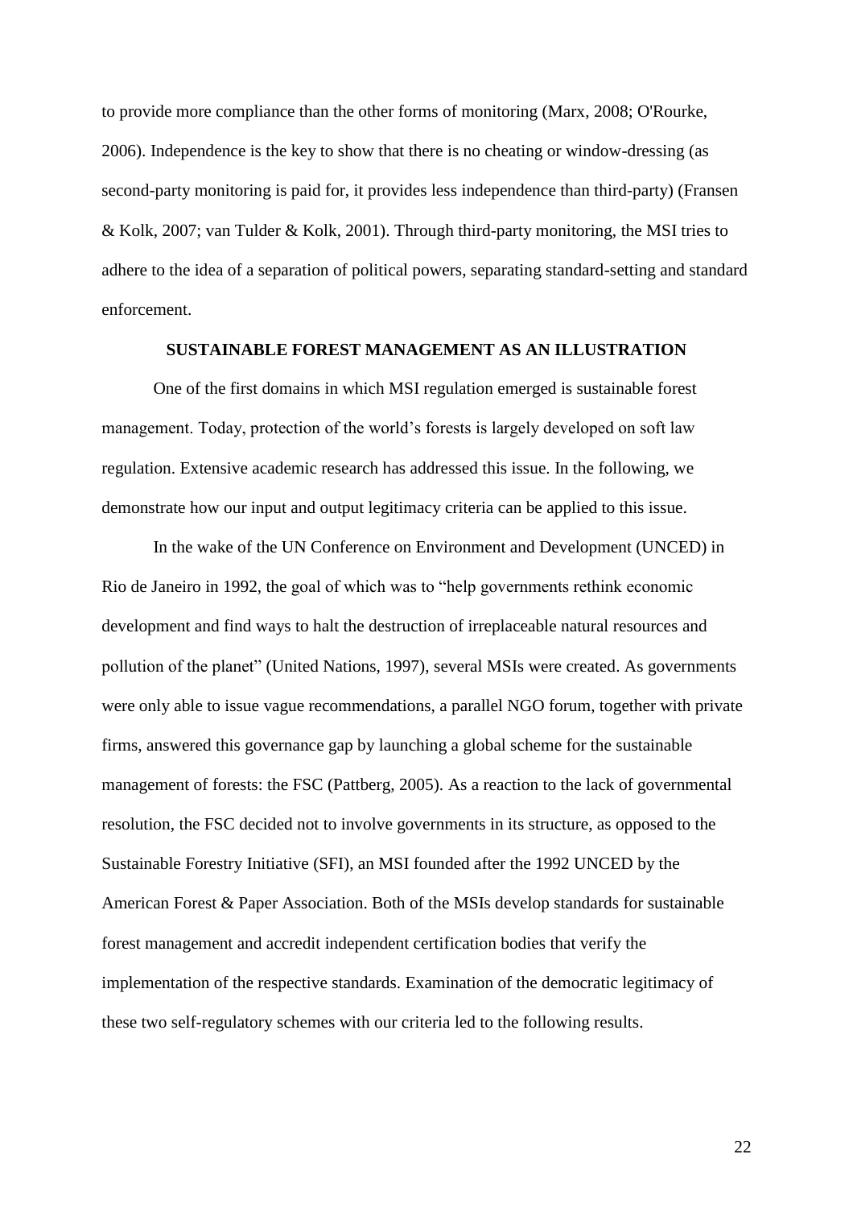to provide more compliance than the other forms of monitoring (Marx, 2008; O'Rourke, 2006). Independence is the key to show that there is no cheating or window-dressing (as second-party monitoring is paid for, it provides less independence than third-party) (Fransen & Kolk, 2007; van Tulder & Kolk, 2001). Through third-party monitoring, the MSI tries to adhere to the idea of a separation of political powers, separating standard-setting and standard enforcement.

## SUSTAINABLE FOREST MANAGEMENT AS AN ILLUSTRATION

One of the first domains in which MSI regulation emerged is sustainable forest management. Today, protection of the world's forests is largely developed on soft law regulation. Extensive academic research has addressed this issue. In the following, we demonstrate how our input and output legitimacy criteria can be applied to this issue.

In the wake of the UN Conference on Environment and Development (UNCED) in Rio de Janeiro in 1992, the goal of which was to "help governments rethink economic development and find ways to halt the destruction of irreplaceable natural resources and pollution of the planet" (United Nations, 1997), several MSIs were created. As governments were only able to issue vague recommendations, a parallel NGO forum, together with private firms, answered this governance gap by launching a global scheme for the sustainable management of forests: the FSC (Pattberg, 2005). As a reaction to the lack of governmental resolution, the FSC decided not to involve governments in its structure, as opposed to the Sustainable Forestry Initiative (SFI), an MSI founded after the 1992 UNCED by the American Forest & Paper Association. Both of the MSIs develop standards for sustainable forest management and accredit independent certification bodies that verify the implementation of the respective standards. Examination of the democratic legitimacy of these two self-regulatory schemes with our criteria led to the following results.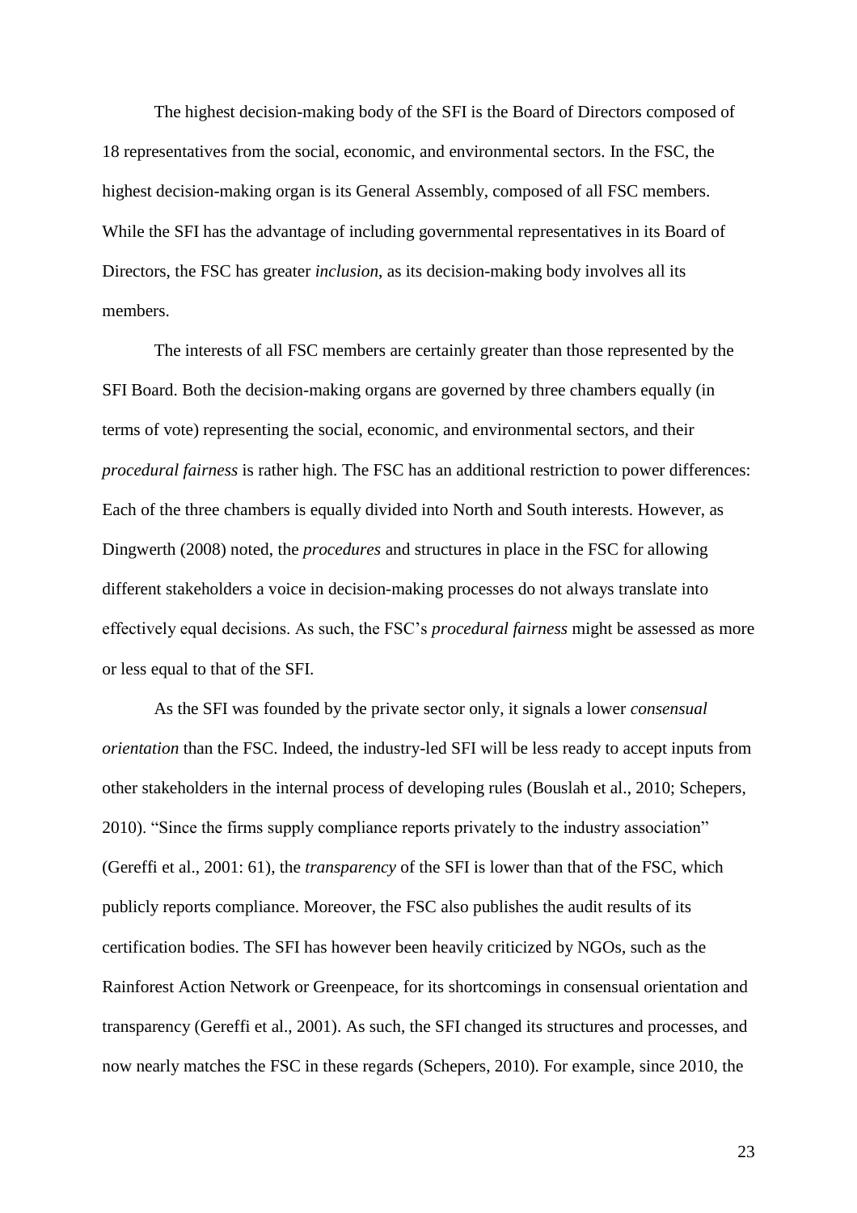The highest decision-making body of the SFI is the Board of Directors composed of 18 representatives from the social, economic, and environmental sectors. In the FSC, the highest decision-making organ is its General Assembly, composed of all FSC members. While the SFI has the advantage of including governmental representatives in its Board of Directors, the FSC has greater *inclusion*, as its decision-making body involves all its members.

The interests of all FSC members are certainly greater than those represented by the SFI Board. Both the decision-making organs are governed by three chambers equally (in terms of vote) representing the social, economic, and environmental sectors, and their *procedural fairness* is rather high. The FSC has an additional restriction to power differences: Each of the three chambers is equally divided into North and South interests. However, as Dingwerth (2008) noted, the *procedures* and structures in place in the FSC for allowing different stakeholders a voice in decision-making processes do not always translate into effectively equal decisions. As such, the FSC's *procedural fairness* might be assessed as more or less equal to that of the SFI.

As the SFI was founded by the private sector only, it signals a lower *consensual orientation* than the FSC. Indeed, the industry-led SFI will be less ready to accept inputs from other stakeholders in the internal process of developing rules (Bouslah et al., 2010; Schepers, 2010). "Since the firms supply compliance reports privately to the industry association" (Gereffi et al., 2001: 61), the *transparency* of the SFI is lower than that of the FSC, which publicly reports compliance. Moreover, the FSC also publishes the audit results of its certification bodies. The SFI has however been heavily criticized by NGOs, such as the Rainforest Action Network or Greenpeace, for its shortcomings in consensual orientation and transparency (Gereffi et al., 2001). As such, the SFI changed its structures and processes, and now nearly matches the FSC in these regards (Schepers, 2010). For example, since 2010, the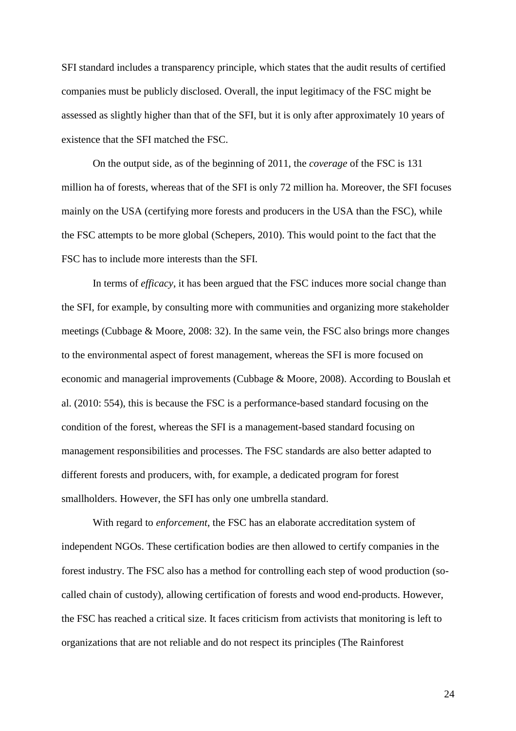SFI standard includes a transparency principle, which states that the audit results of certified companies must be publicly disclosed. Overall, the input legitimacy of the FSC might be assessed as slightly higher than that of the SFI, but it is only after approximately 10 years of existence that the SFI matched the FSC.

On the output side, as of the beginning of 2011, the *coverage* of the FSC is 131 million ha of forests, whereas that of the SFI is only 72 million ha. Moreover, the SFI focuses mainly on the USA (certifying more forests and producers in the USA than the FSC), while the FSC attempts to be more global (Schepers, 2010). This would point to the fact that the FSC has to include more interests than the SFI.

In terms of *efficacy*, it has been argued that the FSC induces more social change than the SFI, for example, by consulting more with communities and organizing more stakeholder meetings (Cubbage & Moore, 2008: 32). In the same vein, the FSC also brings more changes to the environmental aspect of forest management, whereas the SFI is more focused on economic and managerial improvements (Cubbage & Moore, 2008). According to Bouslah et al. (2010: 554), this is because the FSC is a performance-based standard focusing on the condition of the forest, whereas the SFI is a management-based standard focusing on management responsibilities and processes. The FSC standards are also better adapted to different forests and producers, with, for example, a dedicated program for forest smallholders. However, the SFI has only one umbrella standard.

With regard to *enforcement*, the FSC has an elaborate accreditation system of independent NGOs. These certification bodies are then allowed to certify companies in the forest industry. The FSC also has a method for controlling each step of wood production (so-called chain of custody), allowing certification of forests and wood end-products. However, the FSC has reached a critical size. It faces criticism from activists that monitoring is left to organizations that are not reliable and do not respect its principles (The Rainforest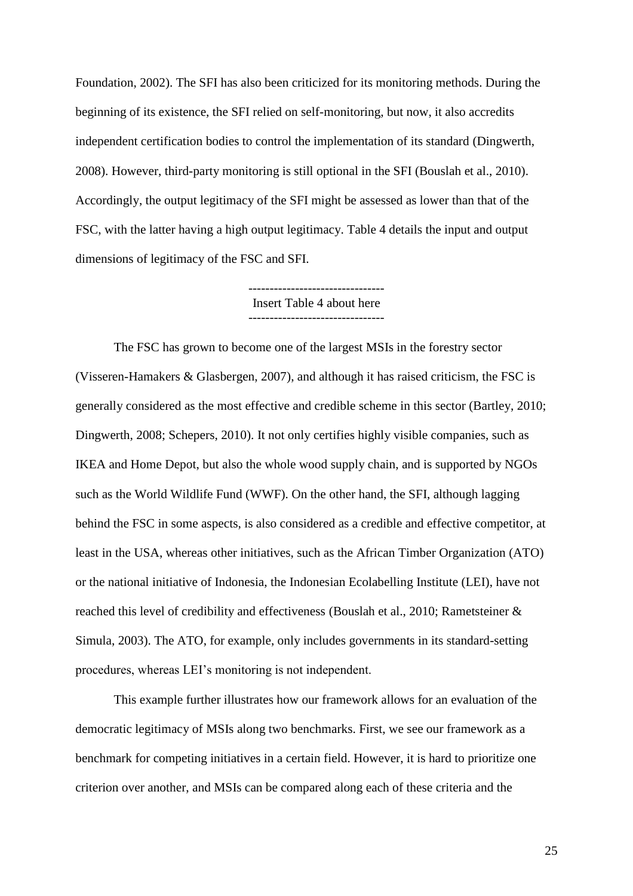Foundation, 2002). The SFI has also been criticized for its monitoring methods. During the beginning of its existence, the SFI relied on self-monitoring, but now, it also accredits independent certification bodies to control the implementation of its standard (Dingwerth, 2008). However, third-party monitoring is still optional in the SFI (Bouslah et al., 2010). Accordingly, the output legitimacy of the SFI might be assessed as lower than that of the FSC, with the latter having a high output legitimacy. Table 4 details the input and output dimensions of legitimacy of the FSC and SFI.

--------------------------------
Insert Table 4 about here
--------------------------------

The FSC has grown to become one of the largest MSIs in the forestry sector (Visseren-Hamakers & Glasbergen, 2007), and although it has raised criticism, the FSC is generally considered as the most effective and credible scheme in this sector (Bartley, 2010; Dingwerth, 2008; Schepers, 2010). It not only certifies highly visible companies, such as IKEA and Home Depot, but also the whole wood supply chain, and is supported by NGOs such as the World Wildlife Fund (WWF). On the other hand, the SFI, although lagging behind the FSC in some aspects, is also considered as a credible and effective competitor, at least in the USA, whereas other initiatives, such as the African Timber Organization (ATO) or the national initiative of Indonesia, the Indonesian Ecolabelling Institute (LEI), have not reached this level of credibility and effectiveness (Bouslah et al., 2010; Rametsteiner & Simula, 2003). The ATO, for example, only includes governments in its standard-setting procedures, whereas LEI's monitoring is not independent.

This example further illustrates how our framework allows for an evaluation of the democratic legitimacy of MSIs along two benchmarks. First, we see our framework as a benchmark for competing initiatives in a certain field. However, it is hard to prioritize one criterion over another, and MSIs can be compared along each of these criteria and the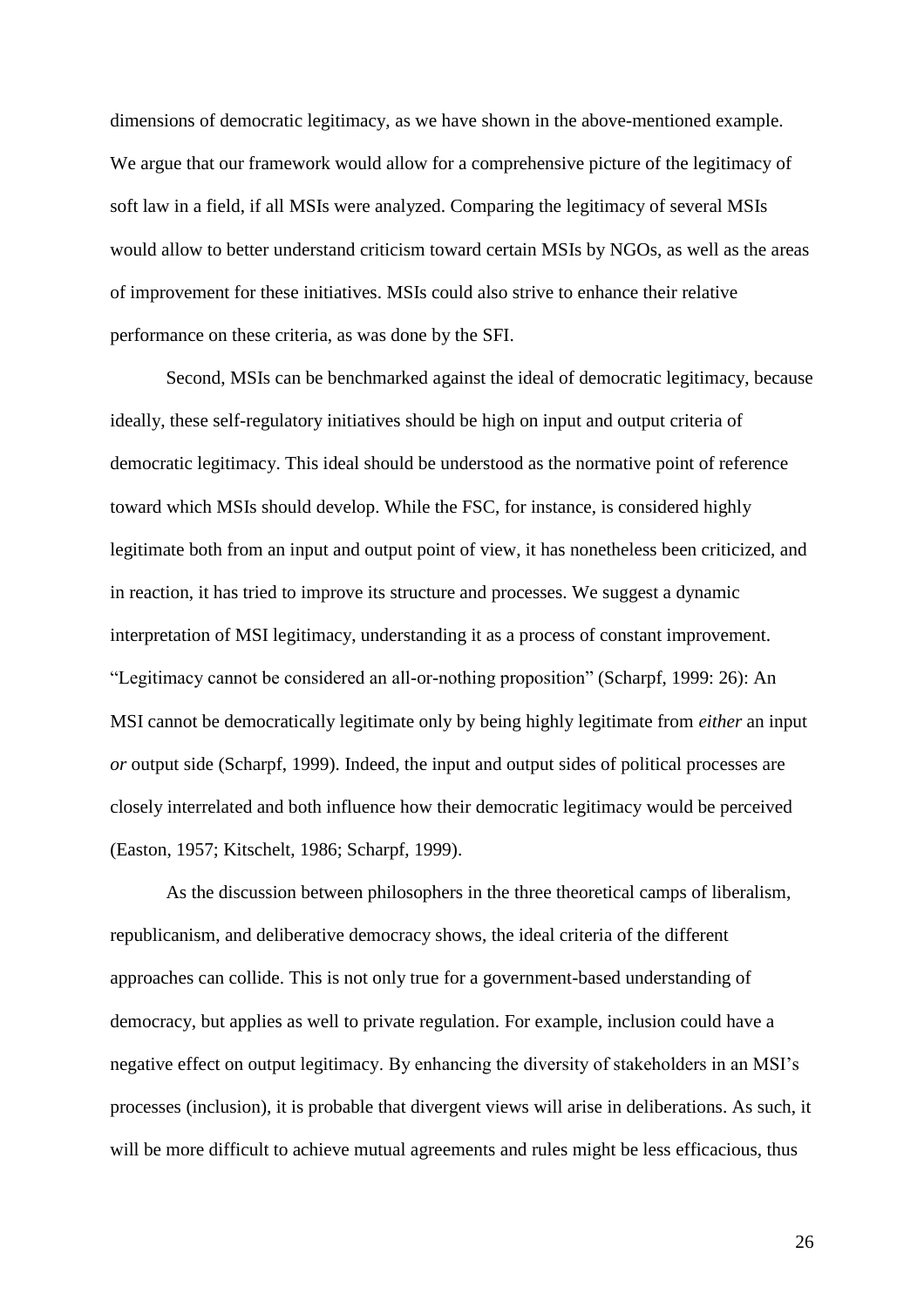dimensions of democratic legitimacy, as we have shown in the above-mentioned example. We argue that our framework would allow for a comprehensive picture of the legitimacy of soft law in a field, if all MSIs were analyzed. Comparing the legitimacy of several MSIs would allow to better understand criticism toward certain MSIs by NGOs, as well as the areas of improvement for these initiatives. MSIs could also strive to enhance their relative performance on these criteria, as was done by the SFI.

Second, MSIs can be benchmarked against the ideal of democratic legitimacy, because ideally, these self-regulatory initiatives should be high on input and output criteria of democratic legitimacy. This ideal should be understood as the normative point of reference toward which MSIs should develop. While the FSC, for instance, is considered highly legitimate both from an input and output point of view, it has nonetheless been criticized, and in reaction, it has tried to improve its structure and processes. We suggest a dynamic interpretation of MSI legitimacy, understanding it as a process of constant improvement. "Legitimacy cannot be considered an all-or-nothing proposition" (Scharpf, 1999: 26): An MSI cannot be democratically legitimate only by being highly legitimate from *either* an input *or* output side (Scharpf, 1999). Indeed, the input and output sides of political processes are closely interrelated and both influence how their democratic legitimacy would be perceived (Easton, 1957; Kitschelt, 1986; Scharpf, 1999).

As the discussion between philosophers in the three theoretical camps of liberalism, republicanism, and deliberative democracy shows, the ideal criteria of the different approaches can collide. This is not only true for a government-based understanding of democracy, but applies as well to private regulation. For example, inclusion could have a negative effect on output legitimacy. By enhancing the diversity of stakeholders in an MSI's processes (inclusion), it is probable that divergent views will arise in deliberations. As such, it will be more difficult to achieve mutual agreements and rules might be less efficacious, thus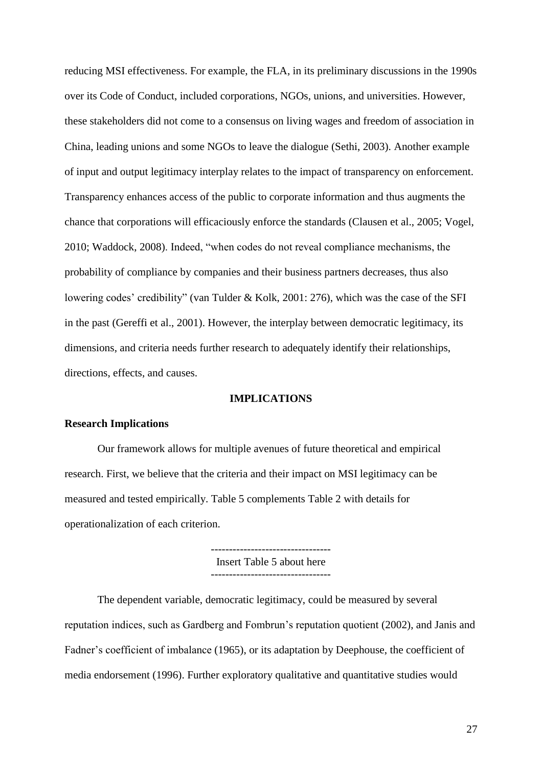reducing MSI effectiveness. For example, the FLA, in its preliminary discussions in the 1990s over its Code of Conduct, included corporations, NGOs, unions, and universities. However, these stakeholders did not come to a consensus on living wages and freedom of association in China, leading unions and some NGOs to leave the dialogue (Sethi, 2003). Another example of input and output legitimacy interplay relates to the impact of transparency on enforcement. Transparency enhances access of the public to corporate information and thus augments the chance that corporations will efficaciously enforce the standards (Clausen et al., 2005; Vogel, 2010; Waddock, 2008). Indeed, "when codes do not reveal compliance mechanisms, the probability of compliance by companies and their business partners decreases, thus also lowering codes' credibility" (van Tulder & Kolk, 2001: 276), which was the case of the SFI in the past (Gereffi et al., 2001). However, the interplay between democratic legitimacy, its dimensions, and criteria needs further research to adequately identify their relationships, directions, effects, and causes.

## IMPLICATIONS

### Research Implications

Our framework allows for multiple avenues of future theoretical and empirical research. First, we believe that the criteria and their impact on MSI legitimacy can be measured and tested empirically. Table 5 complements Table 2 with details for operationalization of each criterion.

--------------------------------
Insert Table 5 about here
--------------------------------

The dependent variable, democratic legitimacy, could be measured by several reputation indices, such as Gardberg and Fombrun's reputation quotient (2002), and Janis and Fadner's coefficient of imbalance (1965), or its adaptation by Deephouse, the coefficient of media endorsement (1996). Further exploratory qualitative and quantitative studies would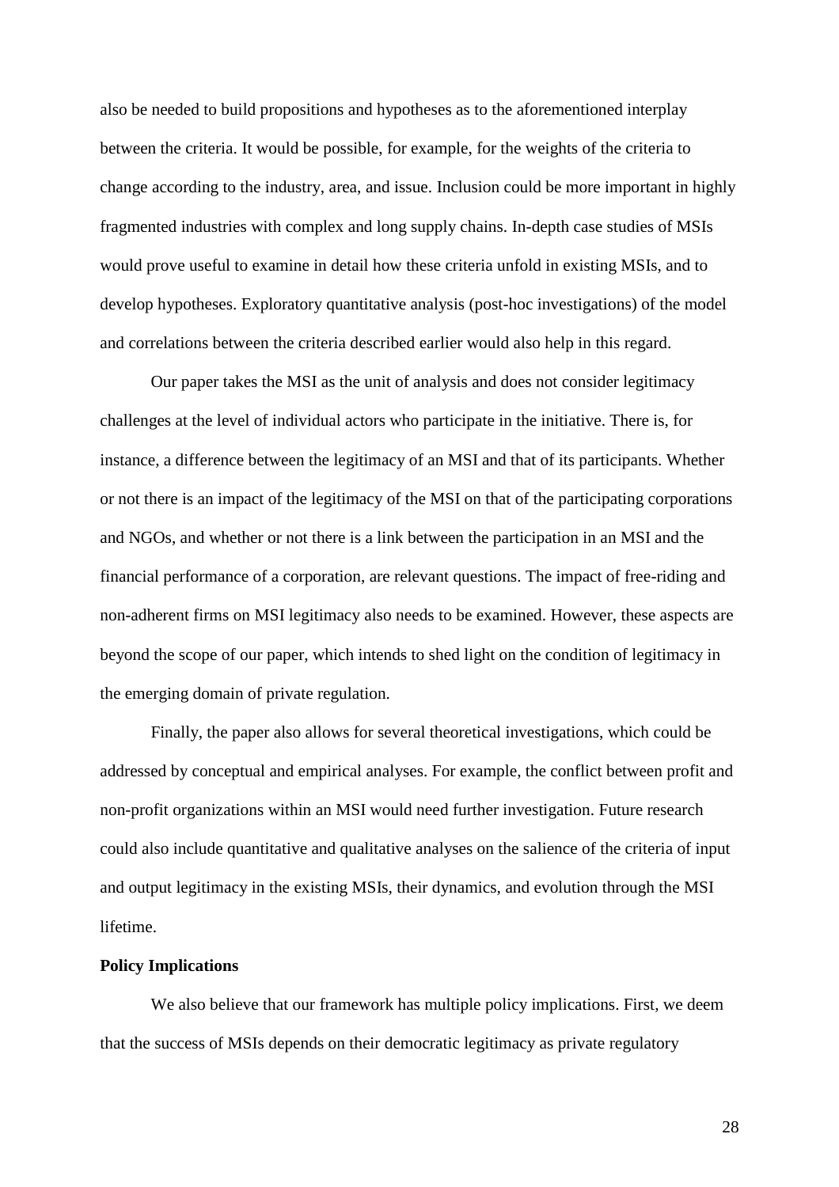also be needed to build propositions and hypotheses as to the aforementioned interplay between the criteria. It would be possible, for example, for the weights of the criteria to change according to the industry, area, and issue. Inclusion could be more important in highly fragmented industries with complex and long supply chains. In-depth case studies of MSIs would prove useful to examine in detail how these criteria unfold in existing MSIs, and to develop hypotheses. Exploratory quantitative analysis (post-hoc investigations) of the model and correlations between the criteria described earlier would also help in this regard.

Our paper takes the MSI as the unit of analysis and does not consider legitimacy challenges at the level of individual actors who participate in the initiative. There is, for instance, a difference between the legitimacy of an MSI and that of its participants. Whether or not there is an impact of the legitimacy of the MSI on that of the participating corporations and NGOs, and whether or not there is a link between the participation in an MSI and the financial performance of a corporation, are relevant questions. The impact of free-riding and non-adherent firms on MSI legitimacy also needs to be examined. However, these aspects are beyond the scope of our paper, which intends to shed light on the condition of legitimacy in the emerging domain of private regulation.

Finally, the paper also allows for several theoretical investigations, which could be addressed by conceptual and empirical analyses. For example, the conflict between profit and non-profit organizations within an MSI would need further investigation. Future research could also include quantitative and qualitative analyses on the salience of the criteria of input and output legitimacy in the existing MSIs, their dynamics, and evolution through the MSI lifetime.

**Policy Implications**

We also believe that our framework has multiple policy implications. First, we deem that the success of MSIs depends on their democratic legitimacy as private regulatory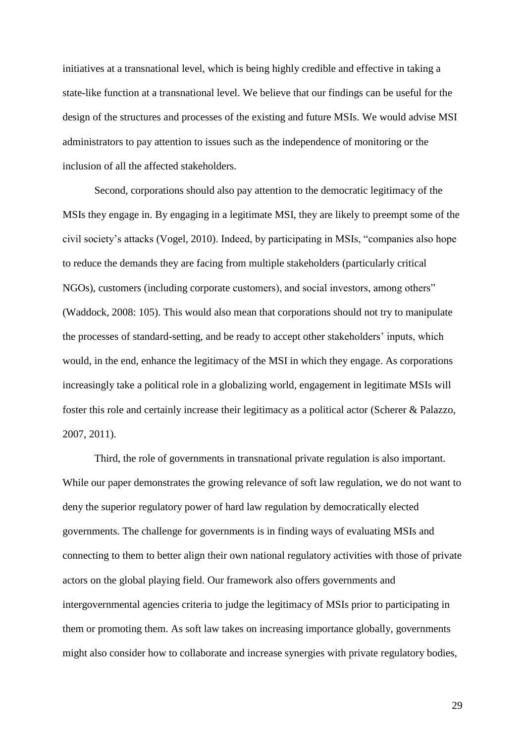initiatives at a transnational level, which is being highly credible and effective in taking a state-like function at a transnational level. We believe that our findings can be useful for the design of the structures and processes of the existing and future MSIs. We would advise MSI administrators to pay attention to issues such as the independence of monitoring or the inclusion of all the affected stakeholders.

Second, corporations should also pay attention to the democratic legitimacy of the MSIs they engage in. By engaging in a legitimate MSI, they are likely to preempt some of the civil society's attacks (Vogel, 2010). Indeed, by participating in MSIs, "companies also hope to reduce the demands they are facing from multiple stakeholders (particularly critical NGOs), customers (including corporate customers), and social investors, among others" (Waddock, 2008: 105). This would also mean that corporations should not try to manipulate the processes of standard-setting, and be ready to accept other stakeholders' inputs, which would, in the end, enhance the legitimacy of the MSI in which they engage. As corporations increasingly take a political role in a globalizing world, engagement in legitimate MSIs will foster this role and certainly increase their legitimacy as a political actor (Scherer & Palazzo, 2007, 2011).

Third, the role of governments in transnational private regulation is also important. While our paper demonstrates the growing relevance of soft law regulation, we do not want to deny the superior regulatory power of hard law regulation by democratically elected governments. The challenge for governments is in finding ways of evaluating MSIs and connecting to them to better align their own national regulatory activities with those of private actors on the global playing field. Our framework also offers governments and intergovernmental agencies criteria to judge the legitimacy of MSIs prior to participating in them or promoting them. As soft law takes on increasing importance globally, governments might also consider how to collaborate and increase synergies with private regulatory bodies,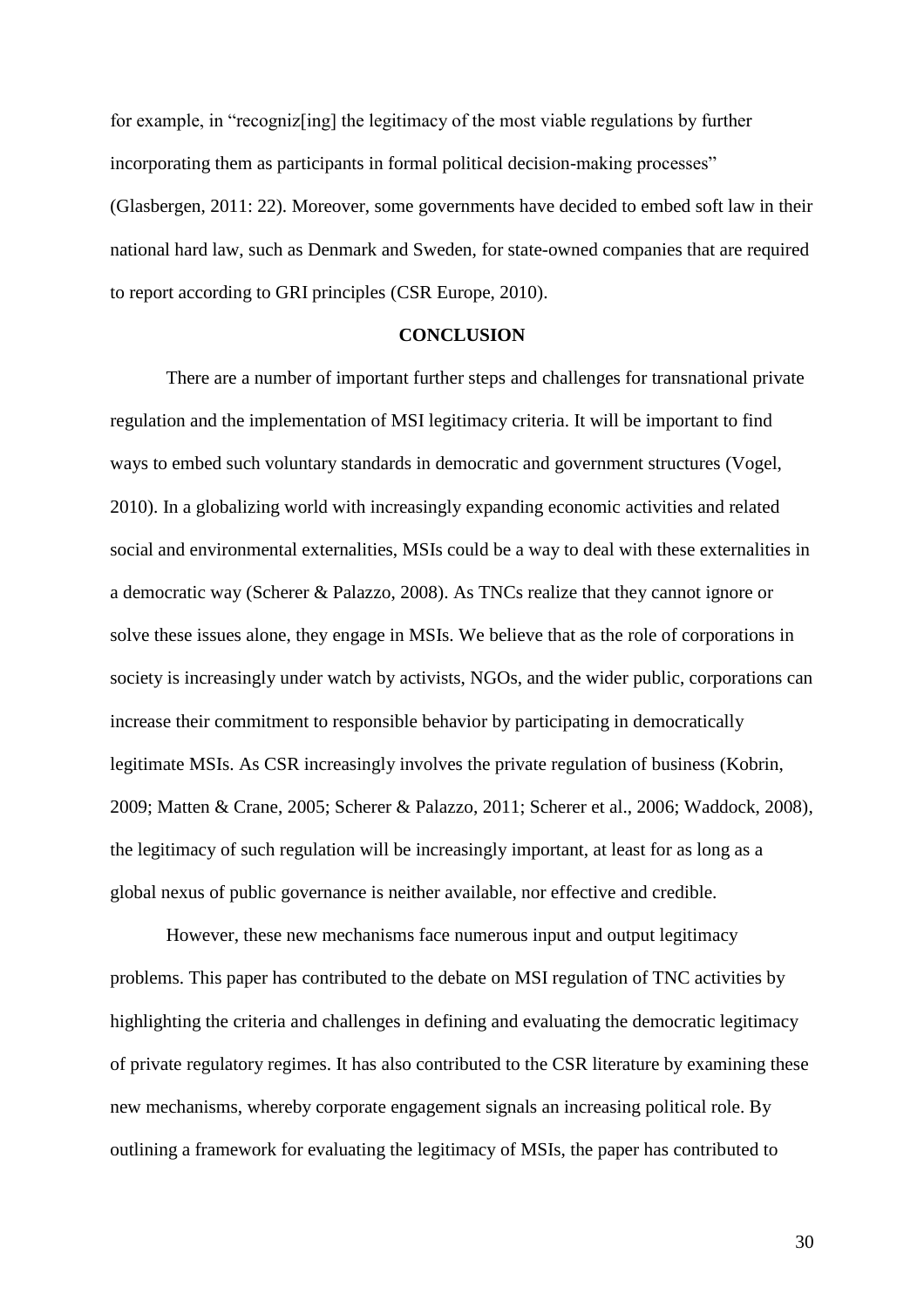for example, in "recogniz[ing] the legitimacy of the most viable regulations by further incorporating them as participants in formal political decision-making processes" (Glasbergen, 2011: 22). Moreover, some governments have decided to embed soft law in their national hard law, such as Denmark and Sweden, for state-owned companies that are required to report according to GRI principles (CSR Europe, 2010).

## CONCLUSION

There are a number of important further steps and challenges for transnational private regulation and the implementation of MSI legitimacy criteria. It will be important to find ways to embed such voluntary standards in democratic and government structures (Vogel, 2010). In a globalizing world with increasingly expanding economic activities and related social and environmental externalities, MSIs could be a way to deal with these externalities in a democratic way (Scherer & Palazzo, 2008). As TNCs realize that they cannot ignore or solve these issues alone, they engage in MSIs. We believe that as the role of corporations in society is increasingly under watch by activists, NGOs, and the wider public, corporations can increase their commitment to responsible behavior by participating in democratically legitimate MSIs. As CSR increasingly involves the private regulation of business (Kobrin, 2009; Matten & Crane, 2005; Scherer & Palazzo, 2011; Scherer et al., 2006; Waddock, 2008), the legitimacy of such regulation will be increasingly important, at least for as long as a global nexus of public governance is neither available, nor effective and credible.

However, these new mechanisms face numerous input and output legitimacy problems. This paper has contributed to the debate on MSI regulation of TNC activities by highlighting the criteria and challenges in defining and evaluating the democratic legitimacy of private regulatory regimes. It has also contributed to the CSR literature by examining these new mechanisms, whereby corporate engagement signals an increasing political role. By outlining a framework for evaluating the legitimacy of MSIs, the paper has contributed to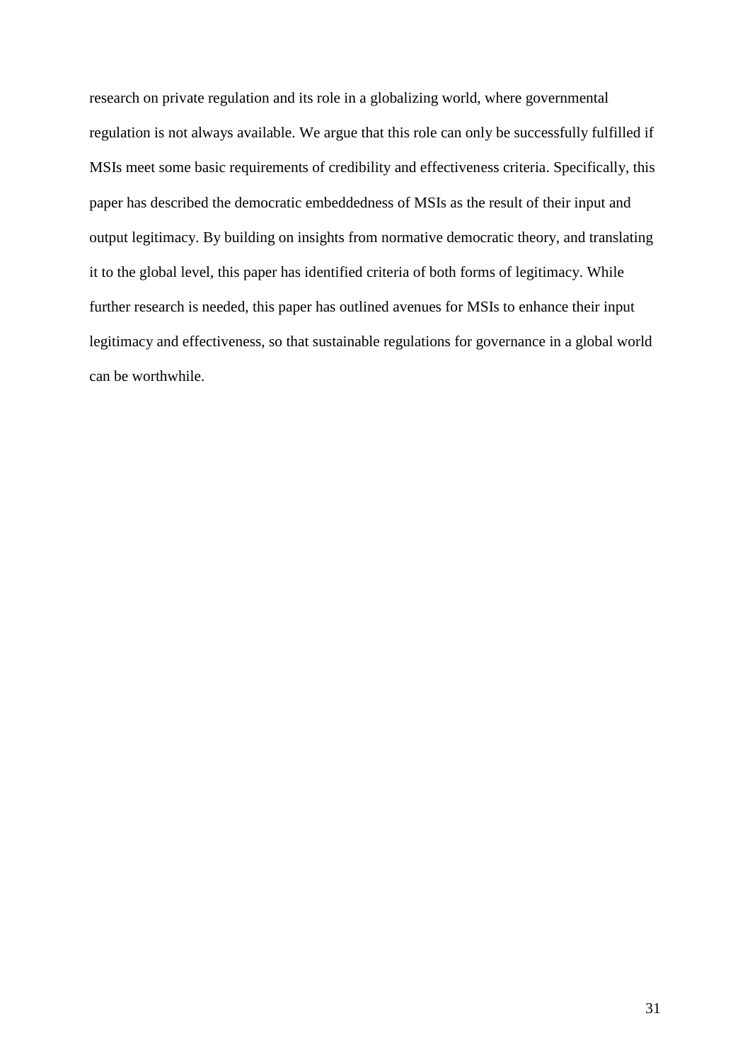research on private regulation and its role in a globalizing world, where governmental regulation is not always available. We argue that this role can only be successfully fulfilled if MSIs meet some basic requirements of credibility and effectiveness criteria. Specifically, this paper has described the democratic embeddedness of MSIs as the result of their input and output legitimacy. By building on insights from normative democratic theory, and translating it to the global level, this paper has identified criteria of both forms of legitimacy. While further research is needed, this paper has outlined avenues for MSIs to enhance their input legitimacy and effectiveness, so that sustainable regulations for governance in a global world can be worthwhile.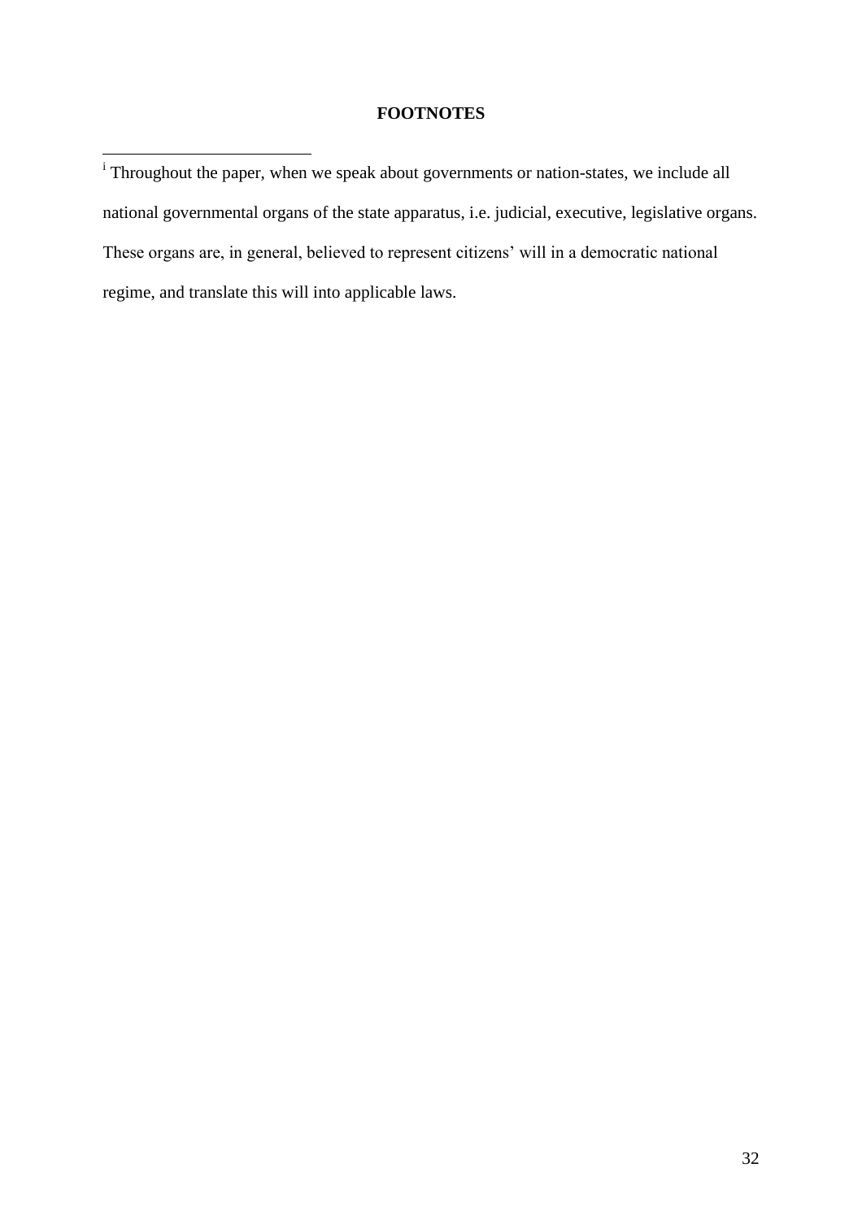# FOOTNOTES

[i] Throughout the paper, when we speak about governments or nation-states, we include all national governmental organs of the state apparatus, i.e. judicial, executive, legislative organs. These organs are, in general, believed to represent citizens' will in a democratic national regime, and translate this will into applicable laws.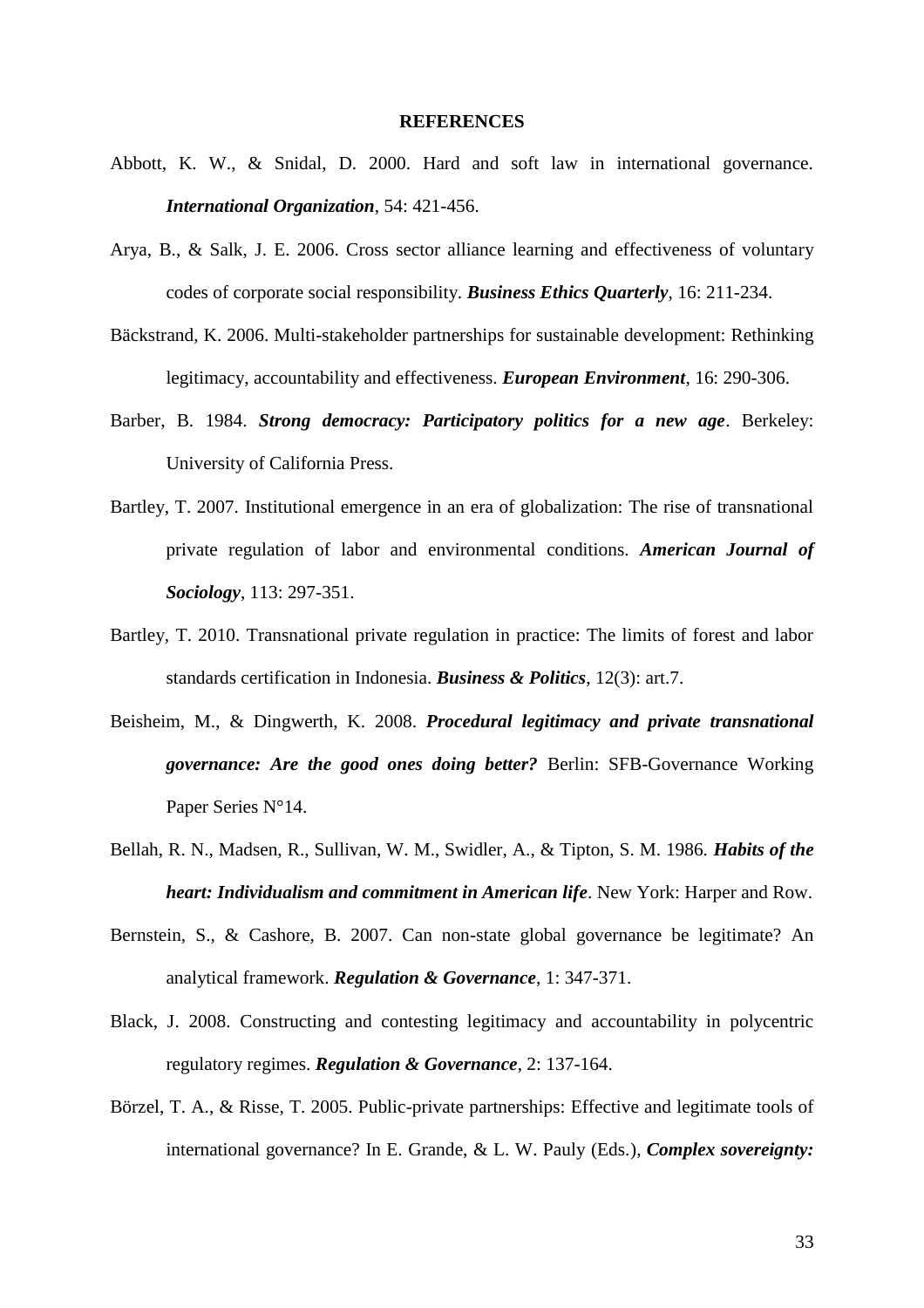## REFERENCES

Abbott, K. W., & Snidal, D. 2000. Hard and soft law in international governance. ***International Organization***, 54: 421-456.

Arya, B., & Salk, J. E. 2006. Cross sector alliance learning and effectiveness of voluntary codes of corporate social responsibility. ***Business Ethics Quarterly***, 16: 211-234.

Bäckstrand, K. 2006. Multi-stakeholder partnerships for sustainable development: Rethinking legitimacy, accountability and effectiveness. ***European Environment***, 16: 290-306.

Barber, B. 1984. ***Strong democracy: Participatory politics for a new age***. Berkeley: University of California Press.

Bartley, T. 2007. Institutional emergence in an era of globalization: The rise of transnational private regulation of labor and environmental conditions. ***American Journal of Sociology***, 113: 297-351.

Bartley, T. 2010. Transnational private regulation in practice: The limits of forest and labor standards certification in Indonesia. ***Business & Politics***, 12(3): art.7.

Beisheim, M., & Dingwerth, K. 2008. ***Procedural legitimacy and private transnational governance: Are the good ones doing better?*** Berlin: SFB-Governance Working Paper Series N°14.

Bellah, R. N., Madsen, R., Sullivan, W. M., Swidler, A., & Tipton, S. M. 1986. ***Habits of the heart: Individualism and commitment in American life***. New York: Harper and Row.

Bernstein, S., & Cashore, B. 2007. Can non-state global governance be legitimate? An analytical framework. ***Regulation & Governance***, 1: 347-371.

Black, J. 2008. Constructing and contesting legitimacy and accountability in polycentric regulatory regimes. ***Regulation & Governance***, 2: 137-164.

Börzel, T. A., & Risse, T. 2005. Public-private partnerships: Effective and legitimate tools of international governance? In E. Grande, & L. W. Pauly (Eds.), ***Complex sovereignty:***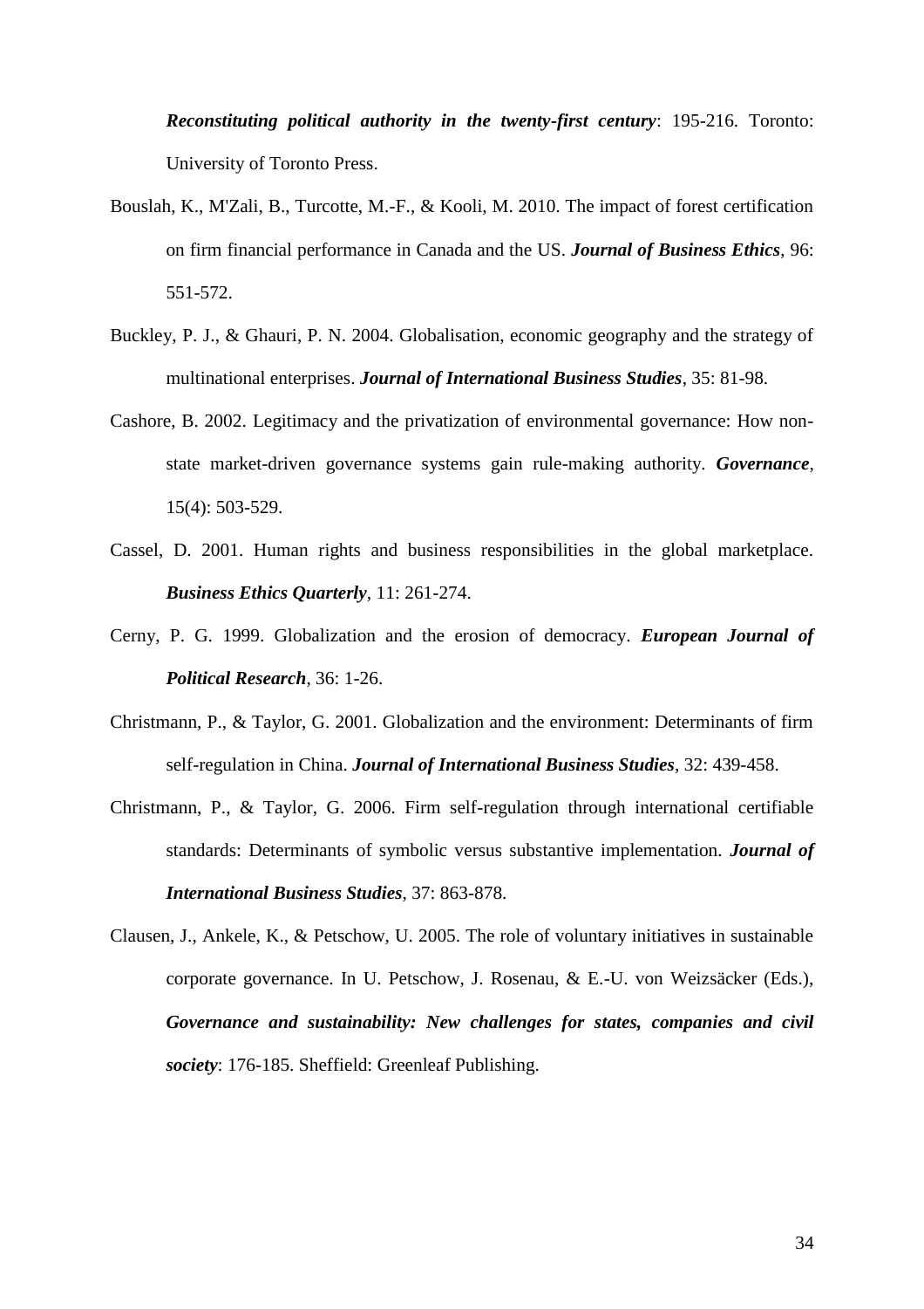***Reconstituting political authority in the twenty-first century***: 195-216. Toronto: University of Toronto Press.

Bouslah, K., M'Zali, B., Turcotte, M.-F., & Kooli, M. 2010. The impact of forest certification on firm financial performance in Canada and the US. ***Journal of Business Ethics***, 96: 551-572.

Buckley, P. J., & Ghauri, P. N. 2004. Globalisation, economic geography and the strategy of multinational enterprises. ***Journal of International Business Studies***, 35: 81-98.

Cashore, B. 2002. Legitimacy and the privatization of environmental governance: How non-state market-driven governance systems gain rule-making authority. ***Governance***, 15(4): 503-529.

Cassel, D. 2001. Human rights and business responsibilities in the global marketplace. ***Business Ethics Quarterly***, 11: 261-274.

Cerny, P. G. 1999. Globalization and the erosion of democracy. ***European Journal of Political Research***, 36: 1-26.

Christmann, P., & Taylor, G. 2001. Globalization and the environment: Determinants of firm self-regulation in China. ***Journal of International Business Studies***, 32: 439-458.

Christmann, P., & Taylor, G. 2006. Firm self-regulation through international certifiable standards: Determinants of symbolic versus substantive implementation. ***Journal of International Business Studies***, 37: 863-878.

Clausen, J., Ankele, K., & Petschow, U. 2005. The role of voluntary initiatives in sustainable corporate governance. In U. Petschow, J. Rosenau, & E.-U. von Weizsäcker (Eds.), ***Governance and sustainability: New challenges for states, companies and civil society***: 176-185. Sheffield: Greenleaf Publishing.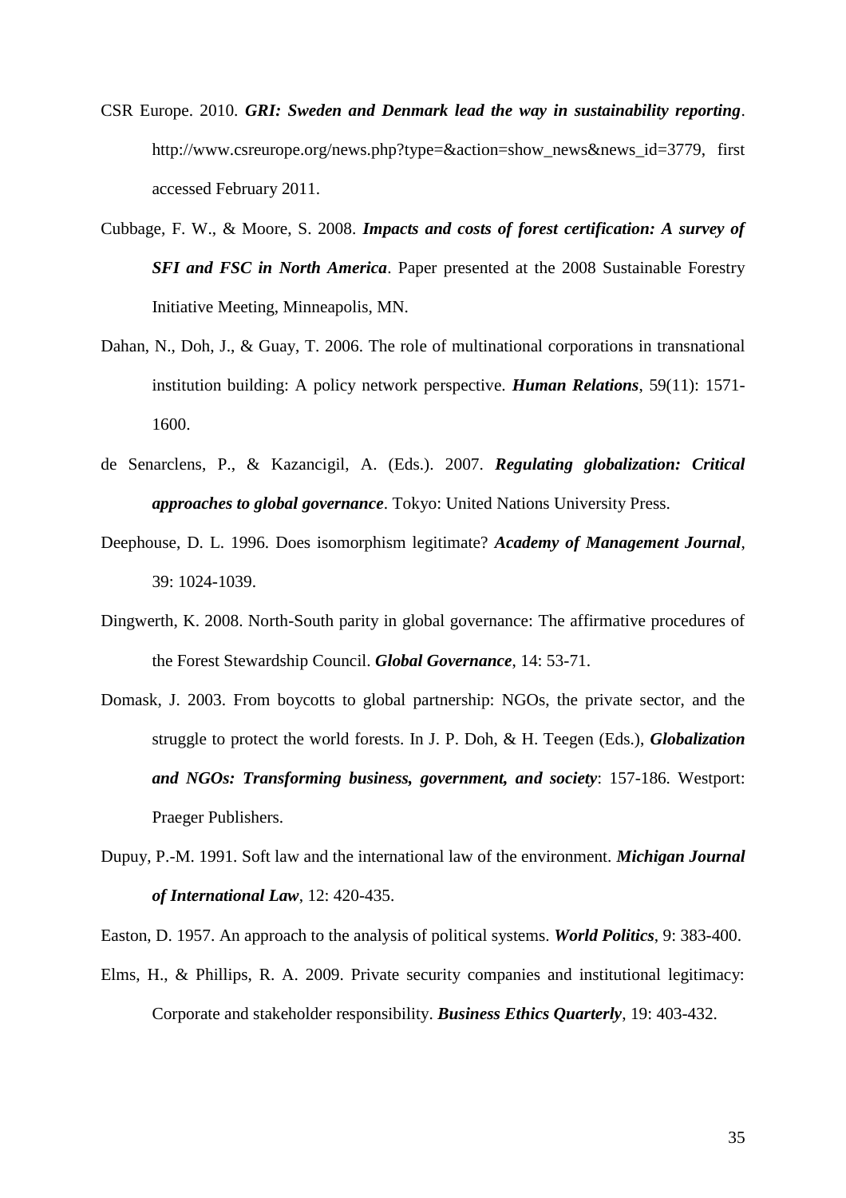CSR Europe. 2010. ***GRI: Sweden and Denmark lead the way in sustainability reporting***. http://www.csreurope.org/news.php?type=&action=show_news&news_id=3779, first accessed February 2011.

Cubbage, F. W., & Moore, S. 2008. ***Impacts and costs of forest certification: A survey of SFI and FSC in North America***. Paper presented at the 2008 Sustainable Forestry Initiative Meeting, Minneapolis, MN.

Dahan, N., Doh, J., & Guay, T. 2006. The role of multinational corporations in transnational institution building: A policy network perspective. ***Human Relations***, 59(11): 1571-1600.

de Senarclens, P., & Kazancigil, A. (Eds.). 2007. ***Regulating globalization: Critical approaches to global governance***. Tokyo: United Nations University Press.

Deephouse, D. L. 1996. Does isomorphism legitimate? ***Academy of Management Journal***, 39: 1024-1039.

Dingwerth, K. 2008. North-South parity in global governance: The affirmative procedures of the Forest Stewardship Council. ***Global Governance***, 14: 53-71.

Domask, J. 2003. From boycotts to global partnership: NGOs, the private sector, and the struggle to protect the world forests. In J. P. Doh, & H. Teegen (Eds.), ***Globalization and NGOs: Transforming business, government, and society***: 157-186. Westport: Praeger Publishers.

Dupuy, P.-M. 1991. Soft law and the international law of the environment. ***Michigan Journal of International Law***, 12: 420-435.

Easton, D. 1957. An approach to the analysis of political systems. ***World Politics***, 9: 383-400.

Elms, H., & Phillips, R. A. 2009. Private security companies and institutional legitimacy: Corporate and stakeholder responsibility. ***Business Ethics Quarterly***, 19: 403-432.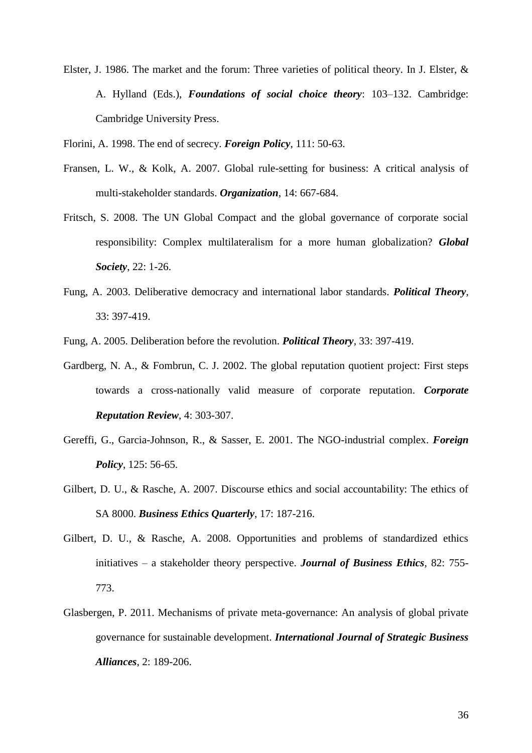Elster, J. 1986. The market and the forum: Three varieties of political theory. In J. Elster, & A. Hylland (Eds.), ***Foundations of social choice theory***: 103–132. Cambridge: Cambridge University Press.

Florini, A. 1998. The end of secrecy. ***Foreign Policy***, 111: 50-63.

Fransen, L. W., & Kolk, A. 2007. Global rule-setting for business: A critical analysis of multi-stakeholder standards. ***Organization***, 14: 667-684.

Fritsch, S. 2008. The UN Global Compact and the global governance of corporate social responsibility: Complex multilateralism for a more human globalization? ***Global Society***, 22: 1-26.

Fung, A. 2003. Deliberative democracy and international labor standards. ***Political Theory***, 33: 397-419.

Fung, A. 2005. Deliberation before the revolution. ***Political Theory***, 33: 397-419.

Gardberg, N. A., & Fombrun, C. J. 2002. The global reputation quotient project: First steps towards a cross-nationally valid measure of corporate reputation. ***Corporate Reputation Review***, 4: 303-307.

Gereffi, G., Garcia-Johnson, R., & Sasser, E. 2001. The NGO-industrial complex. ***Foreign Policy***, 125: 56-65.

Gilbert, D. U., & Rasche, A. 2007. Discourse ethics and social accountability: The ethics of SA 8000. ***Business Ethics Quarterly***, 17: 187-216.

Gilbert, D. U., & Rasche, A. 2008. Opportunities and problems of standardized ethics initiatives – a stakeholder theory perspective. ***Journal of Business Ethics***, 82: 755-773.

Glasbergen, P. 2011. Mechanisms of private meta-governance: An analysis of global private governance for sustainable development. ***International Journal of Strategic Business Alliances***, 2: 189-206.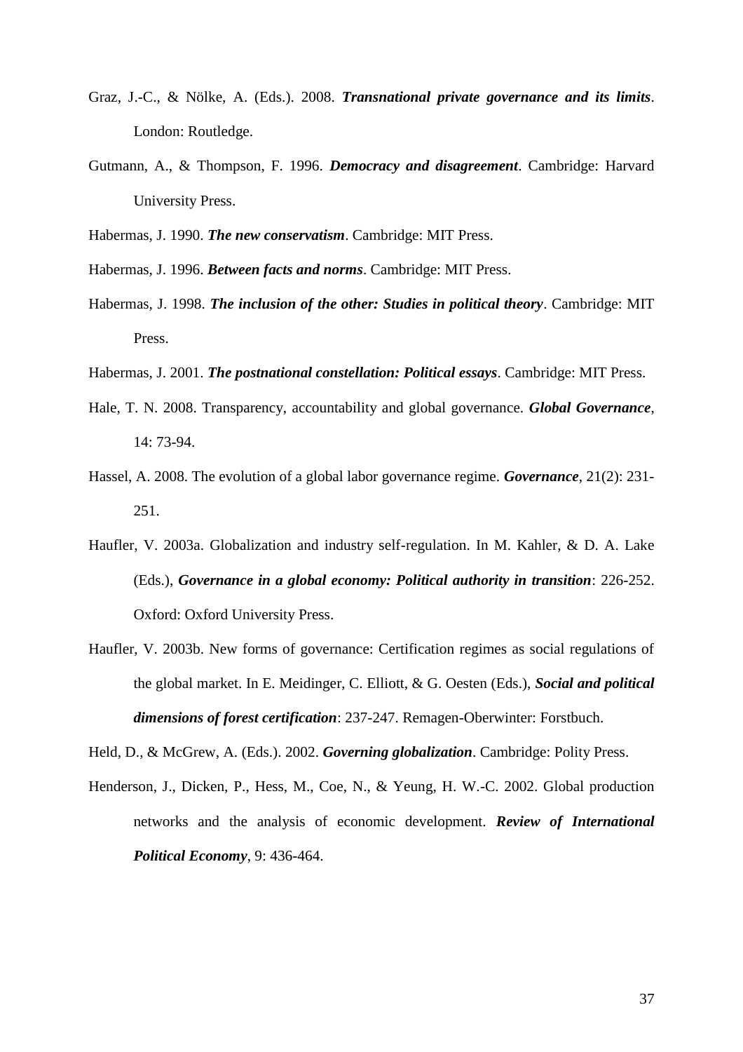Graz, J.-C., & Nölke, A. (Eds.). 2008. ***Transnational private governance and its limits***. London: Routledge.

Gutmann, A., & Thompson, F. 1996. ***Democracy and disagreement***. Cambridge: Harvard University Press.

Habermas, J. 1990. ***The new conservatism***. Cambridge: MIT Press.

Habermas, J. 1996. ***Between facts and norms***. Cambridge: MIT Press.

Habermas, J. 1998. ***The inclusion of the other: Studies in political theory***. Cambridge: MIT Press.

Habermas, J. 2001. ***The postnational constellation: Political essays***. Cambridge: MIT Press.

Hale, T. N. 2008. Transparency, accountability and global governance. ***Global Governance***, 14: 73-94.

Hassel, A. 2008. The evolution of a global labor governance regime. ***Governance***, 21(2): 231-251.

Haufler, V. 2003a. Globalization and industry self-regulation. In M. Kahler, & D. A. Lake (Eds.), ***Governance in a global economy: Political authority in transition***: 226-252. Oxford: Oxford University Press.

Haufler, V. 2003b. New forms of governance: Certification regimes as social regulations of the global market. In E. Meidinger, C. Elliott, & G. Oesten (Eds.), ***Social and political dimensions of forest certification***: 237-247. Remagen-Oberwinter: Forstbuch.

Held, D., & McGrew, A. (Eds.). 2002. ***Governing globalization***. Cambridge: Polity Press.

Henderson, J., Dicken, P., Hess, M., Coe, N., & Yeung, H. W.-C. 2002. Global production networks and the analysis of economic development. ***Review of International Political Economy***, 9: 436-464.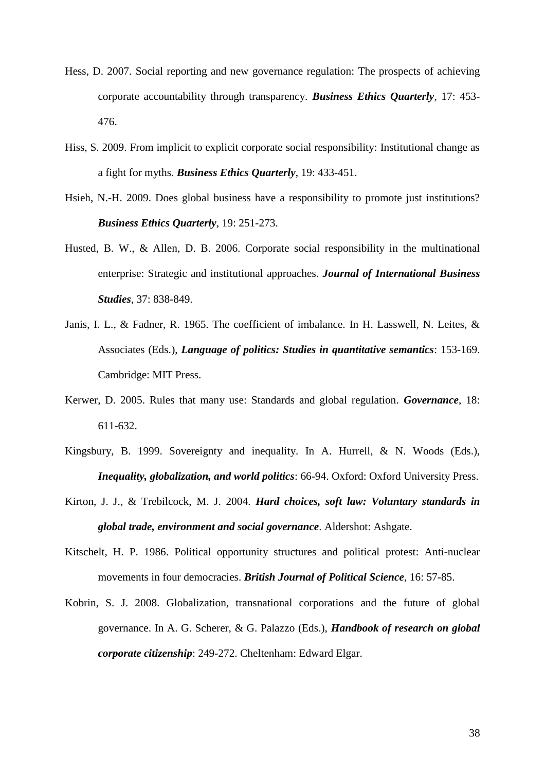Hess, D. 2007. Social reporting and new governance regulation: The prospects of achieving corporate accountability through transparency. ***Business Ethics Quarterly***, 17: 453-476.

Hiss, S. 2009. From implicit to explicit corporate social responsibility: Institutional change as a fight for myths. ***Business Ethics Quarterly***, 19: 433-451.

Hsieh, N.-H. 2009. Does global business have a responsibility to promote just institutions? ***Business Ethics Quarterly***, 19: 251-273.

Husted, B. W., & Allen, D. B. 2006. Corporate social responsibility in the multinational enterprise: Strategic and institutional approaches. ***Journal of International Business Studies***, 37: 838-849.

Janis, I. L., & Fadner, R. 1965. The coefficient of imbalance. In H. Lasswell, N. Leites, & Associates (Eds.), ***Language of politics: Studies in quantitative semantics***: 153-169. Cambridge: MIT Press.

Kerwer, D. 2005. Rules that many use: Standards and global regulation. ***Governance***, 18: 611-632.

Kingsbury, B. 1999. Sovereignty and inequality. In A. Hurrell, & N. Woods (Eds.), ***Inequality, globalization, and world politics***: 66-94. Oxford: Oxford University Press.

Kirton, J. J., & Trebilcock, M. J. 2004. ***Hard choices, soft law: Voluntary standards in global trade, environment and social governance***. Aldershot: Ashgate.

Kitschelt, H. P. 1986. Political opportunity structures and political protest: Anti-nuclear movements in four democracies. ***British Journal of Political Science***, 16: 57-85.

Kobrin, S. J. 2008. Globalization, transnational corporations and the future of global governance. In A. G. Scherer, & G. Palazzo (Eds.), ***Handbook of research on global corporate citizenship***: 249-272. Cheltenham: Edward Elgar.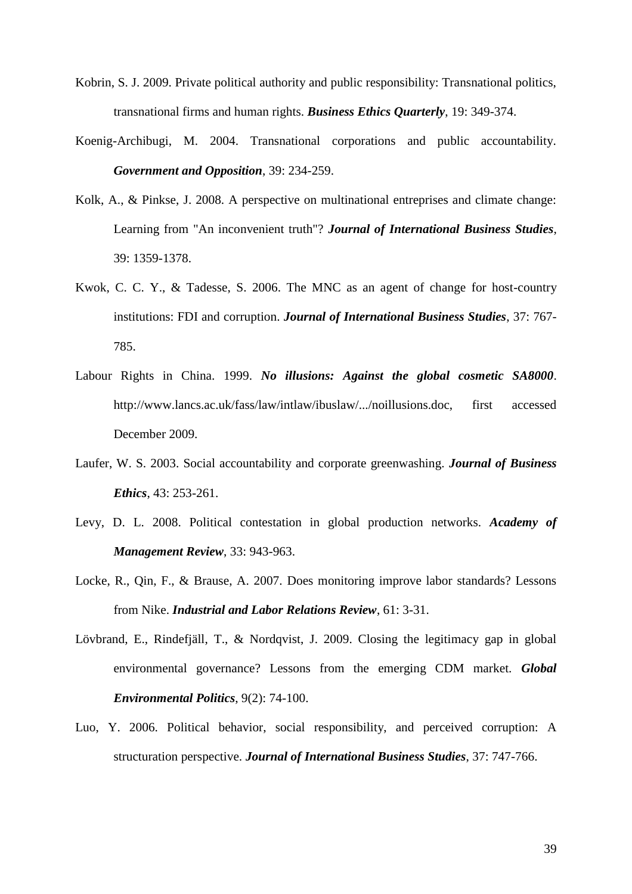Kobrin, S. J. 2009. Private political authority and public responsibility: Transnational politics, transnational firms and human rights. ***Business Ethics Quarterly***, 19: 349-374.

Koenig-Archibugi, M. 2004. Transnational corporations and public accountability. ***Government and Opposition***, 39: 234-259.

Kolk, A., & Pinkse, J. 2008. A perspective on multinational entreprises and climate change: Learning from "An inconvenient truth"? ***Journal of International Business Studies***, 39: 1359-1378.

Kwok, C. C. Y., & Tadesse, S. 2006. The MNC as an agent of change for host-country institutions: FDI and corruption. ***Journal of International Business Studies***, 37: 767-785.

Labour Rights in China. 1999. ***No illusions: Against the global cosmetic SA8000***. http://www.lancs.ac.uk/fass/law/intlaw/ibuslaw/.../noillusions.doc, first accessed December 2009.

Laufer, W. S. 2003. Social accountability and corporate greenwashing. ***Journal of Business Ethics***, 43: 253-261.

Levy, D. L. 2008. Political contestation in global production networks. ***Academy of Management Review***, 33: 943-963.

Locke, R., Qin, F., & Brause, A. 2007. Does monitoring improve labor standards? Lessons from Nike. ***Industrial and Labor Relations Review***, 61: 3-31.

Lövbrand, E., Rindefjäll, T., & Nordqvist, J. 2009. Closing the legitimacy gap in global environmental governance? Lessons from the emerging CDM market. ***Global Environmental Politics***, 9(2): 74-100.

Luo, Y. 2006. Political behavior, social responsibility, and perceived corruption: A structuration perspective. ***Journal of International Business Studies***, 37: 747-766.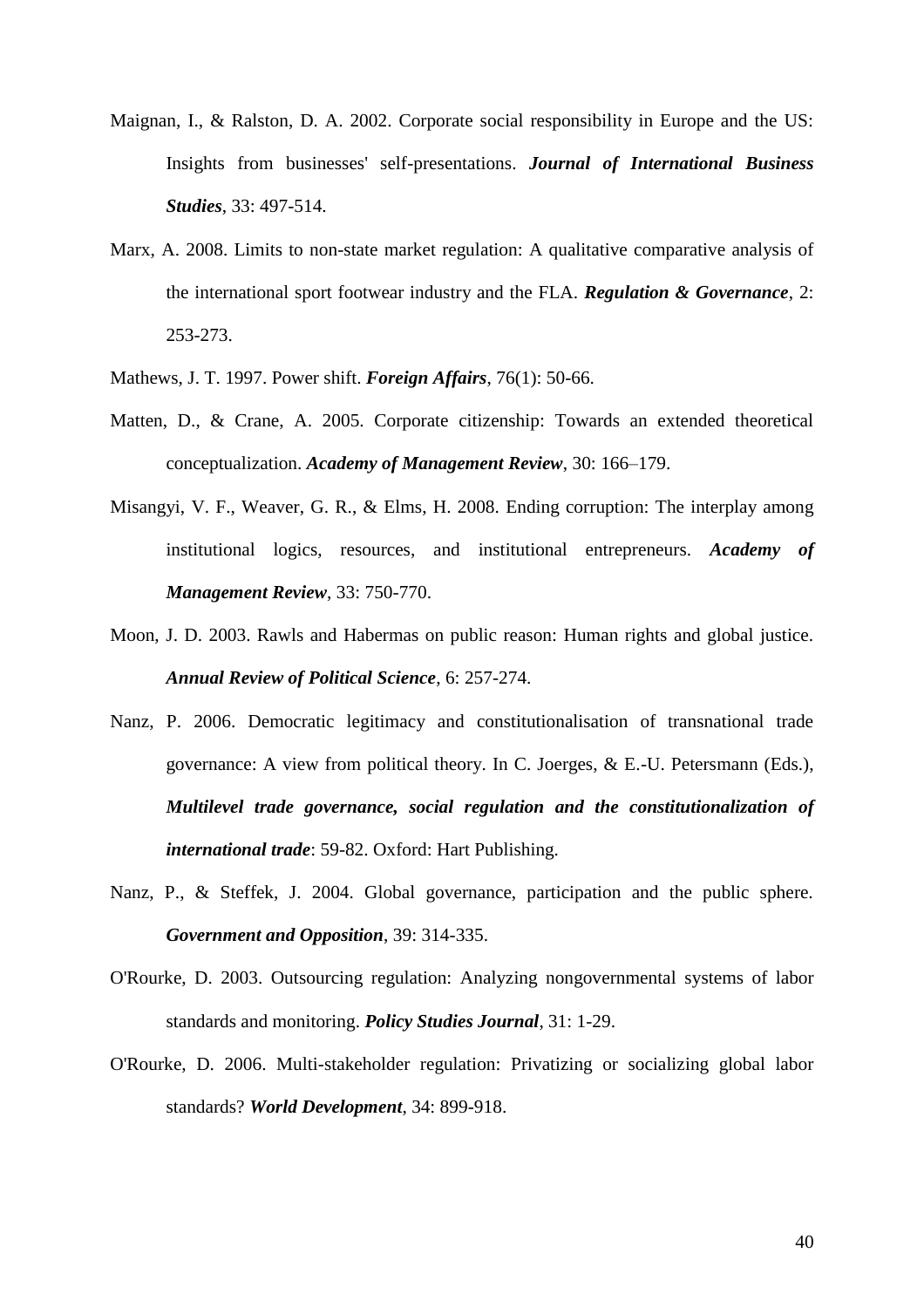Maignan, I., & Ralston, D. A. 2002. Corporate social responsibility in Europe and the US: Insights from businesses' self-presentations. ***Journal of International Business Studies***, 33: 497-514.

Marx, A. 2008. Limits to non-state market regulation: A qualitative comparative analysis of the international sport footwear industry and the FLA. ***Regulation & Governance***, 2: 253-273.

Mathews, J. T. 1997. Power shift. ***Foreign Affairs***, 76(1): 50-66.

Matten, D., & Crane, A. 2005. Corporate citizenship: Towards an extended theoretical conceptualization. ***Academy of Management Review***, 30: 166–179.

Misangyi, V. F., Weaver, G. R., & Elms, H. 2008. Ending corruption: The interplay among institutional logics, resources, and institutional entrepreneurs. ***Academy of Management Review***, 33: 750-770.

Moon, J. D. 2003. Rawls and Habermas on public reason: Human rights and global justice. ***Annual Review of Political Science***, 6: 257-274.

Nanz, P. 2006. Democratic legitimacy and constitutionalisation of transnational trade governance: A view from political theory. In C. Joerges, & E.-U. Petersmann (Eds.), ***Multilevel trade governance, social regulation and the constitutionalization of international trade***: 59-82. Oxford: Hart Publishing.

Nanz, P., & Steffek, J. 2004. Global governance, participation and the public sphere. ***Government and Opposition***, 39: 314-335.

O'Rourke, D. 2003. Outsourcing regulation: Analyzing nongovernmental systems of labor standards and monitoring. ***Policy Studies Journal***, 31: 1-29.

O'Rourke, D. 2006. Multi-stakeholder regulation: Privatizing or socializing global labor standards? ***World Development***, 34: 899-918.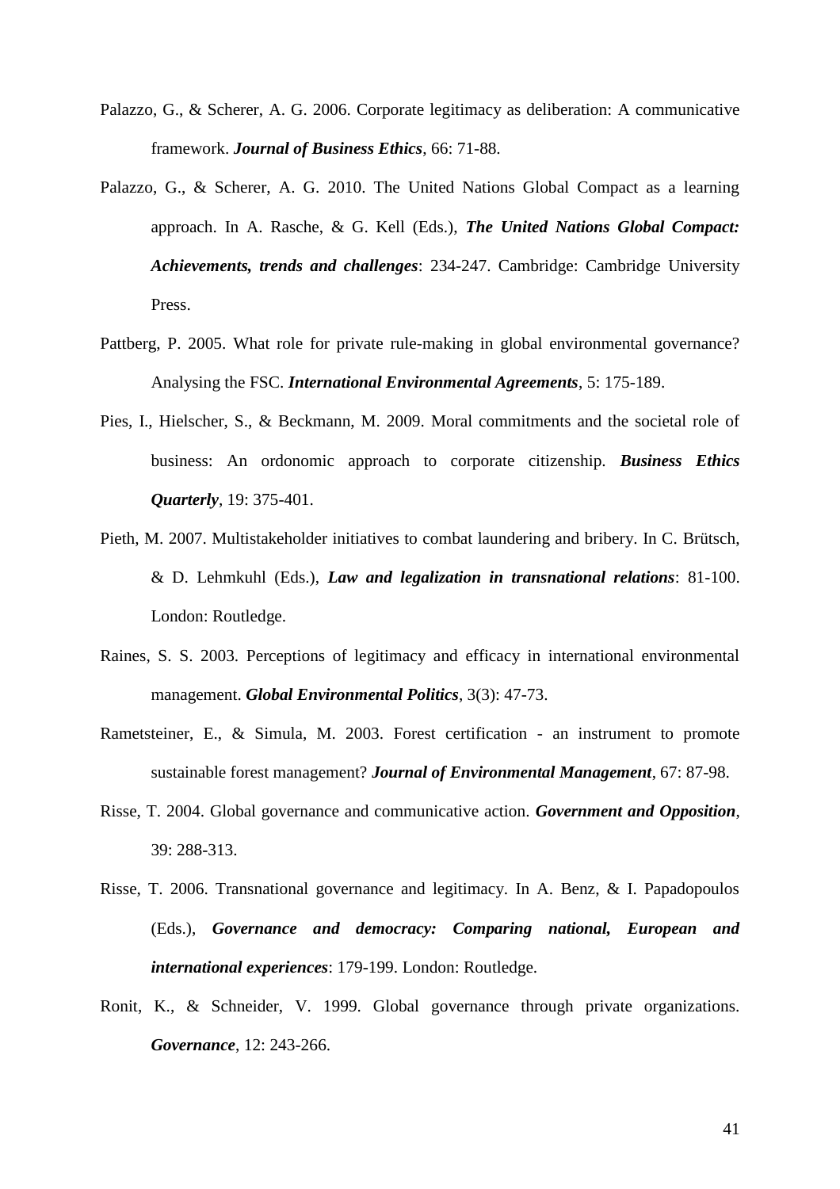Palazzo, G., & Scherer, A. G. 2006. Corporate legitimacy as deliberation: A communicative framework. ***Journal of Business Ethics***, 66: 71-88.

Palazzo, G., & Scherer, A. G. 2010. The United Nations Global Compact as a learning approach. In A. Rasche, & G. Kell (Eds.), ***The United Nations Global Compact: Achievements, trends and challenges***: 234-247. Cambridge: Cambridge University Press.

Pattberg, P. 2005. What role for private rule-making in global environmental governance? Analysing the FSC. ***International Environmental Agreements***, 5: 175-189.

Pies, I., Hielscher, S., & Beckmann, M. 2009. Moral commitments and the societal role of business: An ordonomic approach to corporate citizenship. ***Business Ethics Quarterly***, 19: 375-401.

Pieth, M. 2007. Multistakeholder initiatives to combat laundering and bribery. In C. Brütsch, & D. Lehmkuhl (Eds.), ***Law and legalization in transnational relations***: 81-100. London: Routledge.

Raines, S. S. 2003. Perceptions of legitimacy and efficacy in international environmental management. ***Global Environmental Politics***, 3(3): 47-73.

Rametsteiner, E., & Simula, M. 2003. Forest certification - an instrument to promote sustainable forest management? ***Journal of Environmental Management***, 67: 87-98.

Risse, T. 2004. Global governance and communicative action. ***Government and Opposition***, 39: 288-313.

Risse, T. 2006. Transnational governance and legitimacy. In A. Benz, & I. Papadopoulos (Eds.), ***Governance and democracy: Comparing national, European and international experiences***: 179-199. London: Routledge.

Ronit, K., & Schneider, V. 1999. Global governance through private organizations. ***Governance***, 12: 243-266.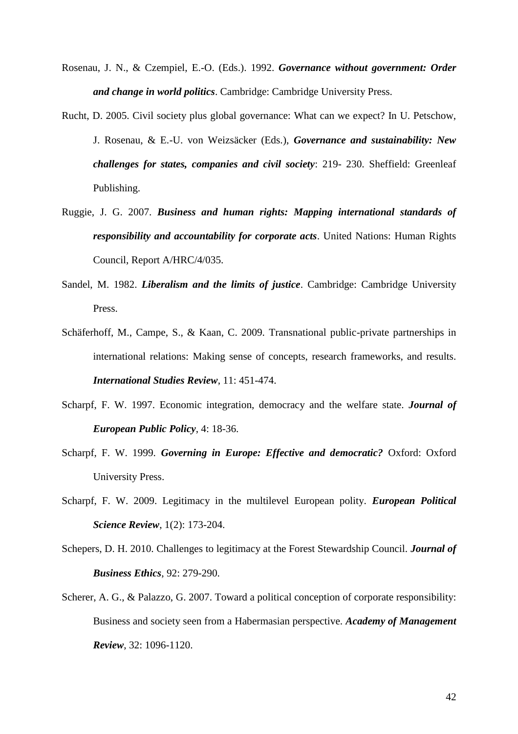Rosenau, J. N., & Czempiel, E.-O. (Eds.). 1992. ***Governance without government: Order and change in world politics***. Cambridge: Cambridge University Press.

Rucht, D. 2005. Civil society plus global governance: What can we expect? In U. Petschow, J. Rosenau, & E.-U. von Weizsäcker (Eds.), ***Governance and sustainability: New challenges for states, companies and civil society***: 219- 230. Sheffield: Greenleaf Publishing.

Ruggie, J. G. 2007. ***Business and human rights: Mapping international standards of responsibility and accountability for corporate acts***. United Nations: Human Rights Council, Report A/HRC/4/035.

Sandel, M. 1982. ***Liberalism and the limits of justice***. Cambridge: Cambridge University Press.

Schäferhoff, M., Campe, S., & Kaan, C. 2009. Transnational public-private partnerships in international relations: Making sense of concepts, research frameworks, and results. ***International Studies Review***, 11: 451-474.

Scharpf, F. W. 1997. Economic integration, democracy and the welfare state. ***Journal of European Public Policy***, 4: 18-36.

Scharpf, F. W. 1999. ***Governing in Europe: Effective and democratic?*** Oxford: Oxford University Press.

Scharpf, F. W. 2009. Legitimacy in the multilevel European polity. ***European Political Science Review***, 1(2): 173-204.

Schepers, D. H. 2010. Challenges to legitimacy at the Forest Stewardship Council. ***Journal of Business Ethics***, 92: 279-290.

Scherer, A. G., & Palazzo, G. 2007. Toward a political conception of corporate responsibility: Business and society seen from a Habermasian perspective. ***Academy of Management Review***, 32: 1096-1120.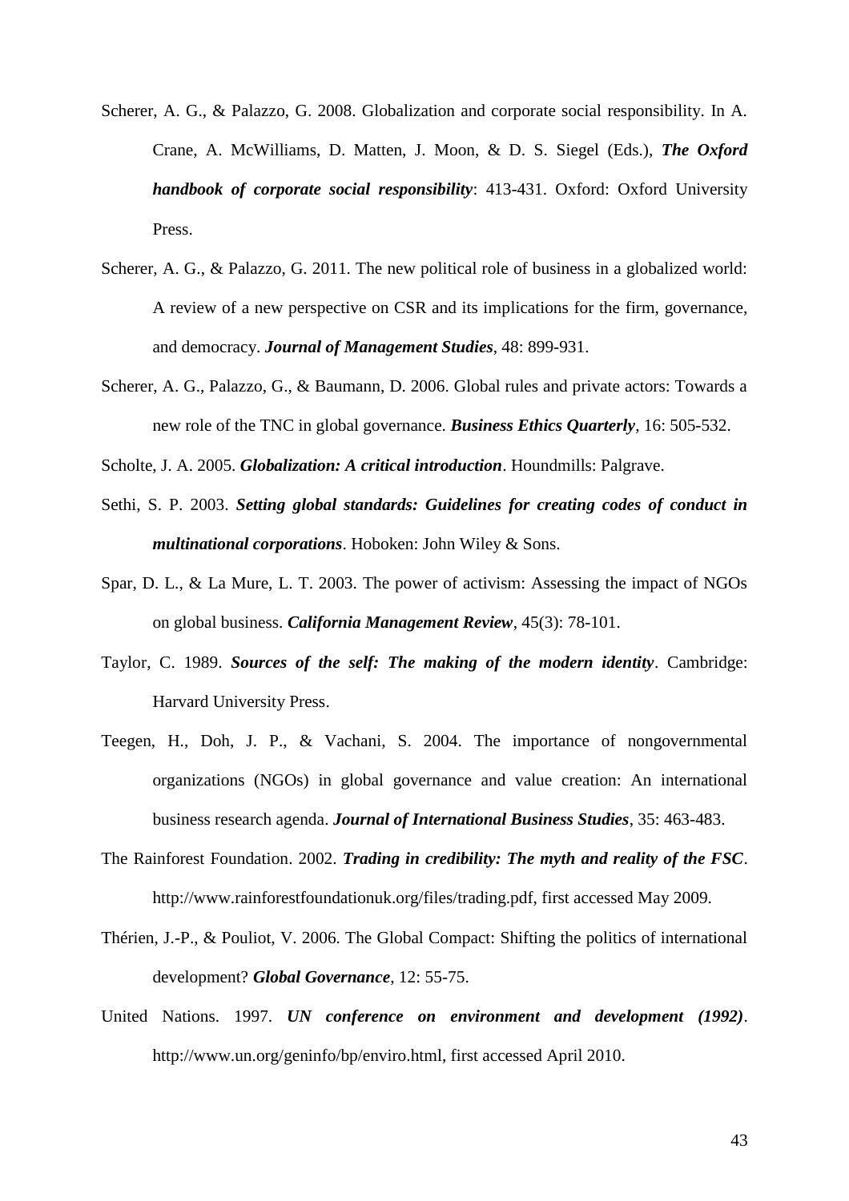Scherer, A. G., & Palazzo, G. 2008. Globalization and corporate social responsibility. In A. Crane, A. McWilliams, D. Matten, J. Moon, & D. S. Siegel (Eds.), ***The Oxford handbook of corporate social responsibility***: 413-431. Oxford: Oxford University Press.

Scherer, A. G., & Palazzo, G. 2011. The new political role of business in a globalized world: A review of a new perspective on CSR and its implications for the firm, governance, and democracy. ***Journal of Management Studies***, 48: 899-931.

Scherer, A. G., Palazzo, G., & Baumann, D. 2006. Global rules and private actors: Towards a new role of the TNC in global governance. ***Business Ethics Quarterly***, 16: 505-532.

Scholte, J. A. 2005. ***Globalization: A critical introduction***. Houndmills: Palgrave.

Sethi, S. P. 2003. ***Setting global standards: Guidelines for creating codes of conduct in multinational corporations***. Hoboken: John Wiley & Sons.

Spar, D. L., & La Mure, L. T. 2003. The power of activism: Assessing the impact of NGOs on global business. ***California Management Review***, 45(3): 78-101.

Taylor, C. 1989. ***Sources of the self: The making of the modern identity***. Cambridge: Harvard University Press.

Teegen, H., Doh, J. P., & Vachani, S. 2004. The importance of nongovernmental organizations (NGOs) in global governance and value creation: An international business research agenda. ***Journal of International Business Studies***, 35: 463-483.

The Rainforest Foundation. 2002. ***Trading in credibility: The myth and reality of the FSC***. http://www.rainforestfoundationuk.org/files/trading.pdf, first accessed May 2009.

Thérien, J.-P., & Pouliot, V. 2006. The Global Compact: Shifting the politics of international development? ***Global Governance***, 12: 55-75.

United Nations. 1997. ***UN conference on environment and development (1992)***. http://www.un.org/geninfo/bp/enviro.html, first accessed April 2010.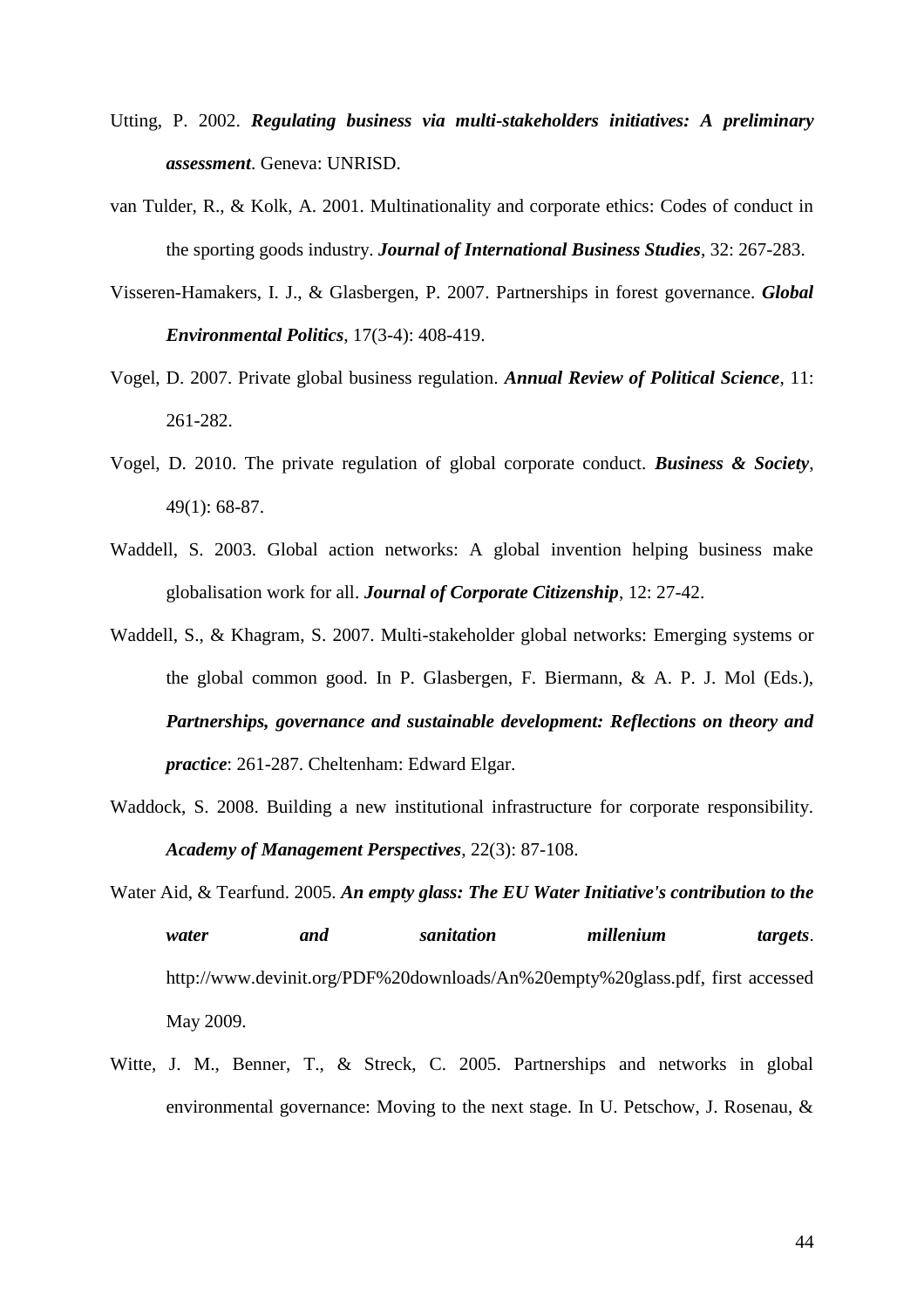Utting, P. 2002. ***Regulating business via multi-stakeholders initiatives: A preliminary assessment***. Geneva: UNRISD.

van Tulder, R., & Kolk, A. 2001. Multinationality and corporate ethics: Codes of conduct in the sporting goods industry. ***Journal of International Business Studies***, 32: 267-283.

Visseren-Hamakers, I. J., & Glasbergen, P. 2007. Partnerships in forest governance. ***Global Environmental Politics***, 17(3-4): 408-419.

Vogel, D. 2007. Private global business regulation. ***Annual Review of Political Science***, 11: 261-282.

Vogel, D. 2010. The private regulation of global corporate conduct. ***Business & Society***, 49(1): 68-87.

Waddell, S. 2003. Global action networks: A global invention helping business make globalisation work for all. ***Journal of Corporate Citizenship***, 12: 27-42.

Waddell, S., & Khagram, S. 2007. Multi-stakeholder global networks: Emerging systems or the global common good. In P. Glasbergen, F. Biermann, & A. P. J. Mol (Eds.), ***Partnerships, governance and sustainable development: Reflections on theory and practice***: 261-287. Cheltenham: Edward Elgar.

Waddock, S. 2008. Building a new institutional infrastructure for corporate responsibility. ***Academy of Management Perspectives***, 22(3): 87-108.

Water Aid, & Tearfund. 2005. ***An empty glass: The EU Water Initiative's contribution to the water and sanitation millenium targets***. http://www.devinit.org/PDF%20downloads/An%20empty%20glass.pdf, first accessed May 2009.

Witte, J. M., Benner, T., & Streck, C. 2005. Partnerships and networks in global environmental governance: Moving to the next stage. In U. Petschow, J. Rosenau, &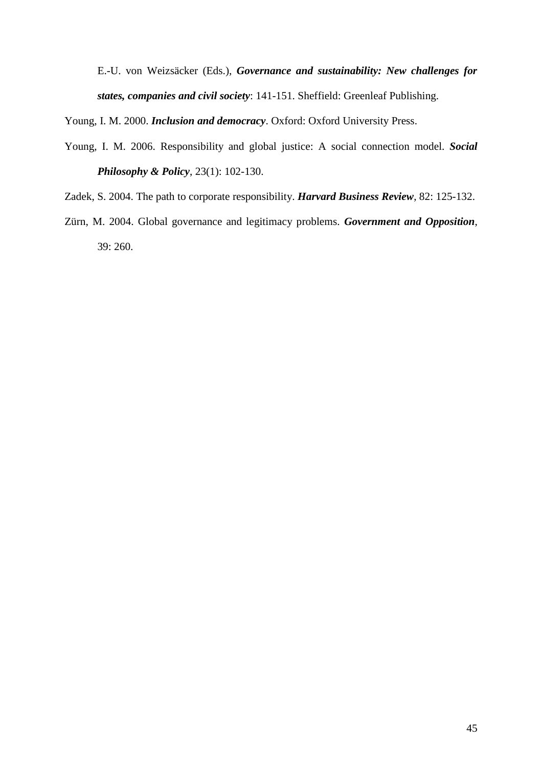E.-U. von Weizsäcker (Eds.), ***Governance and sustainability: New challenges for states, companies and civil society***: 141-151. Sheffield: Greenleaf Publishing.

Young, I. M. 2000. ***Inclusion and democracy***. Oxford: Oxford University Press.

Young, I. M. 2006. Responsibility and global justice: A social connection model. ***Social Philosophy & Policy***, 23(1): 102-130.

Zadek, S. 2004. The path to corporate responsibility. ***Harvard Business Review***, 82: 125-132.

Zürn, M. 2004. Global governance and legitimacy problems. ***Government and Opposition***, 39: 260.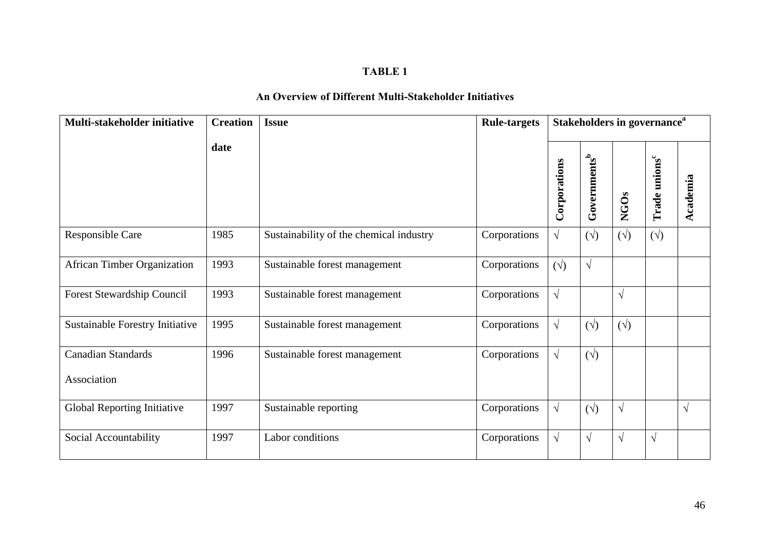**TABLE 1**

**An Overview of Different Multi-Stakeholder Initiatives**

| Multi-stakeholder initiative | Creation date | Issue | Rule-targets | Stakeholders in governance[a] | | | | |
|---|---|---|---|---|---|---|---|---|
| | | | | Corporations | Governments[b] | NGOs | Trade unions[c] | Academia |
| Responsible Care | 1985 | Sustainability of the chemical industry | Corporations | √ | (√) | (√) | (√) | |
| African Timber Organization | 1993 | Sustainable forest management | Corporations | (√) | √ | | | |
| Forest Stewardship Council | 1993 | Sustainable forest management | Corporations | √ | | √ | | |
| Sustainable Forestry Initiative | 1995 | Sustainable forest management | Corporations | √ | (√) | (√) | | |
| Canadian Standards Association | 1996 | Sustainable forest management | Corporations | √ | (√) | | | |
| Global Reporting Initiative | 1997 | Sustainable reporting | Corporations | √ | (√) | √ | | √ |
| Social Accountability | 1997 | Labor conditions | Corporations | √ | √ | √ | √ | |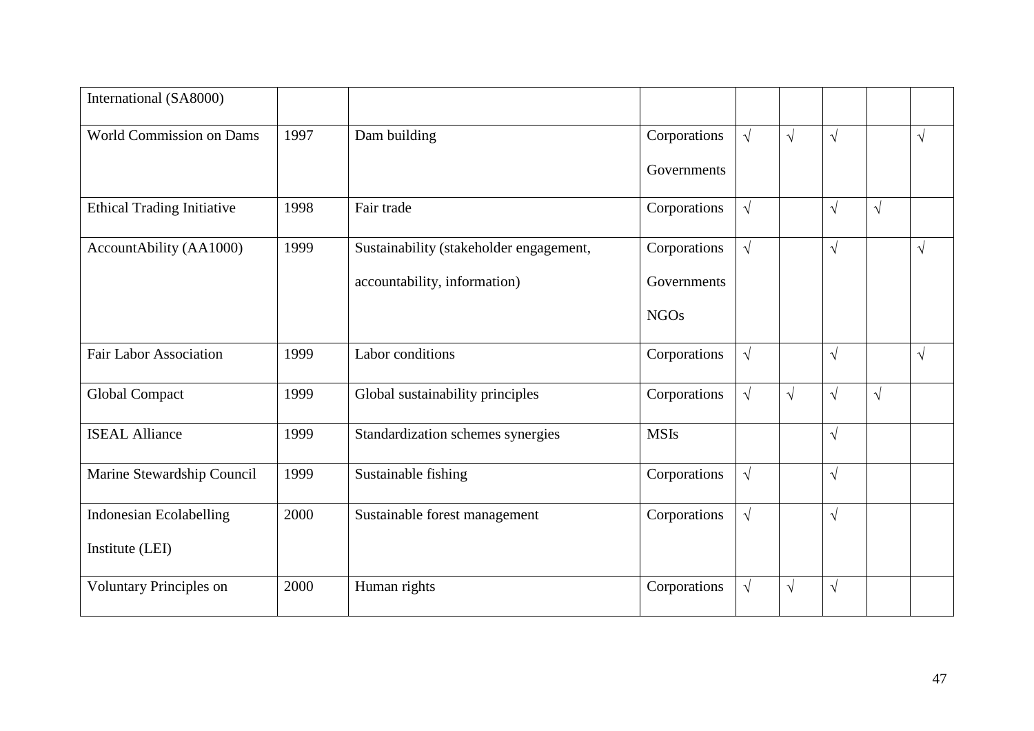| | | | | | | | | |
|---|---|---|---|---|---|---|---|---|
| International (SA8000) | | | | | | | | |
| World Commission on Dams | 1997 | Dam building | Corporations Governments | √ | √ | √ | | √ |
| Ethical Trading Initiative | 1998 | Fair trade | Corporations | √ | | √ | √ | |
| AccountAbility (AA1000) | 1999 | Sustainability (stakeholder engagement, accountability, information) | Corporations Governments NGOs | √ | | √ | | √ |
| Fair Labor Association | 1999 | Labor conditions | Corporations | √ | | √ | | √ |
| Global Compact | 1999 | Global sustainability principles | Corporations | √ | √ | √ | √ | |
| ISEAL Alliance | 1999 | Standardization schemes synergies | MSIs | | | √ | | |
| Marine Stewardship Council | 1999 | Sustainable fishing | Corporations | √ | | √ | | |
| Indonesian Ecolabelling Institute (LEI) | 2000 | Sustainable forest management | Corporations | √ | | √ | | |
| Voluntary Principles on | 2000 | Human rights | Corporations | √ | √ | √ | | |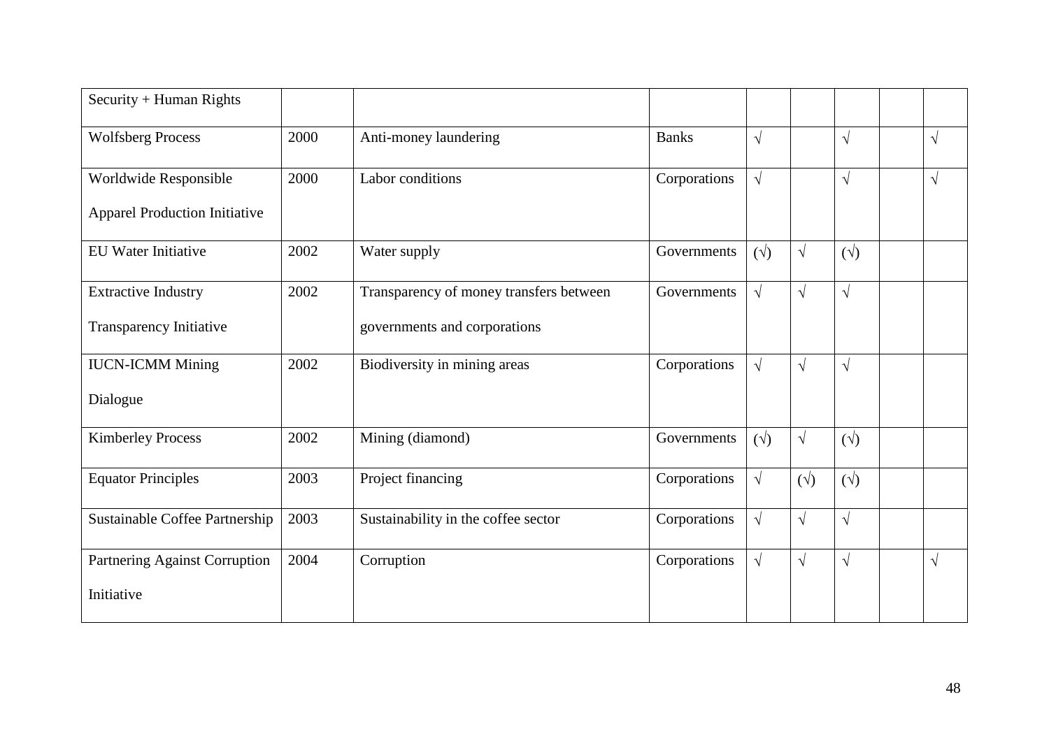| | | | | | | | | |
|---|---|---|---|---|---|---|---|---|
| Security + Human Rights | | | | | | | | |
| Wolfsberg Process | 2000 | Anti-money laundering | Banks | √ | | √ | | √ |
| Worldwide Responsible Apparel Production Initiative | 2000 | Labor conditions | Corporations | √ | | √ | | √ |
| EU Water Initiative | 2002 | Water supply | Governments | (√) | √ | (√) | | |
| Extractive Industry Transparency Initiative | 2002 | Transparency of money transfers between governments and corporations | Governments | √ | √ | √ | | |
| IUCN-ICMM Mining Dialogue | 2002 | Biodiversity in mining areas | Corporations | √ | √ | √ | | |
| Kimberley Process | 2002 | Mining (diamond) | Governments | (√) | √ | (√) | | |
| Equator Principles | 2003 | Project financing | Corporations | √ | (√) | (√) | | |
| Sustainable Coffee Partnership | 2003 | Sustainability in the coffee sector | Corporations | √ | √ | √ | | |
| Partnering Against Corruption Initiative | 2004 | Corruption | Corporations | √ | √ | √ | | √ |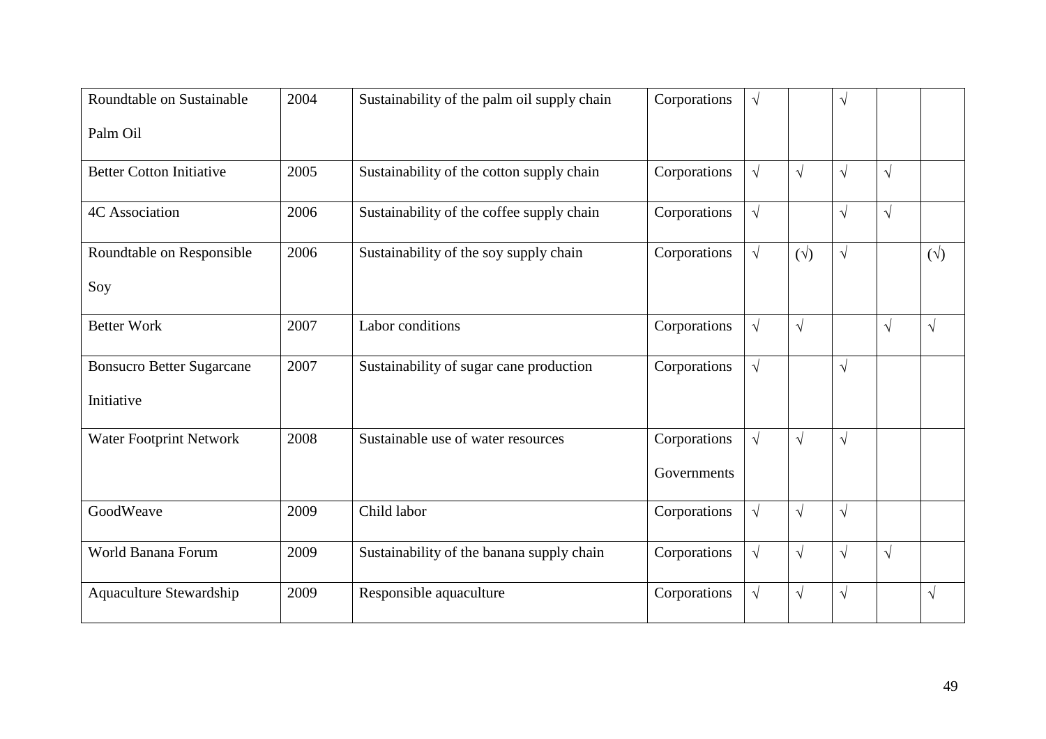| | | | | | | | | |
|---|---|---|---|---|---|---|---|---|
| Roundtable on Sustainable Palm Oil | 2004 | Sustainability of the palm oil supply chain | Corporations | √ | | √ | | |
| Better Cotton Initiative | 2005 | Sustainability of the cotton supply chain | Corporations | √ | √ | √ | √ | |
| 4C Association | 2006 | Sustainability of the coffee supply chain | Corporations | √ | | √ | √ | |
| Roundtable on Responsible Soy | 2006 | Sustainability of the soy supply chain | Corporations | √ | (√) | √ | | (√) |
| Better Work | 2007 | Labor conditions | Corporations | √ | √ | | √ | √ |
| Bonsucro Better Sugarcane Initiative | 2007 | Sustainability of sugar cane production | Corporations | √ | | √ | | |
| Water Footprint Network | 2008 | Sustainable use of water resources | Corporations Governments | √ | √ | √ | | |
| GoodWeave | 2009 | Child labor | Corporations | √ | √ | √ | | |
| World Banana Forum | 2009 | Sustainability of the banana supply chain | Corporations | √ | √ | √ | √ | |
| Aquaculture Stewardship | 2009 | Responsible aquaculture | Corporations | √ | √ | √ | | √ |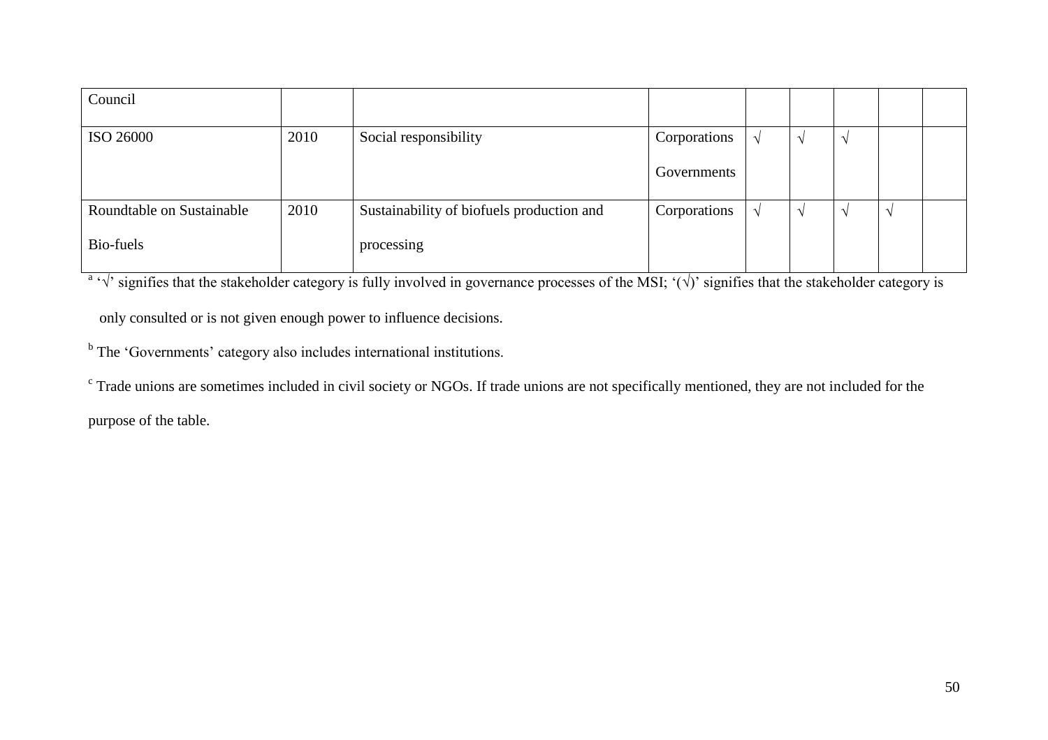| | | | | | | | | |
|---|---|---|---|---|---|---|---|---|
| Council | | | | | | | | |
| ISO 26000 | 2010 | Social responsibility | Corporations Governments | √ | √ | √ | | |
| Roundtable on Sustainable Bio-fuels | 2010 | Sustainability of biofuels production and processing | Corporations | √ | √ | √ | √ | |

[a] '√' signifies that the stakeholder category is fully involved in governance processes of the MSI; '(√)' signifies that the stakeholder category is only consulted or is not given enough power to influence decisions.

[b] The 'Governments' category also includes international institutions.

[c] Trade unions are sometimes included in civil society or NGOs. If trade unions are not specifically mentioned, they are not included for the purpose of the table.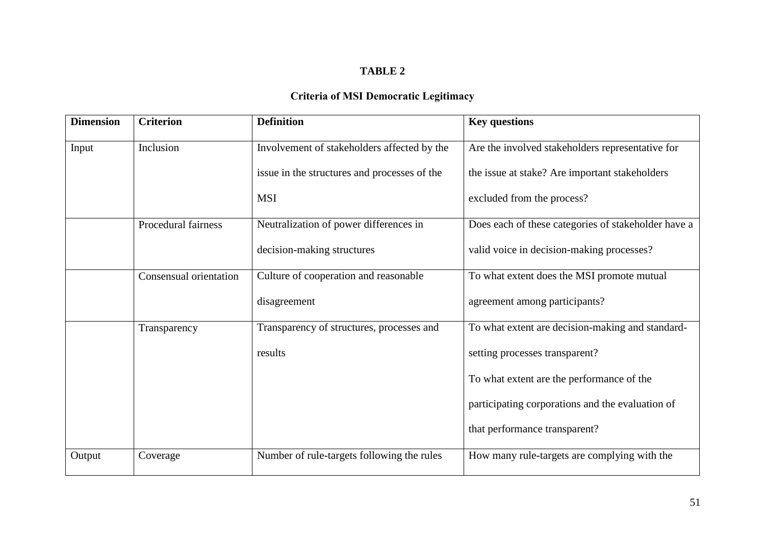**TABLE 2**

**Criteria of MSI Democratic Legitimacy**

| **Dimension** | **Criterion** | **Definition** | **Key questions** |
|---|---|---|---|
| Input | Inclusion | Involvement of stakeholders affected by the issue in the structures and processes of the MSI | Are the involved stakeholders representative for the issue at stake? Are important stakeholders excluded from the process? |
| | Procedural fairness | Neutralization of power differences in decision-making structures | Does each of these categories of stakeholder have a valid voice in decision-making processes? |
| | Consensual orientation | Culture of cooperation and reasonable disagreement | To what extent does the MSI promote mutual agreement among participants? |
| | Transparency | Transparency of structures, processes and results | To what extent are decision-making and standard-setting processes transparent? To what extent are the performance of the participating corporations and the evaluation of that performance transparent? |
| Output | Coverage | Number of rule-targets following the rules | How many rule-targets are complying with the |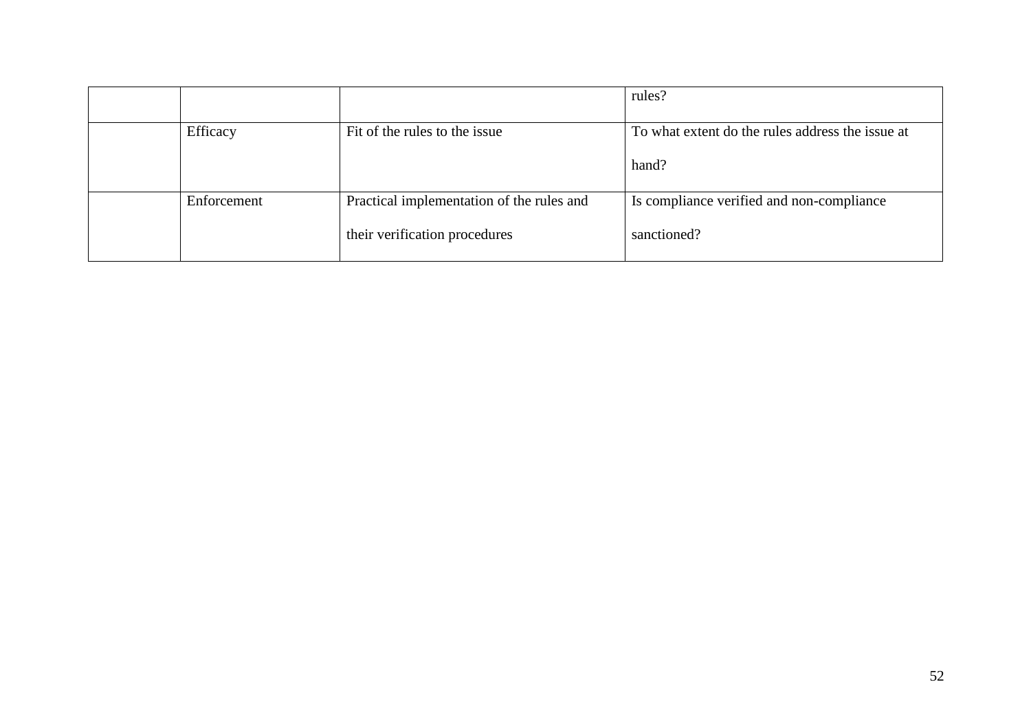|  |  |  | rules? |
|---|---|---|---|
|  | Efficacy | Fit of the rules to the issue | To what extent do the rules address the issue at hand? |
|  | Enforcement | Practical implementation of the rules and their verification procedures | Is compliance verified and non-compliance sanctioned? |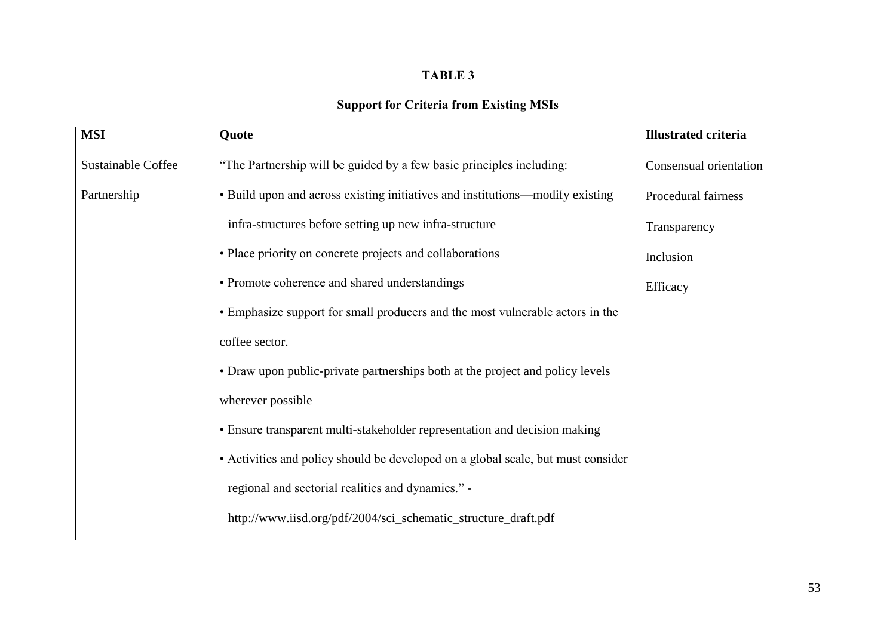**TABLE 3**

**Support for Criteria from Existing MSIs**

| **MSI** | **Quote** | **Illustrated criteria** |
| --- | --- | --- |
| Sustainable Coffee Partnership | "The Partnership will be guided by a few basic principles including: <br>• Build upon and across existing initiatives and institutions—modify existing infra-structures before setting up new infra-structure <br>• Place priority on concrete projects and collaborations <br>• Promote coherence and shared understandings <br>• Emphasize support for small producers and the most vulnerable actors in the coffee sector. <br>• Draw upon public-private partnerships both at the project and policy levels wherever possible <br>• Ensure transparent multi-stakeholder representation and decision making <br>• Activities and policy should be developed on a global scale, but must consider regional and sectorial realities and dynamics." - http://www.iisd.org/pdf/2004/sci_schematic_structure_draft.pdf | Consensual orientation <br>Procedural fairness <br>Transparency <br>Inclusion <br>Efficacy |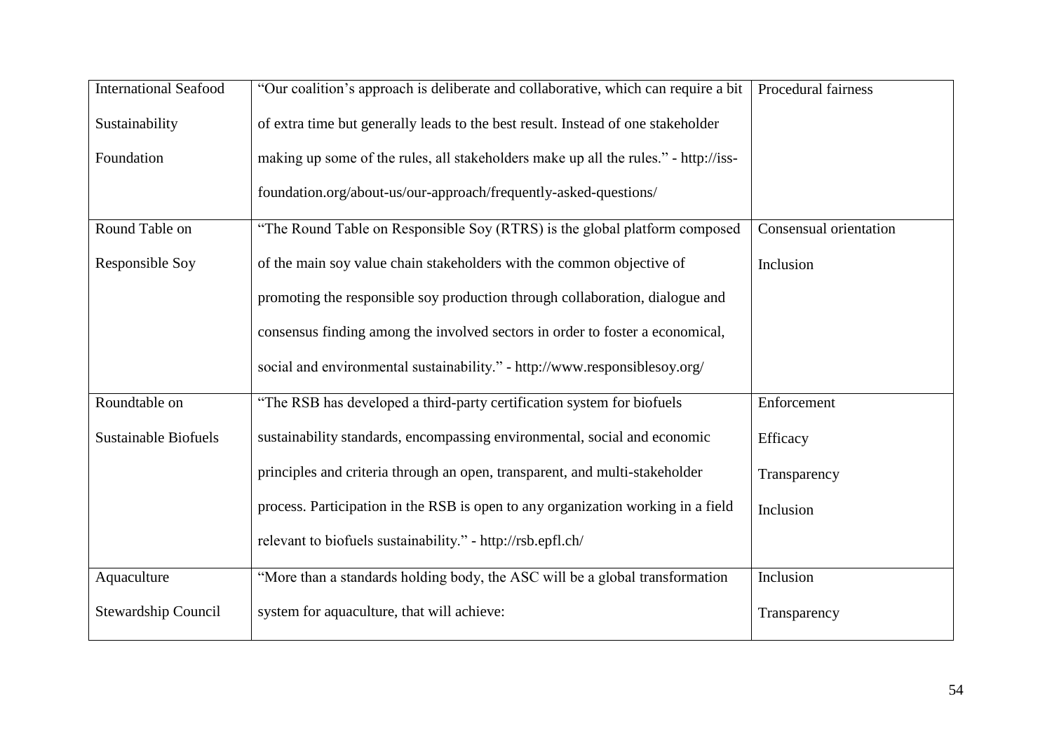| | | |
|---|---|---|
| International Seafood Sustainability Foundation | "Our coalition's approach is deliberate and collaborative, which can require a bit of extra time but generally leads to the best result. Instead of one stakeholder making up some of the rules, all stakeholders make up all the rules." - http://iss-foundation.org/about-us/our-approach/frequently-asked-questions/ | Procedural fairness |
| Round Table on Responsible Soy | "The Round Table on Responsible Soy (RTRS) is the global platform composed of the main soy value chain stakeholders with the common objective of promoting the responsible soy production through collaboration, dialogue and consensus finding among the involved sectors in order to foster a economical, social and environmental sustainability." - http://www.responsiblesoy.org/ | Consensual orientation<br>Inclusion |
| Roundtable on Sustainable Biofuels | "The RSB has developed a third-party certification system for biofuels sustainability standards, encompassing environmental, social and economic principles and criteria through an open, transparent, and multi-stakeholder process. Participation in the RSB is open to any organization working in a field relevant to biofuels sustainability." - http://rsb.epfl.ch/ | Enforcement<br>Efficacy<br>Transparency<br>Inclusion |
| Aquaculture Stewardship Council | "More than a standards holding body, the ASC will be a global transformation system for aquaculture, that will achieve: | Inclusion<br>Transparency |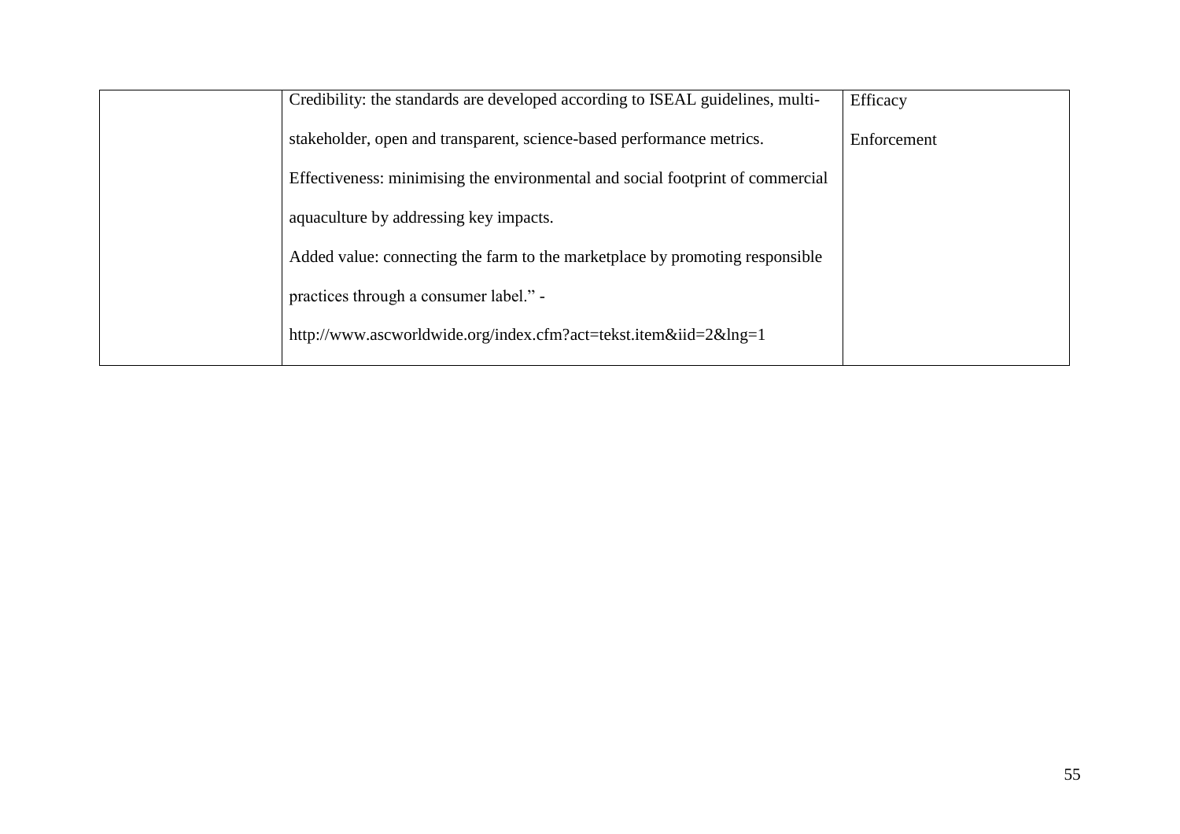|  |  |  |
|---|---|---|
|  | Credibility: the standards are developed according to ISEAL guidelines, multi-stakeholder, open and transparent, science-based performance metrics.<br>Effectiveness: minimising the environmental and social footprint of commercial aquaculture by addressing key impacts.<br>Added value: connecting the farm to the marketplace by promoting responsible practices through a consumer label." -<br>http://www.ascworldwide.org/index.cfm?act=tekst.item&iid=2&lng=1 | Efficacy<br>Enforcement |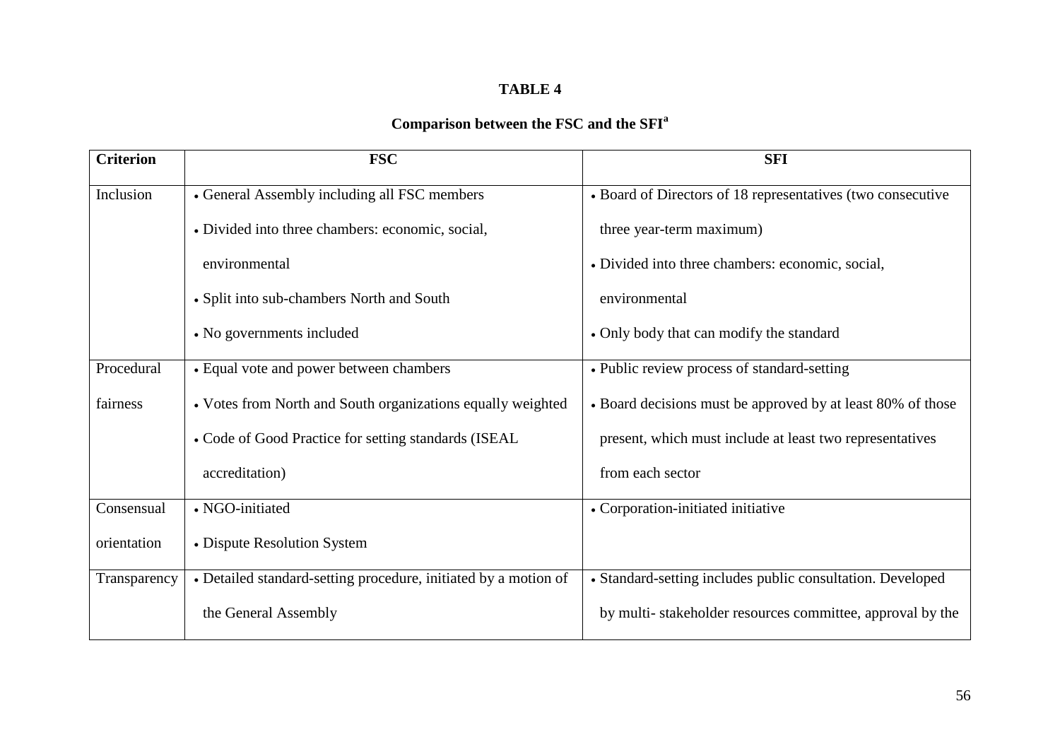**TABLE 4**

**Comparison between the FSC and the SFI[a]**

| Criterion | FSC | SFI |
|---|---|---|
| Inclusion | • General Assembly including all FSC members<br>• Divided into three chambers: economic, social, environmental<br>• Split into sub-chambers North and South<br>• No governments included | • Board of Directors of 18 representatives (two consecutive three year-term maximum)<br>• Divided into three chambers: economic, social, environmental<br>• Only body that can modify the standard |
| Procedural fairness | • Equal vote and power between chambers<br>• Votes from North and South organizations equally weighted<br>• Code of Good Practice for setting standards (ISEAL accreditation) | • Public review process of standard-setting<br>• Board decisions must be approved by at least 80% of those present, which must include at least two representatives from each sector |
| Consensual orientation | • NGO-initiated<br>• Dispute Resolution System | • Corporation-initiated initiative |
| Transparency | • Detailed standard-setting procedure, initiated by a motion of the General Assembly | • Standard-setting includes public consultation. Developed by multi- stakeholder resources committee, approval by the |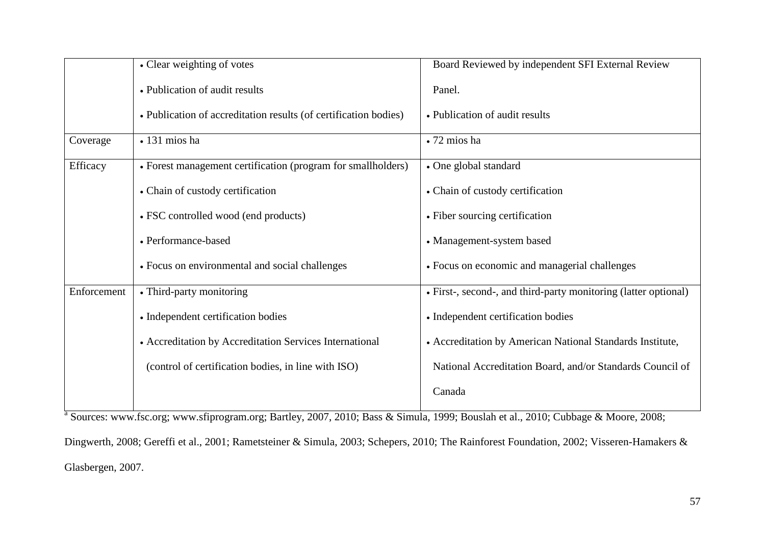| | | |
|---|---|---|
| | • Clear weighting of votes<br>• Publication of audit results<br>• Publication of accreditation results (of certification bodies) | Board Reviewed by independent SFI External Review Panel.<br>• Publication of audit results |
| Coverage | • 131 mios ha | • 72 mios ha |
| Efficacy | • Forest management certification (program for smallholders)<br>• Chain of custody certification<br>• FSC controlled wood (end products)<br>• Performance-based<br>• Focus on environmental and social challenges | • One global standard<br>• Chain of custody certification<br>• Fiber sourcing certification<br>• Management-system based<br>• Focus on economic and managerial challenges |
| Enforcement | • Third-party monitoring<br>• Independent certification bodies<br>• Accreditation by Accreditation Services International (control of certification bodies, in line with ISO) | • First-, second-, and third-party monitoring (latter optional)<br>• Independent certification bodies<br>• Accreditation by American National Standards Institute, National Accreditation Board, and/or Standards Council of Canada |

[a] Sources: www.fsc.org; www.sfiprogram.org; Bartley, 2007, 2010; Bass & Simula, 1999; Bouslah et al., 2010; Cubbage & Moore, 2008; Dingwerth, 2008; Gereffi et al., 2001; Rametsteiner & Simula, 2003; Schepers, 2010; The Rainforest Foundation, 2002; Visseren-Hamakers & Glasbergen, 2007.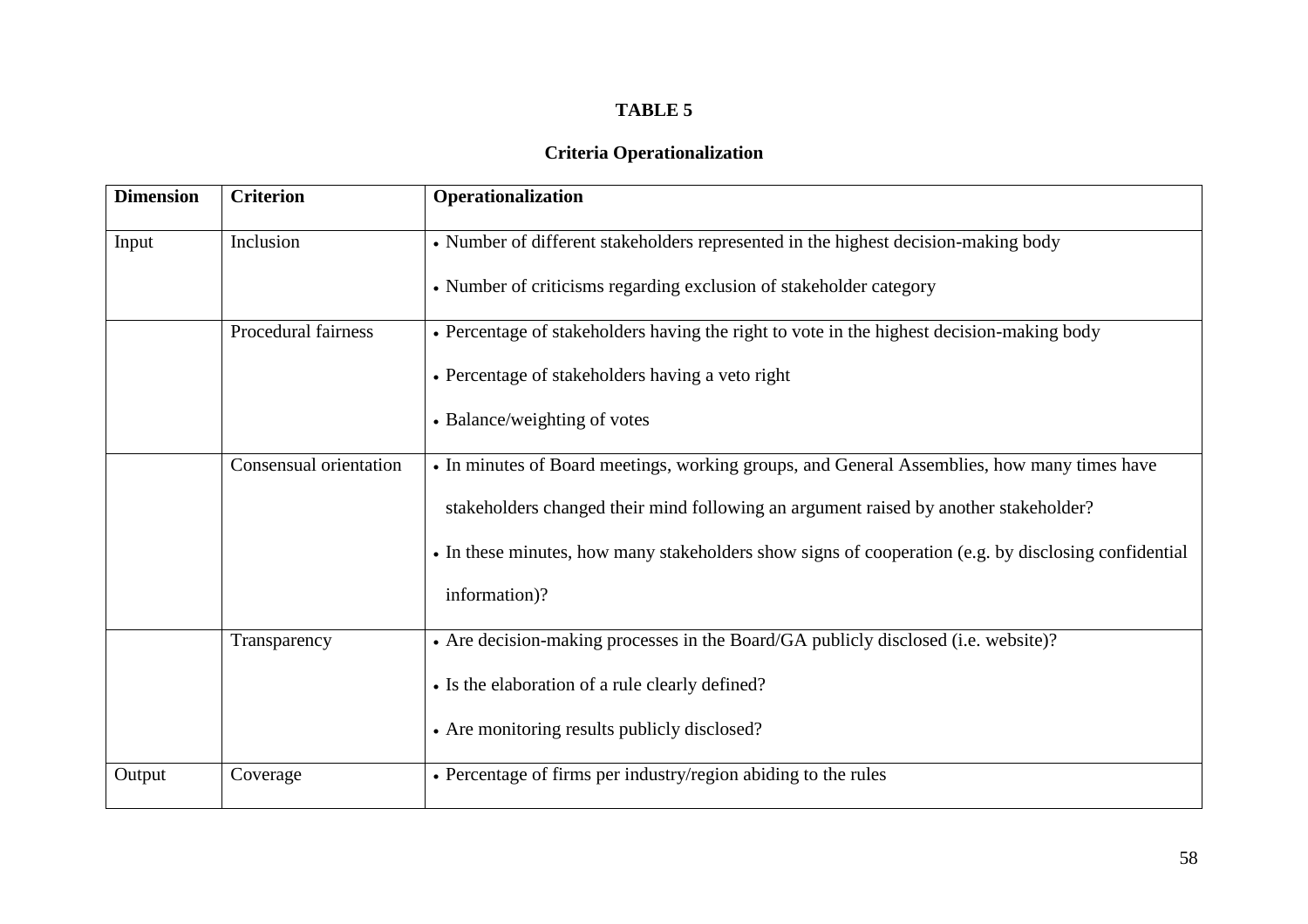**TABLE 5**

**Criteria Operationalization**

| **Dimension** | **Criterion** | **Operationalization** |
|---|---|---|
| Input | Inclusion | • Number of different stakeholders represented in the highest decision-making body<br>• Number of criticisms regarding exclusion of stakeholder category |
| | Procedural fairness | • Percentage of stakeholders having the right to vote in the highest decision-making body<br>• Percentage of stakeholders having a veto right<br>• Balance/weighting of votes |
| | Consensual orientation | • In minutes of Board meetings, working groups, and General Assemblies, how many times have stakeholders changed their mind following an argument raised by another stakeholder?<br>• In these minutes, how many stakeholders show signs of cooperation (e.g. by disclosing confidential information)? |
| | Transparency | • Are decision-making processes in the Board/GA publicly disclosed (i.e. website)?<br>• Is the elaboration of a rule clearly defined?<br>• Are monitoring results publicly disclosed? |
| Output | Coverage | • Percentage of firms per industry/region abiding to the rules |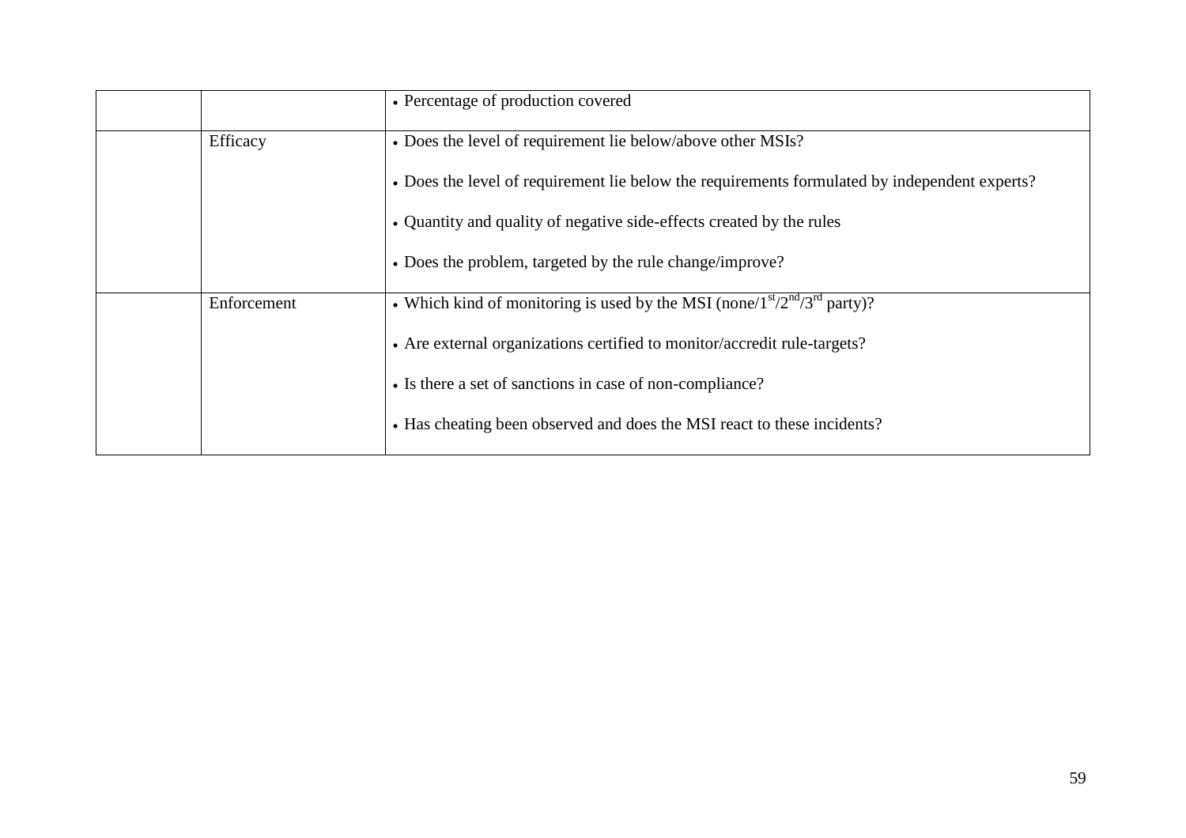| | | |
|---|---|---|
| | | • Percentage of production covered |
| | Efficacy | • Does the level of requirement lie below/above other MSIs?<br><br>• Does the level of requirement lie below the requirements formulated by independent experts?<br><br>• Quantity and quality of negative side-effects created by the rules<br><br>• Does the problem, targeted by the rule change/improve? |
| | Enforcement | • Which kind of monitoring is used by the MSI (none/$1^{st}$/$2^{nd}$/$3^{rd}$ party)?<br><br>• Are external organizations certified to monitor/accredit rule-targets?<br><br>• Is there a set of sanctions in case of non-compliance?<br><br>• Has cheating been observed and does the MSI react to these incidents? |